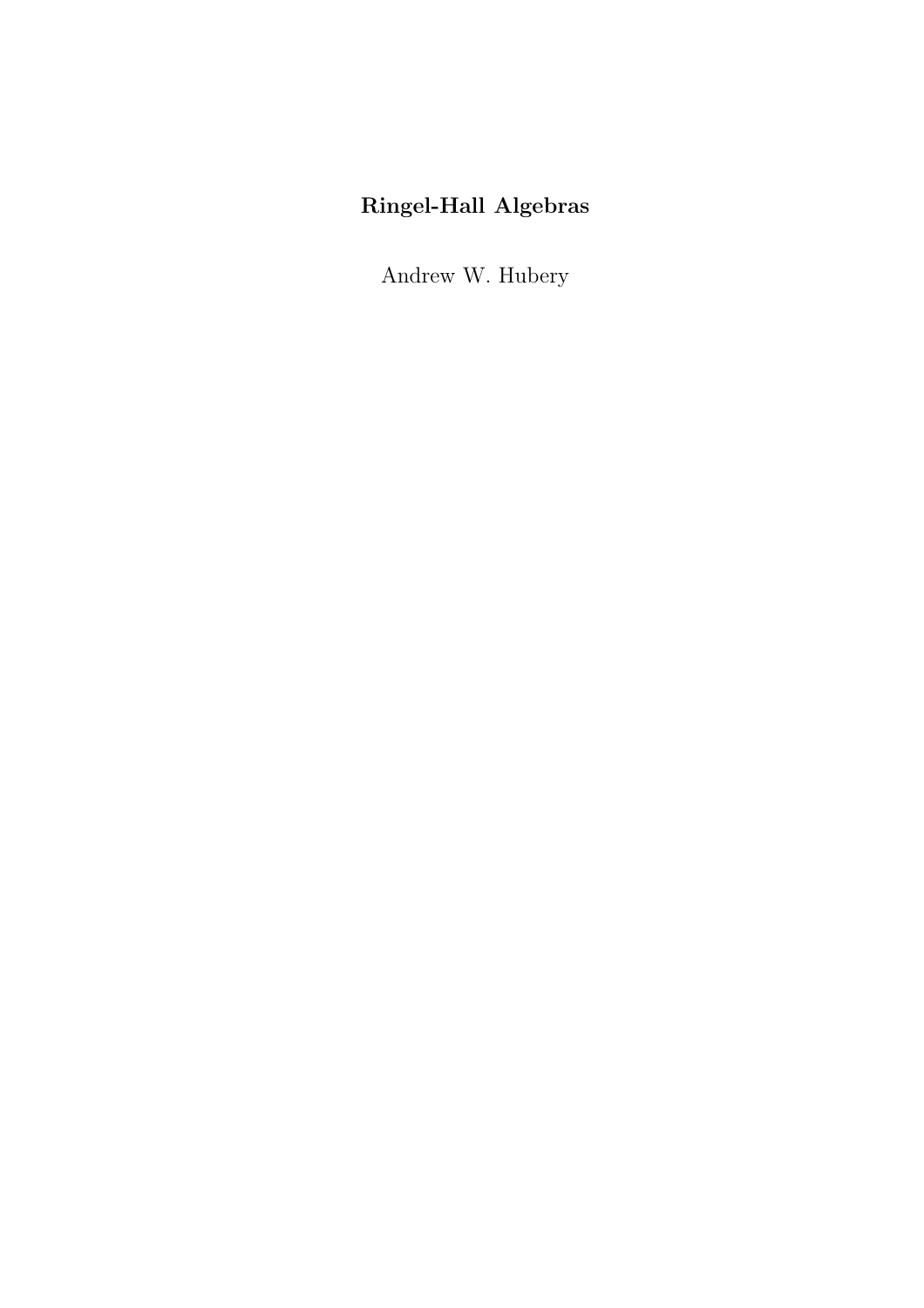# Ringel-Hall Algebras

Andrew W. Hubery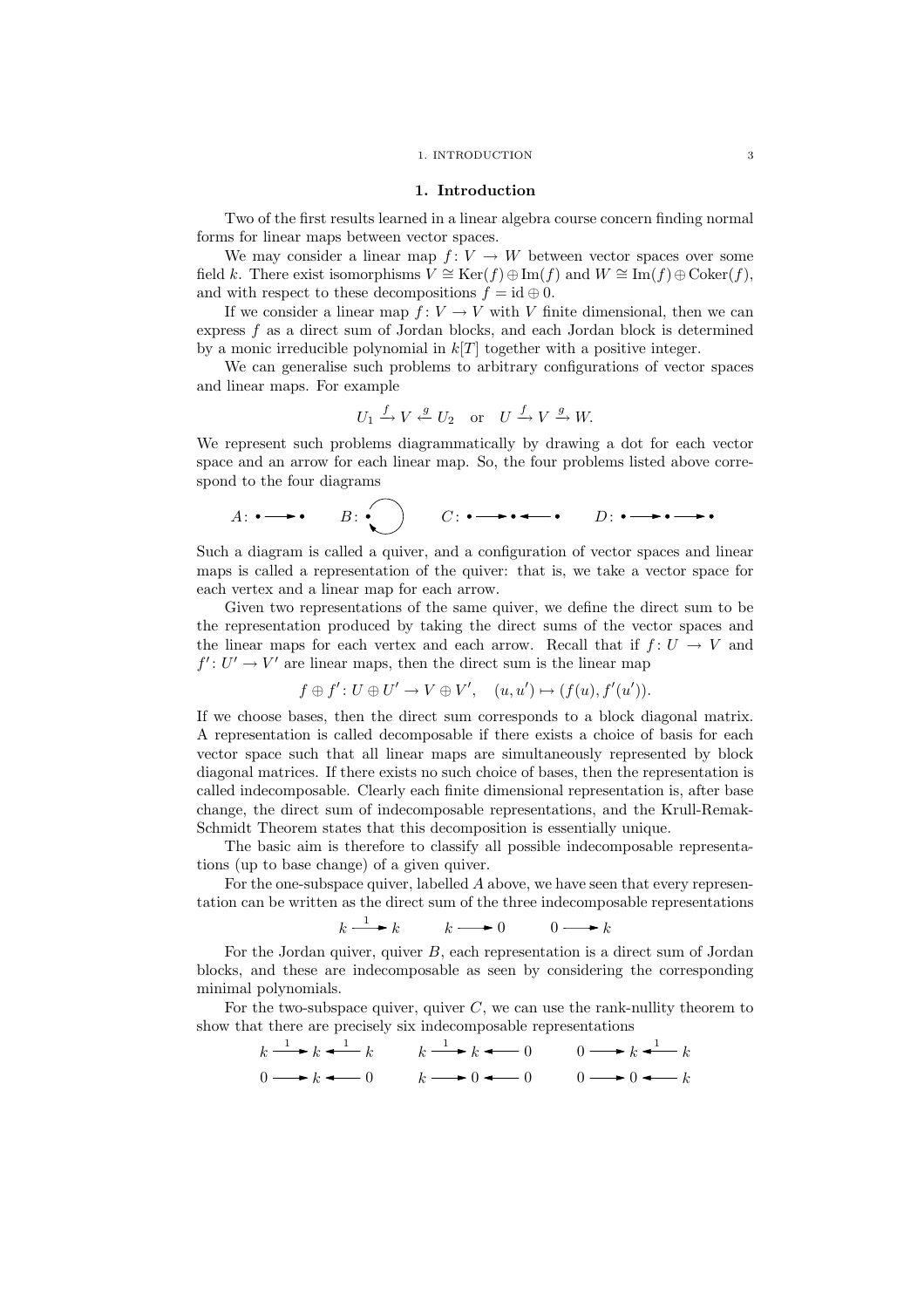## 1. Introduction

Two of the first results learned in a linear algebra course concern finding normal forms for linear maps between vector spaces.

We may consider a linear map $f\colon V \to W$ between vector spaces over some field $k$. There exist isomorphisms $V \cong \mathrm{Ker}(f) \oplus \mathrm{Im}(f)$ and $W \cong \mathrm{Im}(f) \oplus \mathrm{Coker}(f)$, and with respect to these decompositions $f = \mathrm{id} \oplus 0$.

If we consider a linear map $f\colon V \to V$ with $V$ finite dimensional, then we can express $f$ as a direct sum of Jordan blocks, and each Jordan block is determined by a monic irreducible polynomial in $k[T]$ together with a positive integer.

We can generalise such problems to arbitrary configurations of vector spaces and linear maps. For example

$$U_1 \xrightarrow{f} V \xleftarrow{g} U_2 \quad \text{or} \quad U \xrightarrow{f} V \xrightarrow{g} W.$$

We represent such problems diagrammatically by drawing a dot for each vector space and an arrow for each linear map. So, the four problems listed above correspond to the four diagrams

$$A\colon \bullet \longrightarrow \bullet \qquad B\colon \bullet \circlearrowleft \qquad C\colon \bullet \longrightarrow \bullet \longleftarrow \bullet \qquad D\colon \bullet \longrightarrow \bullet \longrightarrow \bullet$$

Such a diagram is called a quiver, and a configuration of vector spaces and linear maps is called a representation of the quiver: that is, we take a vector space for each vertex and a linear map for each arrow.

Given two representations of the same quiver, we define the direct sum to be the representation produced by taking the direct sums of the vector spaces and the linear maps for each vertex and each arrow. Recall that if $f\colon U \to V$ and $f'\colon U' \to V'$ are linear maps, then the direct sum is the linear map

$$f \oplus f'\colon U \oplus U' \to V \oplus V', \quad (u, u') \mapsto (f(u), f'(u')).$$

If we choose bases, then the direct sum corresponds to a block diagonal matrix. A representation is called decomposable if there exists a choice of basis for each vector space such that all linear maps are simultaneously represented by block diagonal matrices. If there exists no such choice of bases, then the representation is called indecomposable. Clearly each finite dimensional representation is, after base change, the direct sum of indecomposable representations, and the Krull-Remak-Schmidt Theorem states that this decomposition is essentially unique.

The basic aim is therefore to classify all possible indecomposable representations (up to base change) of a given quiver.

For the one-subspace quiver, labelled $A$ above, we have seen that every representation can be written as the direct sum of the three indecomposable representations

$$k \xrightarrow{1} k \qquad k \longrightarrow 0 \qquad 0 \longrightarrow k$$

For the Jordan quiver, quiver $B$, each representation is a direct sum of Jordan blocks, and these are indecomposable as seen by considering the corresponding minimal polynomials.

For the two-subspace quiver, quiver $C$, we can use the rank-nullity theorem to show that there are precisely six indecomposable representations

$$k \xrightarrow{1} k \xleftarrow{1} k \qquad k \xrightarrow{1} k \longleftarrow 0 \qquad 0 \longrightarrow k \xleftarrow{1} k$$

$$0 \longrightarrow k \longleftarrow 0 \qquad k \longrightarrow 0 \longleftarrow 0 \qquad 0 \longrightarrow 0 \longleftarrow k$$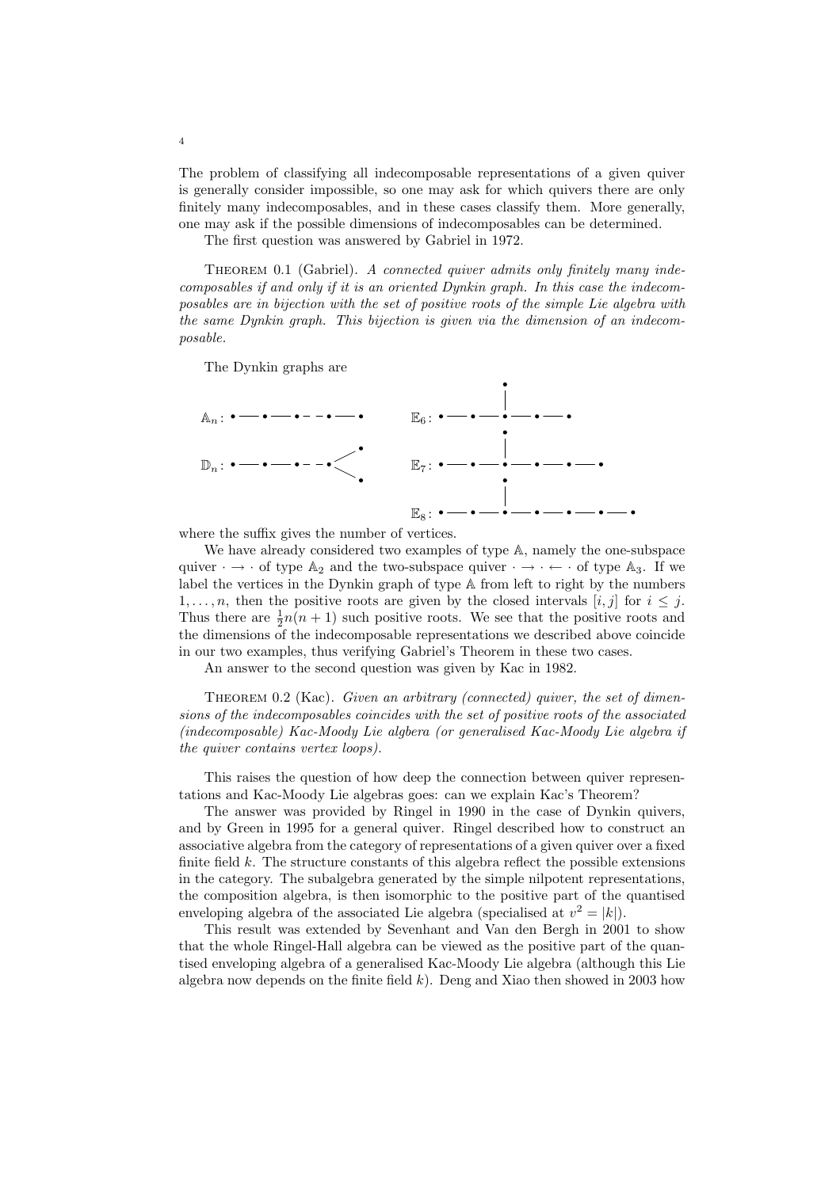The problem of classifying all indecomposable representations of a given quiver is generally consider impossible, so one may ask for which quivers there are only finitely many indecomposables, and in these cases classify them. More generally, one may ask if the possible dimensions of indecomposables can be determined.

The first question was answered by Gabriel in 1972.

THEOREM 0.1 (Gabriel). *A connected quiver admits only finitely many indecomposables if and only if it is an oriented Dynkin graph. In this case the indecomposables are in bijection with the set of positive roots of the simple Lie algebra with the same Dynkin graph. This bijection is given via the dimension of an indecomposable.*

The Dynkin graphs are

$\mathbb{A}_n$: • — • — • - - • — •

$\mathbb{D}_n$: • — • — • - - • < (branching to two vertices)

$\mathbb{E}_6$: • — • — • — • — • (with one extra vertex attached above the third vertex)

$\mathbb{E}_7$: • — • — • — • — • — • (with one extra vertex attached above the third vertex)

$\mathbb{E}_8$: • — • — • — • — • — • — • (with one extra vertex attached above the third vertex)

where the suffix gives the number of vertices.

We have already considered two examples of type $\mathbb{A}$, namely the one-subspace quiver $\cdot \to \cdot$ of type $\mathbb{A}_2$ and the two-subspace quiver $\cdot \to \cdot \leftarrow \cdot$ of type $\mathbb{A}_3$. If we label the vertices in the Dynkin graph of type $\mathbb{A}$ from left to right by the numbers $1, \ldots, n$, then the positive roots are given by the closed intervals $[i, j]$ for $i \leq j$. Thus there are $\frac{1}{2}n(n+1)$ such positive roots. We see that the positive roots and the dimensions of the indecomposable representations we described above coincide in our two examples, thus verifying Gabriel's Theorem in these two cases.

An answer to the second question was given by Kac in 1982.

THEOREM 0.2 (Kac). *Given an arbitrary (connected) quiver, the set of dimensions of the indecomposables coincides with the set of positive roots of the associated (indecomposable) Kac-Moody Lie algbera (or generalised Kac-Moody Lie algebra if the quiver contains vertex loops).*

This raises the question of how deep the connection between quiver representations and Kac-Moody Lie algebras goes: can we explain Kac's Theorem?

The answer was provided by Ringel in 1990 in the case of Dynkin quivers, and by Green in 1995 for a general quiver. Ringel described how to construct an associative algebra from the category of representations of a given quiver over a fixed finite field $k$. The structure constants of this algebra reflect the possible extensions in the category. The subalgebra generated by the simple nilpotent representations, the composition algebra, is then isomorphic to the positive part of the quantised enveloping algebra of the associated Lie algebra (specialised at $v^2 = |k|$).

This result was extended by Sevenhant and Van den Bergh in 2001 to show that the whole Ringel-Hall algebra can be viewed as the positive part of the quantised enveloping algebra of a generalised Kac-Moody Lie algebra (although this Lie algebra now depends on the finite field $k$). Deng and Xiao then showed in 2003 how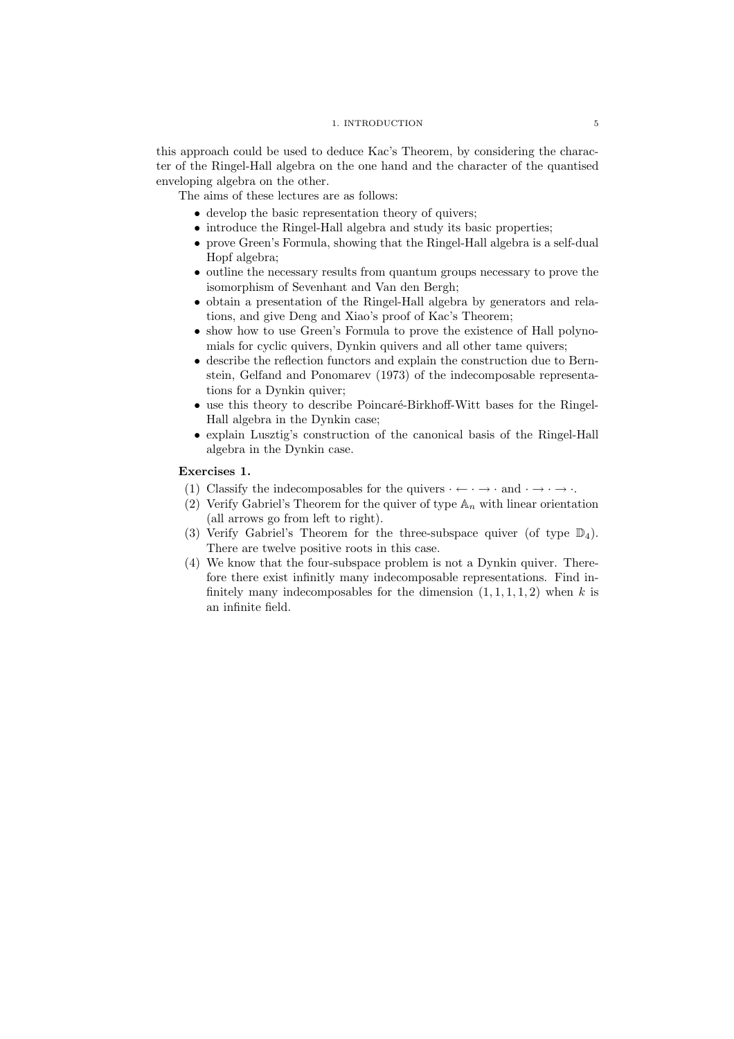this approach could be used to deduce Kac's Theorem, by considering the character of the Ringel-Hall algebra on the one hand and the character of the quantised enveloping algebra on the other.

The aims of these lectures are as follows:

- develop the basic representation theory of quivers;
- introduce the Ringel-Hall algebra and study its basic properties;
- prove Green's Formula, showing that the Ringel-Hall algebra is a self-dual Hopf algebra;
- outline the necessary results from quantum groups necessary to prove the isomorphism of Sevenhant and Van den Bergh;
- obtain a presentation of the Ringel-Hall algebra by generators and relations, and give Deng and Xiao's proof of Kac's Theorem;
- show how to use Green's Formula to prove the existence of Hall polynomials for cyclic quivers, Dynkin quivers and all other tame quivers;
- describe the reflection functors and explain the construction due to Bernstein, Gelfand and Ponomarev (1973) of the indecomposable representations for a Dynkin quiver;
- use this theory to describe Poincaré-Birkhoff-Witt bases for the Ringel-Hall algebra in the Dynkin case;
- explain Lusztig's construction of the canonical basis of the Ringel-Hall algebra in the Dynkin case.

**Exercises 1.**

(1) Classify the indecomposables for the quivers $\cdot \leftarrow \cdot \rightarrow \cdot$ and $\cdot \rightarrow \cdot \rightarrow \cdot$.
(2) Verify Gabriel's Theorem for the quiver of type $\mathbb{A}_n$ with linear orientation (all arrows go from left to right).
(3) Verify Gabriel's Theorem for the three-subspace quiver (of type $\mathbb{D}_4$). There are twelve positive roots in this case.
(4) We know that the four-subspace problem is not a Dynkin quiver. Therefore there exist infinitly many indecomposable representations. Find infinitely many indecomposables for the dimension $(1,1,1,1,2)$ when $k$ is an infinite field.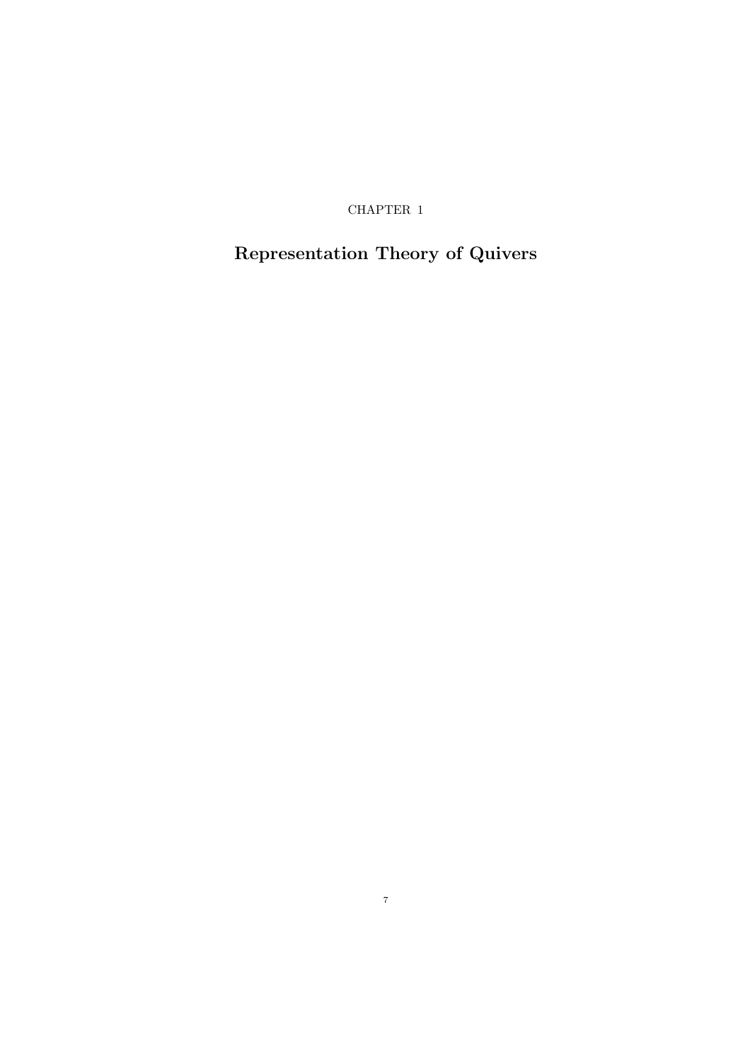CHAPTER 1

# Representation Theory of Quivers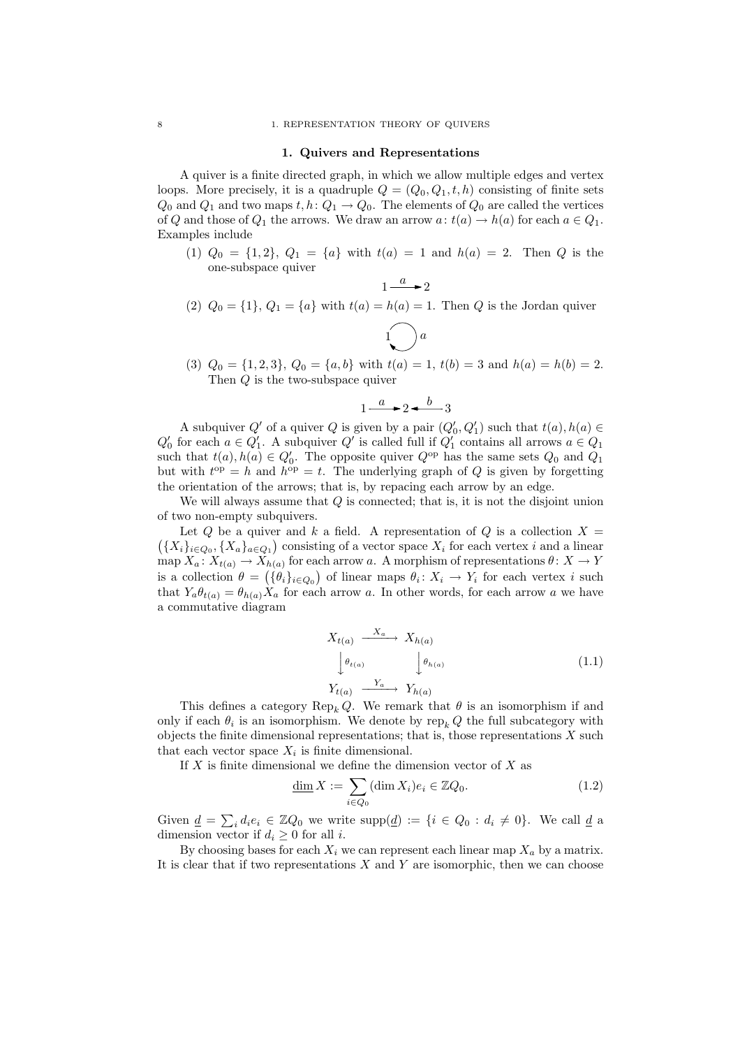## 1. Quivers and Representations

A quiver is a finite directed graph, in which we allow multiple edges and vertex loops. More precisely, it is a quadruple $Q = (Q_0, Q_1, t, h)$ consisting of finite sets $Q_0$ and $Q_1$ and two maps $t, h \colon Q_1 \to Q_0$. The elements of $Q_0$ are called the vertices of $Q$ and those of $Q_1$ the arrows. We draw an arrow $a \colon t(a) \to h(a)$ for each $a \in Q_1$. Examples include

(1) $Q_0 = \{1, 2\}$, $Q_1 = \{a\}$ with $t(a) = 1$ and $h(a) = 2$. Then $Q$ is the one-subspace quiver

$$1 \xrightarrow{a} 2$$

(2) $Q_0 = \{1\}$, $Q_1 = \{a\}$ with $t(a) = h(a) = 1$. Then $Q$ is the Jordan quiver

$$1 \circlearrowleft a$$

(3) $Q_0 = \{1, 2, 3\}$, $Q_0 = \{a, b\}$ with $t(a) = 1$, $t(b) = 3$ and $h(a) = h(b) = 2$. Then $Q$ is the two-subspace quiver

$$1 \xrightarrow{a} 2 \xleftarrow{b} 3$$

A subquiver $Q'$ of a quiver $Q$ is given by a pair $(Q_0', Q_1')$ such that $t(a), h(a) \in Q_0'$ for each $a \in Q_1'$. A subquiver $Q'$ is called full if $Q_1'$ contains all arrows $a \in Q_1$ such that $t(a), h(a) \in Q_0'$. The opposite quiver $Q^{\mathrm{op}}$ has the same sets $Q_0$ and $Q_1$ but with $t^{\mathrm{op}} = h$ and $h^{\mathrm{op}} = t$. The underlying graph of $Q$ is given by forgetting the orientation of the arrows; that is, by repacing each arrow by an edge.

We will always assume that $Q$ is connected; that is, it is not the disjoint union of two non-empty subquivers.

Let $Q$ be a quiver and $k$ a field. A representation of $Q$ is a collection $X = \big(\{X_i\}_{i \in Q_0}, \{X_a\}_{a \in Q_1}\big)$ consisting of a vector space $X_i$ for each vertex $i$ and a linear map $X_a \colon X_{t(a)} \to X_{h(a)}$ for each arrow $a$. A morphism of representations $\theta \colon X \to Y$ is a collection $\theta = \big(\{\theta_i\}_{i \in Q_0}\big)$ of linear maps $\theta_i \colon X_i \to Y_i$ for each vertex $i$ such that $Y_a \theta_{t(a)} = \theta_{h(a)} X_a$ for each arrow $a$. In other words, for each arrow $a$ we have a commutative diagram

$$\begin{array}{ccc} X_{t(a)} & \xrightarrow{X_a} & X_{h(a)} \\ \downarrow{\scriptstyle \theta_{t(a)}} & & \downarrow{\scriptstyle \theta_{h(a)}} \\ Y_{t(a)} & \xrightarrow{Y_a} & Y_{h(a)} \end{array} \tag{1.1}$$

This defines a category $\mathrm{Rep}_k Q$. We remark that $\theta$ is an isomorphism if and only if each $\theta_i$ is an isomorphism. We denote by $\mathrm{rep}_k Q$ the full subcategory with objects the finite dimensional representations; that is, those representations $X$ such that each vector space $X_i$ is finite dimensional.

If $X$ is finite dimensional we define the dimension vector of $X$ as

$$\underline{\dim}\, X := \sum_{i \in Q_0} (\dim X_i) e_i \in \mathbb{Z}Q_0. \tag{1.2}$$

Given $\underline{d} = \sum_i d_i e_i \in \mathbb{Z}Q_0$ we write $\mathrm{supp}(\underline{d}) := \{i \in Q_0 : d_i \neq 0\}$. We call $\underline{d}$ a dimension vector if $d_i \geq 0$ for all $i$.

By choosing bases for each $X_i$ we can represent each linear map $X_a$ by a matrix. It is clear that if two representations $X$ and $Y$ are isomorphic, then we can choose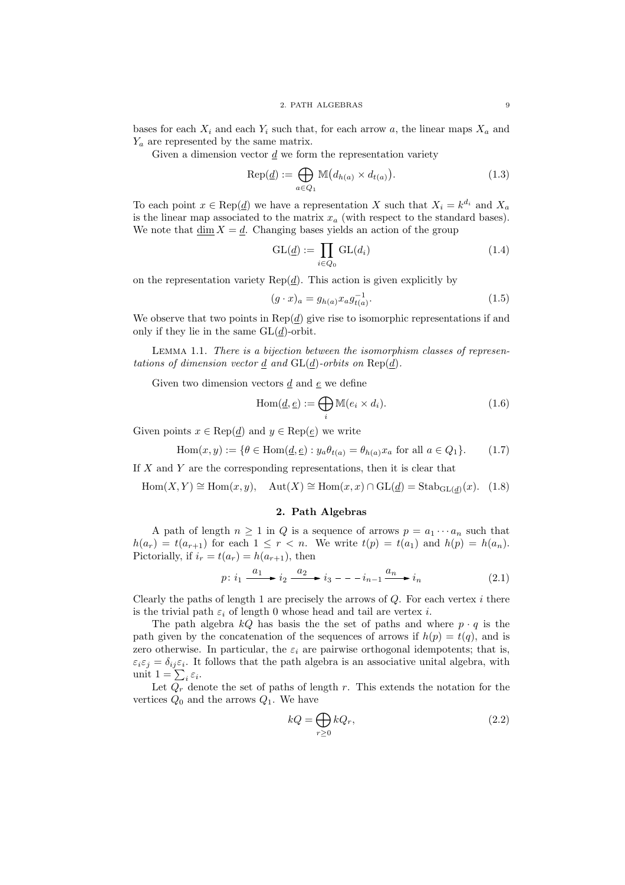bases for each $X_i$ and each $Y_i$ such that, for each arrow $a$, the linear maps $X_a$ and $Y_a$ are represented by the same matrix.

Given a dimension vector $\underline{d}$ we form the representation variety

$$\operatorname{Rep}(\underline{d}) := \bigoplus_{a \in Q_1} \mathbb{M}\big(d_{h(a)} \times d_{t(a)}\big). \tag{1.3}$$

To each point $x \in \operatorname{Rep}(\underline{d})$ we have a representation $X$ such that $X_i = k^{d_i}$ and $X_a$ is the linear map associated to the matrix $x_a$ (with respect to the standard bases). We note that $\underline{\dim}\, X = \underline{d}$. Changing bases yields an action of the group

$$\operatorname{GL}(\underline{d}) := \prod_{i \in Q_0} \operatorname{GL}(d_i) \tag{1.4}$$

on the representation variety $\operatorname{Rep}(\underline{d})$. This action is given explicitly by

$$(g \cdot x)_a = g_{h(a)} x_a g_{t(a)}^{-1}. \tag{1.5}$$

We observe that two points in $\operatorname{Rep}(\underline{d})$ give rise to isomorphic representations if and only if they lie in the same $\operatorname{GL}(\underline{d})$-orbit.

Lemma 1.1. *There is a bijection between the isomorphism classes of representations of dimension vector $\underline{d}$ and $\operatorname{GL}(\underline{d})$-orbits on $\operatorname{Rep}(\underline{d})$.*

Given two dimension vectors $\underline{d}$ and $\underline{e}$ we define

$$\operatorname{Hom}(\underline{d}, \underline{e}) := \bigoplus_i \mathbb{M}(e_i \times d_i). \tag{1.6}$$

Given points $x \in \operatorname{Rep}(\underline{d})$ and $y \in \operatorname{Rep}(\underline{e})$ we write

$$\operatorname{Hom}(x, y) := \{\theta \in \operatorname{Hom}(\underline{d}, \underline{e}) : y_a \theta_{t(a)} = \theta_{h(a)} x_a \text{ for all } a \in Q_1\}. \tag{1.7}$$

If $X$ and $Y$ are the corresponding representations, then it is clear that

$$\operatorname{Hom}(X, Y) \cong \operatorname{Hom}(x, y), \quad \operatorname{Aut}(X) \cong \operatorname{Hom}(x, x) \cap \operatorname{GL}(\underline{d}) = \operatorname{Stab}_{\operatorname{GL}(\underline{d})}(x). \tag{1.8}$$

## 2. Path Algebras

A path of length $n \geq 1$ in $Q$ is a sequence of arrows $p = a_1 \cdots a_n$ such that $h(a_r) = t(a_{r+1})$ for each $1 \leq r < n$. We write $t(p) = t(a_1)$ and $h(p) = h(a_n)$. Pictorially, if $i_r = t(a_r) = h(a_{r+1})$, then

$$p\colon i_1 \xrightarrow{a_1} i_2 \xrightarrow{a_2} i_3 - - - i_{n-1} \xrightarrow{a_n} i_n \tag{2.1}$$

Clearly the paths of length 1 are precisely the arrows of $Q$. For each vertex $i$ there is the trivial path $\varepsilon_i$ of length 0 whose head and tail are vertex $i$.

The path algebra $kQ$ has basis the the set of paths and where $p \cdot q$ is the path given by the concatenation of the sequences of arrows if $h(p) = t(q)$, and is zero otherwise. In particular, the $\varepsilon_i$ are pairwise orthogonal idempotents; that is, $\varepsilon_i \varepsilon_j = \delta_{ij} \varepsilon_i$. It follows that the path algebra is an associative unital algebra, with unit $1 = \sum_i \varepsilon_i$.

Let $Q_r$ denote the set of paths of length $r$. This extends the notation for the vertices $Q_0$ and the arrows $Q_1$. We have

$$kQ = \bigoplus_{r \geq 0} kQ_r, \tag{2.2}$$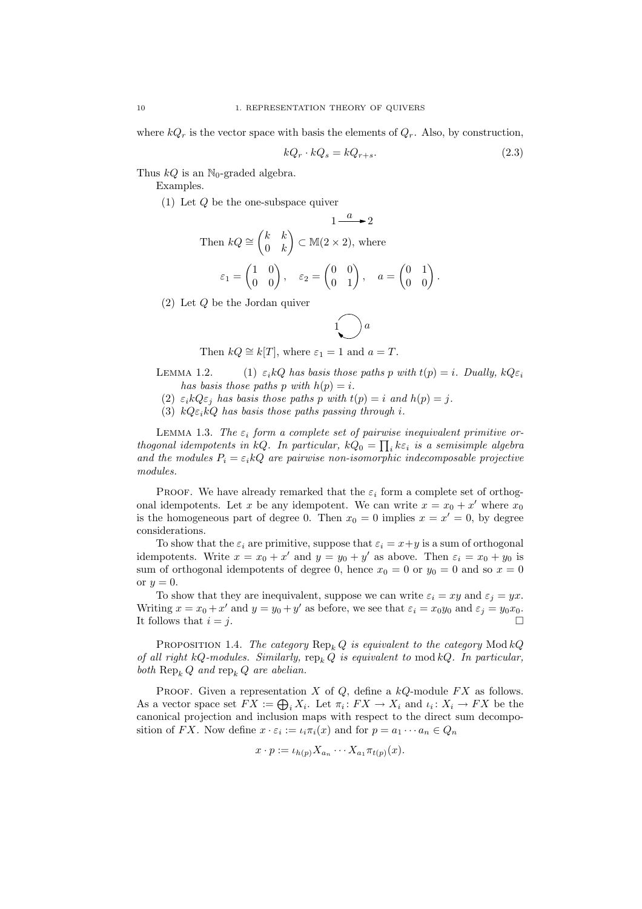where $kQ_r$ is the vector space with basis the elements of $Q_r$. Also, by construction,

$$kQ_r \cdot kQ_s = kQ_{r+s}. \tag{2.3}$$

Thus $kQ$ is an $\mathbb{N}_0$-graded algebra.

Examples.

(1) Let $Q$ be the one-subspace quiver

$$1 \xrightarrow{a} 2$$

Then $kQ \cong \begin{pmatrix} k & k \\ 0 & k \end{pmatrix} \subset \mathbb{M}(2 \times 2)$, where

$$\varepsilon_1 = \begin{pmatrix} 1 & 0 \\ 0 & 0 \end{pmatrix}, \quad \varepsilon_2 = \begin{pmatrix} 0 & 0 \\ 0 & 1 \end{pmatrix}, \quad a = \begin{pmatrix} 0 & 1 \\ 0 & 0 \end{pmatrix}.$$

(2) Let $Q$ be the Jordan quiver

$$1 \circlearrowleft a$$

Then $kQ \cong k[T]$, where $\varepsilon_1 = 1$ and $a = T$.

Lemma 1.2. (1) *$\varepsilon_i kQ$ has basis those paths $p$ with $t(p) = i$. Dually, $kQ\varepsilon_i$ has basis those paths $p$ with $h(p) = i$.*

(2) *$\varepsilon_i kQ \varepsilon_j$ has basis those paths $p$ with $t(p) = i$ and $h(p) = j$.*

(3) *$kQ\varepsilon_i kQ$ has basis those paths passing through $i$.*

Lemma 1.3. *The $\varepsilon_i$ form a complete set of pairwise inequivalent primitive orthogonal idempotents in $kQ$. In particular, $kQ_0 = \prod_i k\varepsilon_i$ is a semisimple algebra and the modules $P_i = \varepsilon_i kQ$ are pairwise non-isomorphic indecomposable projective modules.*

Proof. We have already remarked that the $\varepsilon_i$ form a complete set of orthogonal idempotents. Let $x$ be any idempotent. We can write $x = x_0 + x'$ where $x_0$ is the homogeneous part of degree 0. Then $x_0 = 0$ implies $x = x' = 0$, by degree considerations.

To show that the $\varepsilon_i$ are primitive, suppose that $\varepsilon_i = x + y$ is a sum of orthogonal idempotents. Write $x = x_0 + x'$ and $y = y_0 + y'$ as above. Then $\varepsilon_i = x_0 + y_0$ is sum of orthogonal idempotents of degree 0, hence $x_0 = 0$ or $y_0 = 0$ and so $x = 0$ or $y = 0$.

To show that they are inequivalent, suppose we can write $\varepsilon_i = xy$ and $\varepsilon_j = yx$. Writing $x = x_0 + x'$ and $y = y_0 + y'$ as before, we see that $\varepsilon_i = x_0 y_0$ and $\varepsilon_j = y_0 x_0$. It follows that $i = j$. $\square$

Proposition 1.4. *The category $\operatorname{Rep}_k Q$ is equivalent to the category $\operatorname{Mod} kQ$ of all right $kQ$-modules. Similarly, $\operatorname{rep}_k Q$ is equivalent to $\operatorname{mod} kQ$. In particular, both $\operatorname{Rep}_k Q$ and $\operatorname{rep}_k Q$ are abelian.*

Proof. Given a representation $X$ of $Q$, define a $kQ$-module $FX$ as follows. As a vector space set $FX := \bigoplus_i X_i$. Let $\pi_i \colon FX \to X_i$ and $\iota_i \colon X_i \to FX$ be the canonical projection and inclusion maps with respect to the direct sum decomposition of $FX$. Now define $x \cdot \varepsilon_i := \iota_i \pi_i(x)$ and for $p = a_1 \cdots a_n \in Q_n$

$$x \cdot p := \iota_{h(p)} X_{a_n} \cdots X_{a_1} \pi_{t(p)}(x).$$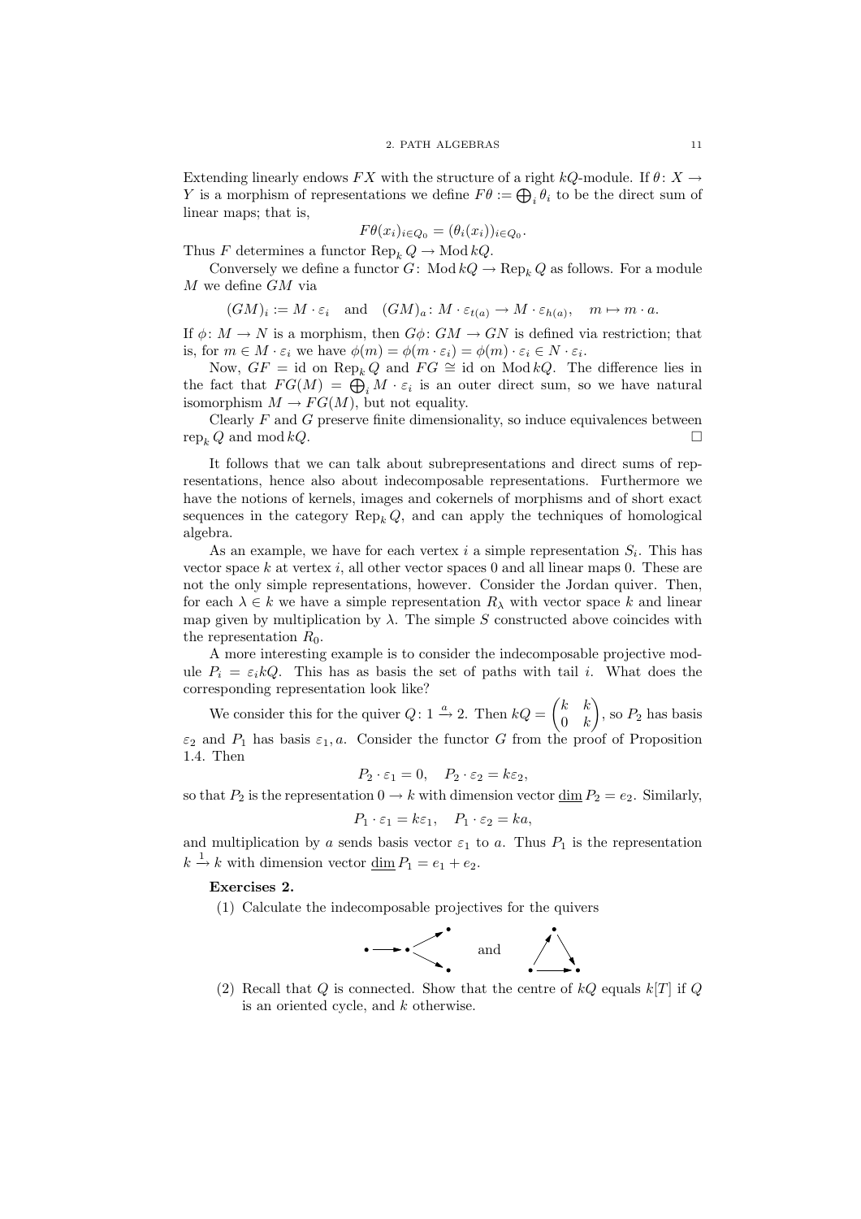Extending linearly endows $FX$ with the structure of a right $kQ$-module. If $\theta\colon X \to Y$ is a morphism of representations we define $F\theta := \bigoplus_i \theta_i$ to be the direct sum of linear maps; that is,

$$F\theta(x_i)_{i\in Q_0} = (\theta_i(x_i))_{i\in Q_0}.$$

Thus $F$ determines a functor $\mathrm{Rep}_k\, Q \to \mathrm{Mod}\, kQ$.

Conversely we define a functor $G\colon \mathrm{Mod}\, kQ \to \mathrm{Rep}_k\, Q$ as follows. For a module $M$ we define $GM$ via

$$(GM)_i := M \cdot \varepsilon_i \quad \text{and} \quad (GM)_a \colon M \cdot \varepsilon_{t(a)} \to M \cdot \varepsilon_{h(a)}, \quad m \mapsto m \cdot a.$$

If $\phi\colon M \to N$ is a morphism, then $G\phi\colon GM \to GN$ is defined via restriction; that is, for $m \in M \cdot \varepsilon_i$ we have $\phi(m) = \phi(m \cdot \varepsilon_i) = \phi(m) \cdot \varepsilon_i \in N \cdot \varepsilon_i$.

Now, $GF = \mathrm{id}$ on $\mathrm{Rep}_k\, Q$ and $FG \cong \mathrm{id}$ on $\mathrm{Mod}\, kQ$. The difference lies in the fact that $FG(M) = \bigoplus_i M \cdot \varepsilon_i$ is an outer direct sum, so we have natural isomorphism $M \to FG(M)$, but not equality.

Clearly $F$ and $G$ preserve finite dimensionality, so induce equivalences between $\mathrm{rep}_k\, Q$ and $\mathrm{mod}\, kQ$. □

It follows that we can talk about subrepresentations and direct sums of representations, hence also about indecomposable representations. Furthermore we have the notions of kernels, images and cokernels of morphisms and of short exact sequences in the category $\mathrm{Rep}_k\, Q$, and can apply the techniques of homological algebra.

As an example, we have for each vertex $i$ a simple representation $S_i$. This has vector space $k$ at vertex $i$, all other vector spaces 0 and all linear maps 0. These are not the only simple representations, however. Consider the Jordan quiver. Then, for each $\lambda \in k$ we have a simple representation $R_\lambda$ with vector space $k$ and linear map given by multiplication by $\lambda$. The simple $S$ constructed above coincides with the representation $R_0$.

A more interesting example is to consider the indecomposable projective module $P_i = \varepsilon_i kQ$. This has as basis the set of paths with tail $i$. What does the corresponding representation look like?

We consider this for the quiver $Q\colon 1 \xrightarrow{a} 2$. Then $kQ = \begin{pmatrix} k & k \\ 0 & k \end{pmatrix}$, so $P_2$ has basis $\varepsilon_2$ and $P_1$ has basis $\varepsilon_1, a$. Consider the functor $G$ from the proof of Proposition 1.4. Then

$$P_2 \cdot \varepsilon_1 = 0, \quad P_2 \cdot \varepsilon_2 = k\varepsilon_2,$$

so that $P_2$ is the representation $0 \to k$ with dimension vector $\underline{\dim}\, P_2 = e_2$. Similarly,

$$P_1 \cdot \varepsilon_1 = k\varepsilon_1, \quad P_1 \cdot \varepsilon_2 = ka,$$

and multiplication by $a$ sends basis vector $\varepsilon_1$ to $a$. Thus $P_1$ is the representation $k \xrightarrow{1} k$ with dimension vector $\underline{\dim}\, P_1 = e_1 + e_2$.

**Exercises 2.**

(1) Calculate the indecomposable projectives for the quivers

$$\bullet \longrightarrow \bullet \begin{array}{l} \nearrow \bullet \\ \searrow \bullet \end{array} \qquad \text{and} \qquad \text{(the triangle quiver with arrows } \bullet \to \bullet \text{ along the base, from the bottom-left vertex up to the top vertex, and from the top vertex down to the bottom-right vertex)}$$

(2) Recall that $Q$ is connected. Show that the centre of $kQ$ equals $k[T]$ if $Q$ is an oriented cycle, and $k$ otherwise.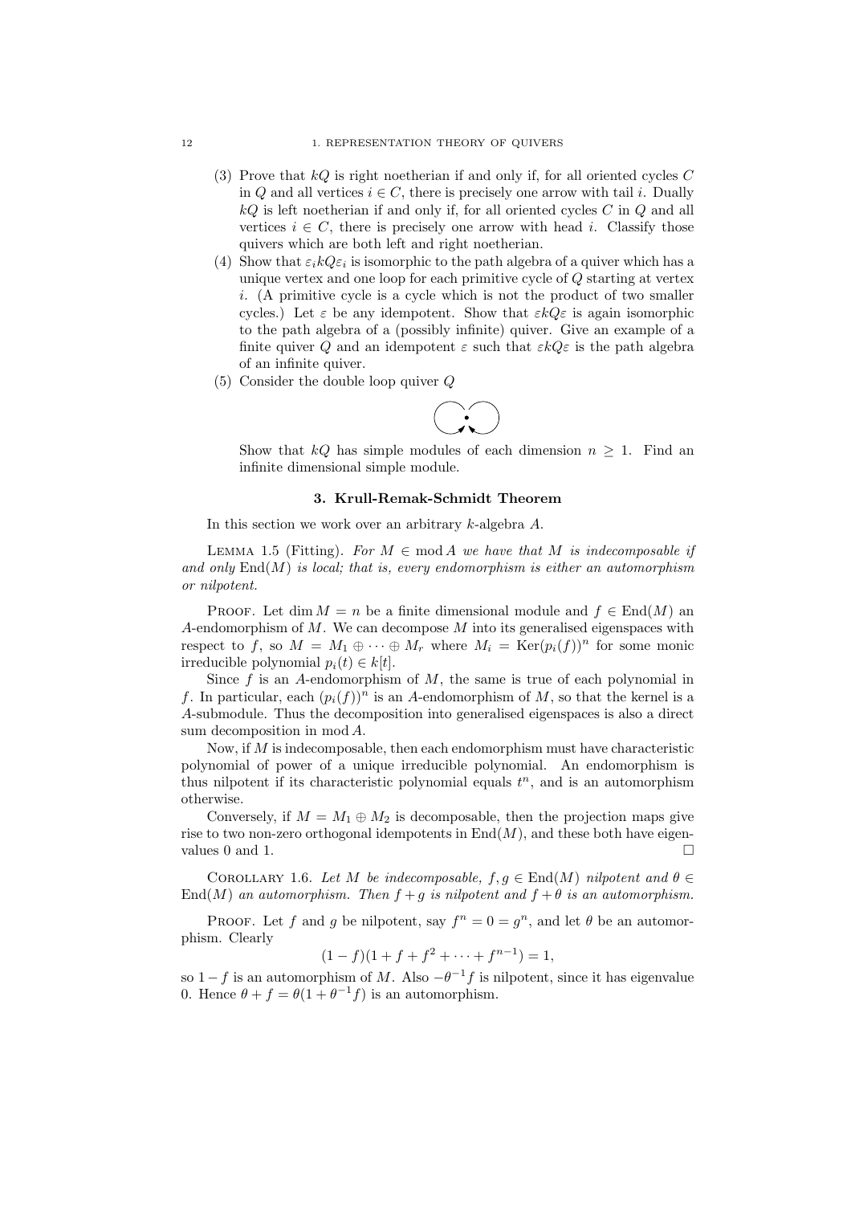(3) Prove that $kQ$ is right noetherian if and only if, for all oriented cycles $C$ in $Q$ and all vertices $i \in C$, there is precisely one arrow with tail $i$. Dually $kQ$ is left noetherian if and only if, for all oriented cycles $C$ in $Q$ and all vertices $i \in C$, there is precisely one arrow with head $i$. Classify those quivers which are both left and right noetherian.

(4) Show that $\varepsilon_i kQ \varepsilon_i$ is isomorphic to the path algebra of a quiver which has a unique vertex and one loop for each primitive cycle of $Q$ starting at vertex $i$. (A primitive cycle is a cycle which is not the product of two smaller cycles.) Let $\varepsilon$ be any idempotent. Show that $\varepsilon kQ \varepsilon$ is again isomorphic to the path algebra of a (possibly infinite) quiver. Give an example of a finite quiver $Q$ and an idempotent $\varepsilon$ such that $\varepsilon kQ \varepsilon$ is the path algebra of an infinite quiver.

(5) Consider the double loop quiver $Q$

Show that $kQ$ has simple modules of each dimension $n \geq 1$. Find an infinite dimensional simple module.

## 3. Krull-Remak-Schmidt Theorem

In this section we work over an arbitrary $k$-algebra $A$.

Lemma 1.5 (Fitting). *For $M \in \operatorname{mod} A$ we have that $M$ is indecomposable if and only $\operatorname{End}(M)$ is local; that is, every endomorphism is either an automorphism or nilpotent.*

Proof. Let $\dim M = n$ be a finite dimensional module and $f \in \operatorname{End}(M)$ an $A$-endomorphism of $M$. We can decompose $M$ into its generalised eigenspaces with respect to $f$, so $M = M_1 \oplus \cdots \oplus M_r$ where $M_i = \operatorname{Ker}(p_i(f))^n$ for some monic irreducible polynomial $p_i(t) \in k[t]$.

Since $f$ is an $A$-endomorphism of $M$, the same is true of each polynomial in $f$. In particular, each $(p_i(f))^n$ is an $A$-endomorphism of $M$, so that the kernel is a $A$-submodule. Thus the decomposition into generalised eigenspaces is also a direct sum decomposition in $\operatorname{mod} A$.

Now, if $M$ is indecomposable, then each endomorphism must have characteristic polynomial of power of a unique irreducible polynomial. An endomorphism is thus nilpotent if its characteristic polynomial equals $t^n$, and is an automorphism otherwise.

Conversely, if $M = M_1 \oplus M_2$ is decomposable, then the projection maps give rise to two non-zero orthogonal idempotents in $\operatorname{End}(M)$, and these both have eigenvalues 0 and 1. $\square$

Corollary 1.6. *Let $M$ be indecomposable, $f, g \in \operatorname{End}(M)$ nilpotent and $\theta \in \operatorname{End}(M)$ an automorphism. Then $f + g$ is nilpotent and $f + \theta$ is an automorphism.*

Proof. Let $f$ and $g$ be nilpotent, say $f^n = 0 = g^n$, and let $\theta$ be an automorphism. Clearly

$$(1 - f)(1 + f + f^2 + \cdots + f^{n-1}) = 1,$$

so $1 - f$ is an automorphism of $M$. Also $-\theta^{-1} f$ is nilpotent, since it has eigenvalue 0. Hence $\theta + f = \theta(1 + \theta^{-1} f)$ is an automorphism.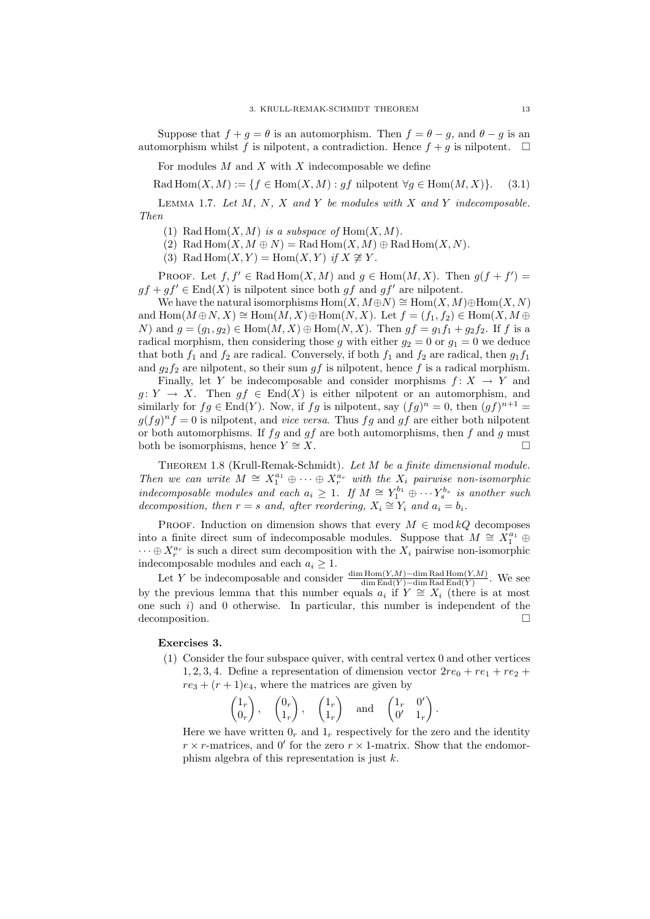Suppose that $f+g=\theta$ is an automorphism. Then $f=\theta-g$, and $\theta-g$ is an automorphism whilst $f$ is nilpotent, a contradiction. Hence $f+g$ is nilpotent. $\square$

For modules $M$ and $X$ with $X$ indecomposable we define

$$\operatorname{Rad}\operatorname{Hom}(X,M) := \{f\in\operatorname{Hom}(X,M) : gf \text{ nilpotent } \forall g\in\operatorname{Hom}(M,X)\}. \tag{3.1}$$

Lemma 1.7. *Let $M$, $N$, $X$ and $Y$ be modules with $X$ and $Y$ indecomposable. Then*

1. *$\operatorname{Rad}\operatorname{Hom}(X,M)$ is a subspace of $\operatorname{Hom}(X,M)$.*
2. *$\operatorname{Rad}\operatorname{Hom}(X,M\oplus N)=\operatorname{Rad}\operatorname{Hom}(X,M)\oplus\operatorname{Rad}\operatorname{Hom}(X,N)$.*
3. *$\operatorname{Rad}\operatorname{Hom}(X,Y)=\operatorname{Hom}(X,Y)$ if $X\not\cong Y$.*

Proof. Let $f,f'\in\operatorname{Rad}\operatorname{Hom}(X,M)$ and $g\in\operatorname{Hom}(M,X)$. Then $g(f+f')=gf+gf'\in\operatorname{End}(X)$ is nilpotent since both $gf$ and $gf'$ are nilpotent.

We have the natural isomorphisms $\operatorname{Hom}(X,M\oplus N)\cong\operatorname{Hom}(X,M)\oplus\operatorname{Hom}(X,N)$ and $\operatorname{Hom}(M\oplus N,X)\cong\operatorname{Hom}(M,X)\oplus\operatorname{Hom}(N,X)$. Let $f=(f_1,f_2)\in\operatorname{Hom}(X,M\oplus N)$ and $g=(g_1,g_2)\in\operatorname{Hom}(M,X)\oplus\operatorname{Hom}(N,X)$. Then $gf=g_1f_1+g_2f_2$. If $f$ is a radical morphism, then considering those $g$ with either $g_2=0$ or $g_1=0$ we deduce that both $f_1$ and $f_2$ are radical. Conversely, if both $f_1$ and $f_2$ are radical, then $g_1f_1$ and $g_2f_2$ are nilpotent, so their sum $gf$ is nilpotent, hence $f$ is a radical morphism.

Finally, let $Y$ be indecomposable and consider morphisms $f\colon X\to Y$ and $g\colon Y\to X$. Then $gf\in\operatorname{End}(X)$ is either nilpotent or an automorphism, and similarly for $fg\in\operatorname{End}(Y)$. Now, if $fg$ is nilpotent, say $(fg)^n=0$, then $(gf)^{n+1}=g(fg)^nf=0$ is nilpotent, and *vice versa*. Thus $fg$ and $gf$ are either both nilpotent or both automorphisms. If $fg$ and $gf$ are both automorphisms, then $f$ and $g$ must both be isomorphisms, hence $Y\cong X$. $\square$

Theorem 1.8 (Krull-Remak-Schmidt). *Let $M$ be a finite dimensional module. Then we can write $M\cong X_1^{a_1}\oplus\cdots\oplus X_r^{a_r}$ with the $X_i$ pairwise non-isomorphic indecomposable modules and each $a_i\geq 1$. If $M\cong Y_1^{b_1}\oplus\cdots Y_s^{b_s}$ is another such decomposition, then $r=s$ and, after reordering, $X_i\cong Y_i$ and $a_i=b_i$.*

Proof. Induction on dimension shows that every $M\in\operatorname{mod}kQ$ decomposes into a finite direct sum of indecomposable modules. Suppose that $M\cong X_1^{a_1}\oplus\cdots\oplus X_r^{a_r}$ is such a direct sum decomposition with the $X_i$ pairwise non-isomorphic indecomposable modules and each $a_i\geq 1$.

Let $Y$ be indecomposable and consider $\frac{\dim\operatorname{Hom}(Y,M)-\dim\operatorname{Rad}\operatorname{Hom}(Y,M)}{\dim\operatorname{End}(Y)-\dim\operatorname{Rad}\operatorname{End}(Y)}$. We see by the previous lemma that this number equals $a_i$ if $Y\cong X_i$ (there is at most one such $i$) and 0 otherwise. In particular, this number is independent of the decomposition. $\square$

**Exercises 3.**

(1) Consider the four subspace quiver, with central vertex 0 and other vertices 1, 2, 3, 4. Define a representation of dimension vector $2re_0+re_1+re_2+re_3+(r+1)e_4$, where the matrices are given by

$$\begin{pmatrix}1_r\\0_r\end{pmatrix},\quad \begin{pmatrix}0_r\\1_r\end{pmatrix},\quad \begin{pmatrix}1_r\\1_r\end{pmatrix}\quad\text{and}\quad \begin{pmatrix}1_r&0'\\0'&1_r\end{pmatrix}.$$

Here we have written $0_r$ and $1_r$ respectively for the zero and the identity $r\times r$-matrices, and $0'$ for the zero $r\times 1$-matrix. Show that the endomorphism algebra of this representation is just $k$.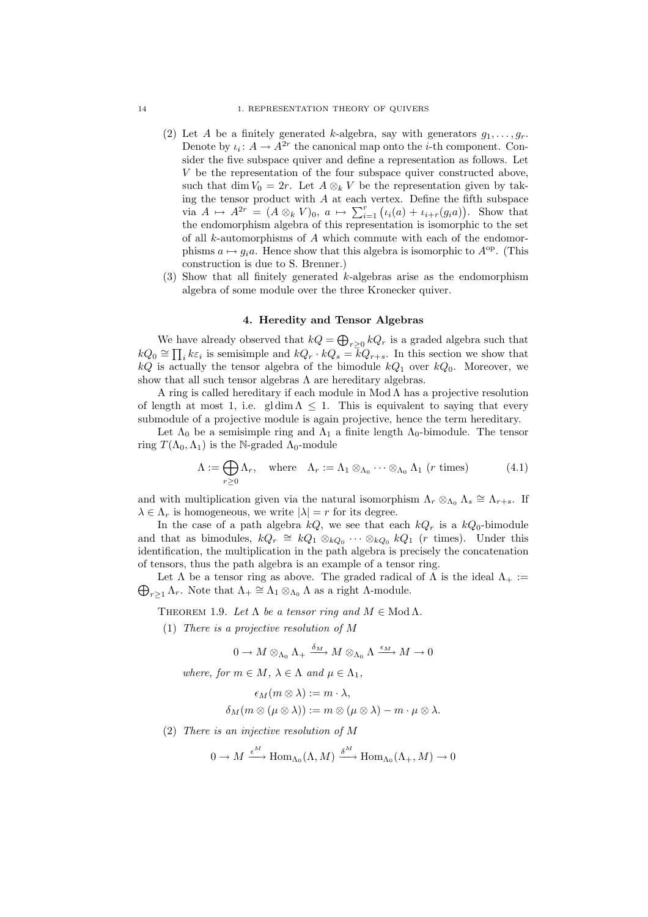(2) Let $A$ be a finitely generated $k$-algebra, say with generators $g_1, \dots, g_r$. Denote by $\iota_i \colon A \to A^{2r}$ the canonical map onto the $i$-th component. Consider the five subspace quiver and define a representation as follows. Let $V$ be the representation of the four subspace quiver constructed above, such that $\dim V_0 = 2r$. Let $A \otimes_k V$ be the representation given by taking the tensor product with $A$ at each vertex. Define the fifth subspace via $A \mapsto A^{2r} = (A \otimes_k V)_0$, $a \mapsto \sum_{i=1}^r \big(\iota_i(a) + \iota_{i+r}(g_i a)\big)$. Show that the endomorphism algebra of this representation is isomorphic to the set of all $k$-automorphisms of $A$ which commute with each of the endomorphisms $a \mapsto g_i a$. Hence show that this algebra is isomorphic to $A^{\mathrm{op}}$. (This construction is due to S. Brenner.)

(3) Show that all finitely generated $k$-algebras arise as the endomorphism algebra of some module over the three Kronecker quiver.

## 4. Heredity and Tensor Algebras

We have already observed that $kQ = \bigoplus_{r \geq 0} kQ_r$ is a graded algebra such that $kQ_0 \cong \prod_i k\varepsilon_i$ is semisimple and $kQ_r \cdot kQ_s = kQ_{r+s}$. In this section we show that $kQ$ is actually the tensor algebra of the bimodule $kQ_1$ over $kQ_0$. Moreover, we show that all such tensor algebras $\Lambda$ are hereditary algebras.

A ring is called hereditary if each module in $\operatorname{Mod}\Lambda$ has a projective resolution of length at most 1, i.e. $\operatorname{gl\,dim}\Lambda \leq 1$. This is equivalent to saying that every submodule of a projective module is again projective, hence the term hereditary.

Let $\Lambda_0$ be a semisimple ring and $\Lambda_1$ a finite length $\Lambda_0$-bimodule. The tensor ring $T(\Lambda_0, \Lambda_1)$ is the $\mathbb{N}$-graded $\Lambda_0$-module

$$\Lambda := \bigoplus_{r \geq 0} \Lambda_r, \quad \text{where} \quad \Lambda_r := \Lambda_1 \otimes_{\Lambda_0} \cdots \otimes_{\Lambda_0} \Lambda_1 \ (r \text{ times}) \tag{4.1}$$

and with multiplication given via the natural isomorphism $\Lambda_r \otimes_{\Lambda_0} \Lambda_s \cong \Lambda_{r+s}$. If $\lambda \in \Lambda_r$ is homogeneous, we write $|\lambda| = r$ for its degree.

In the case of a path algebra $kQ$, we see that each $kQ_r$ is a $kQ_0$-bimodule and that as bimodules, $kQ_r \cong kQ_1 \otimes_{kQ_0} \cdots \otimes_{kQ_0} kQ_1$ ($r$ times). Under this identification, the multiplication in the path algebra is precisely the concatenation of tensors, thus the path algebra is an example of a tensor ring.

Let $\Lambda$ be a tensor ring as above. The graded radical of $\Lambda$ is the ideal $\Lambda_+ := \bigoplus_{r \geq 1} \Lambda_r$. Note that $\Lambda_+ \cong \Lambda_1 \otimes_{\Lambda_0} \Lambda$ as a right $\Lambda$-module.

THEOREM 1.9. *Let $\Lambda$ be a tensor ring and $M \in \operatorname{Mod}\Lambda$.*

(1) *There is a projective resolution of $M$*

$$0 \to M \otimes_{\Lambda_0} \Lambda_+ \xrightarrow{\delta_M} M \otimes_{\Lambda_0} \Lambda \xrightarrow{\epsilon_M} M \to 0$$

*where, for $m \in M$, $\lambda \in \Lambda$ and $\mu \in \Lambda_1$,*

$$\epsilon_M(m \otimes \lambda) := m \cdot \lambda,$$
$$\delta_M(m \otimes (\mu \otimes \lambda)) := m \otimes (\mu \otimes \lambda) - m \cdot \mu \otimes \lambda.$$

(2) *There is an injective resolution of $M$*

$$0 \to M \xrightarrow{\epsilon^M} \operatorname{Hom}_{\Lambda_0}(\Lambda, M) \xrightarrow{\delta^M} \operatorname{Hom}_{\Lambda_0}(\Lambda_+, M) \to 0$$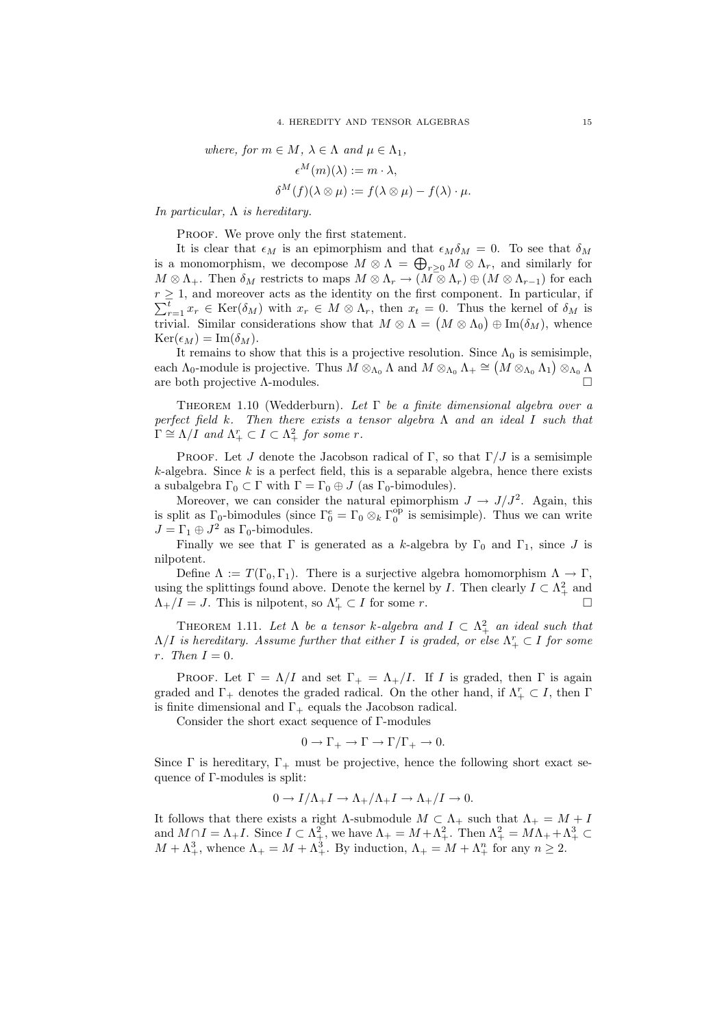*where, for $m \in M$, $\lambda \in \Lambda$ and $\mu \in \Lambda_1$,*

$$\epsilon^M(m)(\lambda) := m \cdot \lambda,$$

$$\delta^M(f)(\lambda \otimes \mu) := f(\lambda \otimes \mu) - f(\lambda) \cdot \mu.$$

*In particular, $\Lambda$ is hereditary.*

Proof. We prove only the first statement.

It is clear that $\epsilon_M$ is an epimorphism and that $\epsilon_M \delta_M = 0$. To see that $\delta_M$ is a monomorphism, we decompose $M \otimes \Lambda = \bigoplus_{r \geq 0} M \otimes \Lambda_r$, and similarly for $M \otimes \Lambda_+$. Then $\delta_M$ restricts to maps $M \otimes \Lambda_r \to (M \otimes \Lambda_r) \oplus (M \otimes \Lambda_{r-1})$ for each $r \geq 1$, and moreover acts as the identity on the first component. In particular, if $\sum_{r=1}^{t} x_r \in \operatorname{Ker}(\delta_M)$ with $x_r \in M \otimes \Lambda_r$, then $x_t = 0$. Thus the kernel of $\delta_M$ is trivial. Similar considerations show that $M \otimes \Lambda = \big(M \otimes \Lambda_0\big) \oplus \operatorname{Im}(\delta_M)$, whence $\operatorname{Ker}(\epsilon_M) = \operatorname{Im}(\delta_M)$.

It remains to show that this is a projective resolution. Since $\Lambda_0$ is semisimple, each $\Lambda_0$-module is projective. Thus $M \otimes_{\Lambda_0} \Lambda$ and $M \otimes_{\Lambda_0} \Lambda_+ \cong \big(M \otimes_{\Lambda_0} \Lambda_1\big) \otimes_{\Lambda_0} \Lambda$ are both projective $\Lambda$-modules. □

Theorem 1.10 (Wedderburn). *Let $\Gamma$ be a finite dimensional algebra over a perfect field $k$. Then there exists a tensor algebra $\Lambda$ and an ideal $I$ such that $\Gamma \cong \Lambda/I$ and $\Lambda_+^r \subset I \subset \Lambda_+^2$ for some $r$.*

Proof. Let $J$ denote the Jacobson radical of $\Gamma$, so that $\Gamma/J$ is a semisimple $k$-algebra. Since $k$ is a perfect field, this is a separable algebra, hence there exists a subalgebra $\Gamma_0 \subset \Gamma$ with $\Gamma = \Gamma_0 \oplus J$ (as $\Gamma_0$-bimodules).

Moreover, we can consider the natural epimorphism $J \to J/J^2$. Again, this is split as $\Gamma_0$-bimodules (since $\Gamma_0^e = \Gamma_0 \otimes_k \Gamma_0^{\mathrm{op}}$ is semisimple). Thus we can write $J = \Gamma_1 \oplus J^2$ as $\Gamma_0$-bimodules.

Finally we see that $\Gamma$ is generated as a $k$-algebra by $\Gamma_0$ and $\Gamma_1$, since $J$ is nilpotent.

Define $\Lambda := T(\Gamma_0, \Gamma_1)$. There is a surjective algebra homomorphism $\Lambda \to \Gamma$, using the splittings found above. Denote the kernel by $I$. Then clearly $I \subset \Lambda_+^2$ and $\Lambda_+/I = J$. This is nilpotent, so $\Lambda_+^r \subset I$ for some $r$. □

Theorem 1.11. *Let $\Lambda$ be a tensor $k$-algebra and $I \subset \Lambda_+^2$ an ideal such that $\Lambda/I$ is hereditary. Assume further that either $I$ is graded, or else $\Lambda_+^r \subset I$ for some $r$. Then $I = 0$.*

Proof. Let $\Gamma = \Lambda/I$ and set $\Gamma_+ = \Lambda_+/I$. If $I$ is graded, then $\Gamma$ is again graded and $\Gamma_+$ denotes the graded radical. On the other hand, if $\Lambda_+^r \subset I$, then $\Gamma$ is finite dimensional and $\Gamma_+$ equals the Jacobson radical.

Consider the short exact sequence of $\Gamma$-modules

$$0 \to \Gamma_+ \to \Gamma \to \Gamma/\Gamma_+ \to 0.$$

Since $\Gamma$ is hereditary, $\Gamma_+$ must be projective, hence the following short exact sequence of $\Gamma$-modules is split:

$$0 \to I/\Lambda_+ I \to \Lambda_+/\Lambda_+ I \to \Lambda_+/I \to 0.$$

It follows that there exists a right $\Lambda$-submodule $M \subset \Lambda_+$ such that $\Lambda_+ = M + I$ and $M \cap I = \Lambda_+ I$. Since $I \subset \Lambda_+^2$, we have $\Lambda_+ = M + \Lambda_+^2$. Then $\Lambda_+^2 = M\Lambda_+ + \Lambda_+^3 \subset M + \Lambda_+^3$, whence $\Lambda_+ = M + \Lambda_+^3$. By induction, $\Lambda_+ = M + \Lambda_+^n$ for any $n \geq 2$.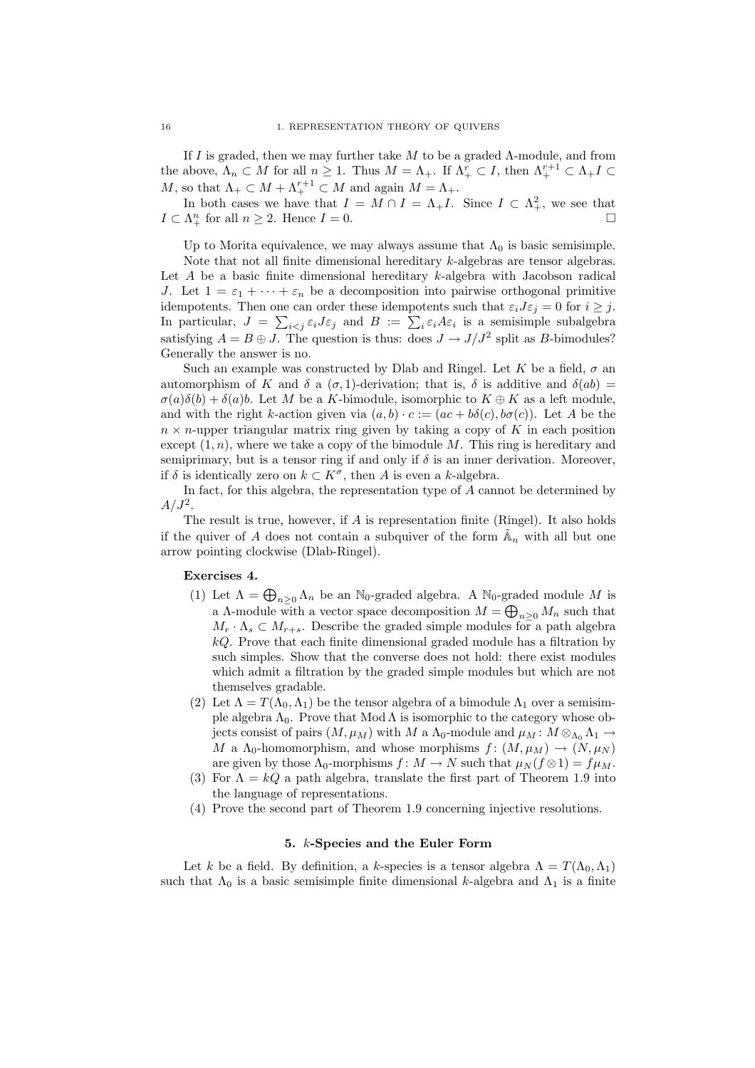If $I$ is graded, then we may further take $M$ to be a graded $\Lambda$-module, and from the above, $\Lambda_n \subset M$ for all $n \geq 1$. Thus $M = \Lambda_+$. If $\Lambda_+^r \subset I$, then $\Lambda_+^{r+1} \subset \Lambda_+ I \subset M$, so that $\Lambda_+ \subset M + \Lambda_+^{r+1} \subset M$ and again $M = \Lambda_+$.

In both cases we have that $I = M \cap I = \Lambda_+ I$. Since $I \subset \Lambda_+^2$, we see that $I \subset \Lambda_+^n$ for all $n \geq 2$. Hence $I = 0$. □

Up to Morita equivalence, we may always assume that $\Lambda_0$ is basic semisimple.

Note that not all finite dimensional hereditary $k$-algebras are tensor algebras. Let $A$ be a basic finite dimensional hereditary $k$-algebra with Jacobson radical $J$. Let $1 = \varepsilon_1 + \cdots + \varepsilon_n$ be a decomposition into pairwise orthogonal primitive idempotents. Then one can order these idempotents such that $\varepsilon_i J \varepsilon_j = 0$ for $i \geq j$. In particular, $J = \sum_{i<j} \varepsilon_i J \varepsilon_j$ and $B := \sum_i \varepsilon_i A \varepsilon_i$ is a semisimple subalgebra satisfying $A = B \oplus J$. The question is thus: does $J \to J/J^2$ split as $B$-bimodules? Generally the answer is no.

Such an example was constructed by Dlab and Ringel. Let $K$ be a field, $\sigma$ an automorphism of $K$ and $\delta$ a $(\sigma, 1)$-derivation; that is, $\delta$ is additive and $\delta(ab) = \sigma(a)\delta(b) + \delta(a)b$. Let $M$ be a $K$-bimodule, isomorphic to $K \oplus K$ as a left module, and with the right $k$-action given via $(a, b) \cdot c := (ac + b\delta(c), b\sigma(c))$. Let $A$ be the $n \times n$-upper triangular matrix ring given by taking a copy of $K$ in each position except $(1, n)$, where we take a copy of the bimodule $M$. This ring is hereditary and semiprimary, but is a tensor ring if and only if $\delta$ is an inner derivation. Moreover, if $\delta$ is identically zero on $k \subset K^\sigma$, then $A$ is even a $k$-algebra.

In fact, for this algebra, the representation type of $A$ cannot be determined by $A/J^2$.

The result is true, however, if $A$ is representation finite (Ringel). It also holds if the quiver of $A$ does not contain a subquiver of the form $\tilde{\mathbb{A}}_n$ with all but one arrow pointing clockwise (Dlab-Ringel).

**Exercises 4.**

1. Let $\Lambda = \bigoplus_{n \geq 0} \Lambda_n$ be an $\mathbb{N}_0$-graded algebra. A $\mathbb{N}_0$-graded module $M$ is a $\Lambda$-module with a vector space decomposition $M = \bigoplus_{n \geq 0} M_n$ such that $M_r \cdot \Lambda_s \subset M_{r+s}$. Describe the graded simple modules for a path algebra $kQ$. Prove that each finite dimensional graded module has a filtration by such simples. Show that the converse does not hold: there exist modules which admit a filtration by the graded simple modules but which are not themselves gradable.
2. Let $\Lambda = T(\Lambda_0, \Lambda_1)$ be the tensor algebra of a bimodule $\Lambda_1$ over a semisimple algebra $\Lambda_0$. Prove that $\operatorname{Mod} \Lambda$ is isomorphic to the category whose objects consist of pairs $(M, \mu_M)$ with $M$ a $\Lambda_0$-module and $\mu_M \colon M \otimes_{\Lambda_0} \Lambda_1 \to M$ a $\Lambda_0$-homomorphism, and whose morphisms $f \colon (M, \mu_M) \to (N, \mu_N)$ are given by those $\Lambda_0$-morphisms $f \colon M \to N$ such that $\mu_N(f \otimes 1) = f\mu_M$.
3. For $\Lambda = kQ$ a path algebra, translate the first part of Theorem 1.9 into the language of representations.
4. Prove the second part of Theorem 1.9 concerning injective resolutions.

## 5. $k$-Species and the Euler Form

Let $k$ be a field. By definition, a $k$-species is a tensor algebra $\Lambda = T(\Lambda_0, \Lambda_1)$ such that $\Lambda_0$ is a basic semisimple finite dimensional $k$-algebra and $\Lambda_1$ is a finite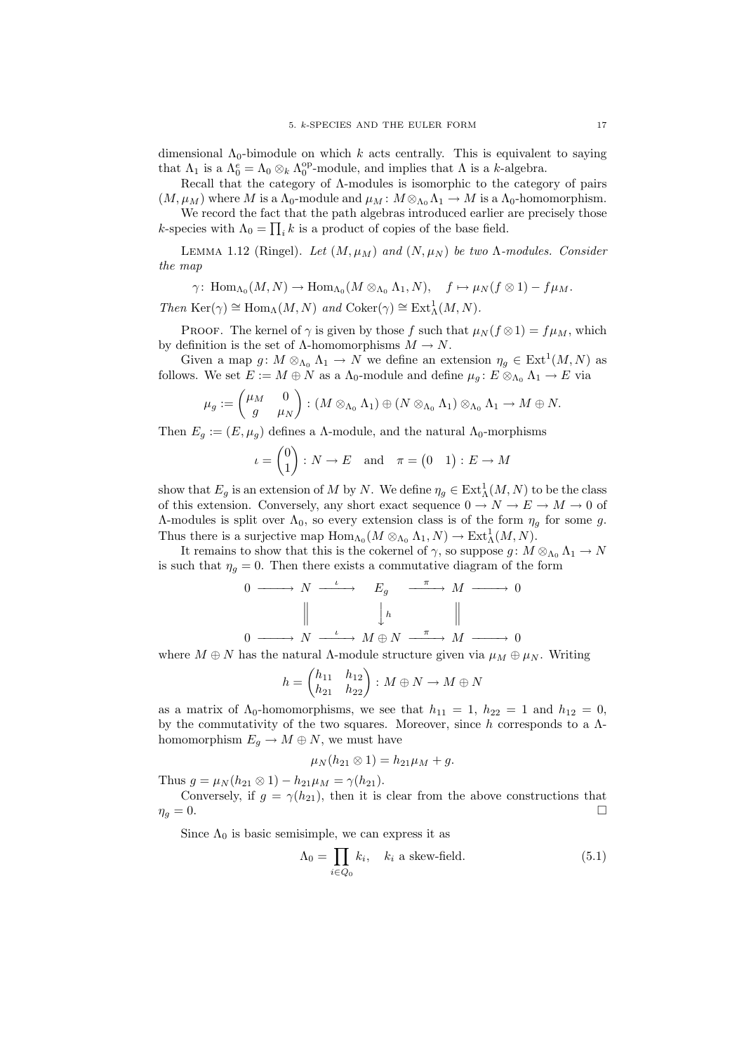dimensional $\Lambda_0$-bimodule on which $k$ acts centrally. This is equivalent to saying that $\Lambda_1$ is a $\Lambda_0^e = \Lambda_0 \otimes_k \Lambda_0^{\mathrm{op}}$-module, and implies that $\Lambda$ is a $k$-algebra.

Recall that the category of $\Lambda$-modules is isomorphic to the category of pairs $(M, \mu_M)$ where $M$ is a $\Lambda_0$-module and $\mu_M \colon M \otimes_{\Lambda_0} \Lambda_1 \to M$ is a $\Lambda_0$-homomorphism.

We record the fact that the path algebras introduced earlier are precisely those $k$-species with $\Lambda_0 = \prod_i k$ is a product of copies of the base field.

Lemma 1.12 (Ringel). *Let $(M, \mu_M)$ and $(N, \mu_N)$ be two $\Lambda$-modules. Consider the map*

$$\gamma \colon \operatorname{Hom}_{\Lambda_0}(M, N) \to \operatorname{Hom}_{\Lambda_0}(M \otimes_{\Lambda_0} \Lambda_1, N), \quad f \mapsto \mu_N(f \otimes 1) - f\mu_M.$$

*Then $\operatorname{Ker}(\gamma) \cong \operatorname{Hom}_\Lambda(M, N)$ and $\operatorname{Coker}(\gamma) \cong \operatorname{Ext}^1_\Lambda(M, N)$.*

Proof. The kernel of $\gamma$ is given by those $f$ such that $\mu_N(f \otimes 1) = f\mu_M$, which by definition is the set of $\Lambda$-homomorphisms $M \to N$.

Given a map $g \colon M \otimes_{\Lambda_0} \Lambda_1 \to N$ we define an extension $\eta_g \in \operatorname{Ext}^1(M, N)$ as follows. We set $E := M \oplus N$ as a $\Lambda_0$-module and define $\mu_g \colon E \otimes_{\Lambda_0} \Lambda_1 \to E$ via

$$\mu_g := \begin{pmatrix} \mu_M & 0 \\ g & \mu_N \end{pmatrix} : (M \otimes_{\Lambda_0} \Lambda_1) \oplus (N \otimes_{\Lambda_0} \Lambda_1) \otimes_{\Lambda_0} \Lambda_1 \to M \oplus N.$$

Then $E_g := (E, \mu_g)$ defines a $\Lambda$-module, and the natural $\Lambda_0$-morphisms

$$\iota = \begin{pmatrix} 0 \\ 1 \end{pmatrix} : N \to E \quad \text{and} \quad \pi = \begin{pmatrix} 0 & 1 \end{pmatrix} : E \to M$$

show that $E_g$ is an extension of $M$ by $N$. We define $\eta_g \in \operatorname{Ext}^1_\Lambda(M, N)$ to be the class of this extension. Conversely, any short exact sequence $0 \to N \to E \to M \to 0$ of $\Lambda$-modules is split over $\Lambda_0$, so every extension class is of the form $\eta_g$ for some $g$. Thus there is a surjective map $\operatorname{Hom}_{\Lambda_0}(M \otimes_{\Lambda_0} \Lambda_1, N) \to \operatorname{Ext}^1_\Lambda(M, N)$.

It remains to show that this is the cokernel of $\gamma$, so suppose $g \colon M \otimes_{\Lambda_0} \Lambda_1 \to N$ is such that $\eta_g = 0$. Then there exists a commutative diagram of the form

$$\begin{array}{ccccccccc}
0 & \longrightarrow & N & \xrightarrow{\ \iota\ } & E_g & \xrightarrow{\ \pi\ } & M & \longrightarrow & 0 \\
 & & \| & & \downarrow{\scriptstyle h} & & \| & & \\
0 & \longrightarrow & N & \xrightarrow{\ \iota\ } & M \oplus N & \xrightarrow{\ \pi\ } & M & \longrightarrow & 0
\end{array}$$

where $M \oplus N$ has the natural $\Lambda$-module structure given via $\mu_M \oplus \mu_N$. Writing

$$h = \begin{pmatrix} h_{11} & h_{12} \\ h_{21} & h_{22} \end{pmatrix} : M \oplus N \to M \oplus N$$

as a matrix of $\Lambda_0$-homomorphisms, we see that $h_{11} = 1$, $h_{22} = 1$ and $h_{12} = 0$, by the commutativity of the two squares. Moreover, since $h$ corresponds to a $\Lambda$-homomorphism $E_g \to M \oplus N$, we must have

$$\mu_N(h_{21} \otimes 1) = h_{21}\mu_M + g.$$

Thus $g = \mu_N(h_{21} \otimes 1) - h_{21}\mu_M = \gamma(h_{21})$.

Conversely, if $g = \gamma(h_{21})$, then it is clear from the above constructions that $\eta_g = 0$. $\square$

Since $\Lambda_0$ is basic semisimple, we can express it as

$$\Lambda_0 = \prod_{i \in Q_0} k_i, \quad k_i \text{ a skew-field.} \tag{5.1}$$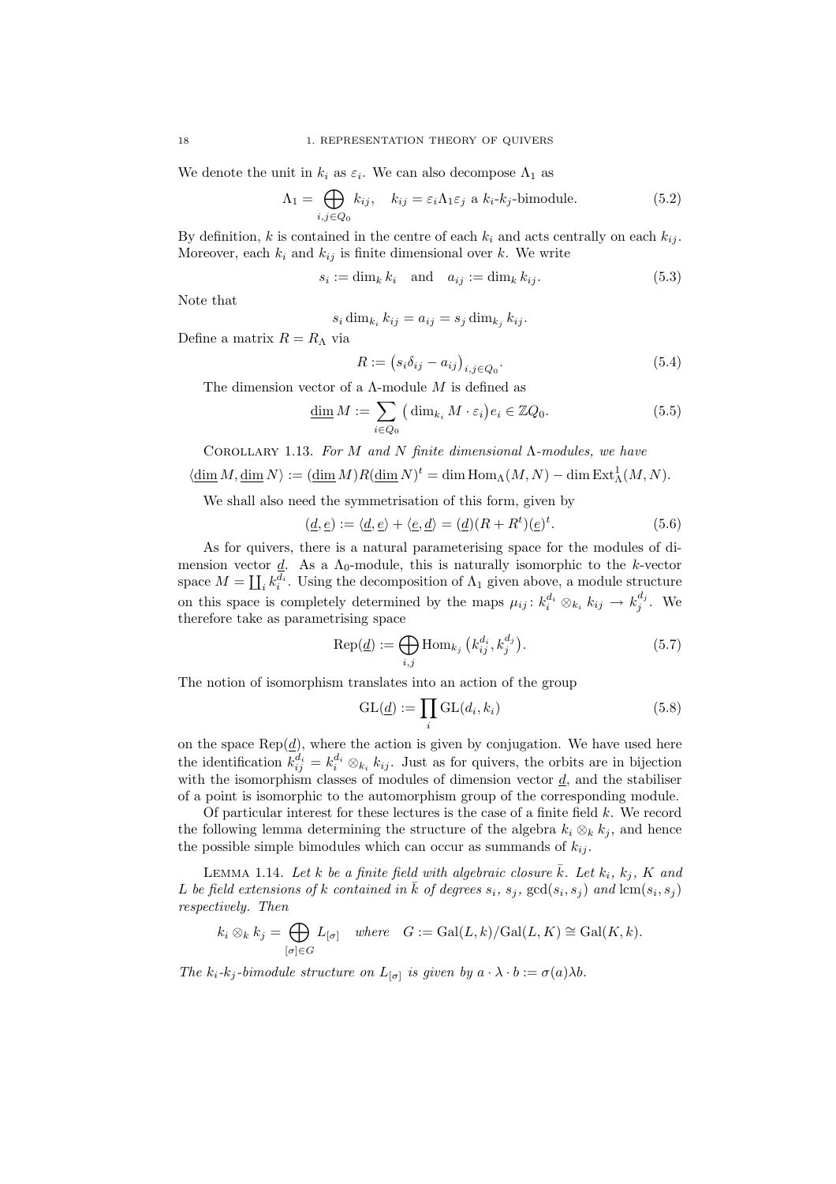We denote the unit in $k_i$ as $\varepsilon_i$. We can also decompose $\Lambda_1$ as

$$\Lambda_1 = \bigoplus_{i,j\in Q_0} k_{ij}, \quad k_{ij} = \varepsilon_i \Lambda_1 \varepsilon_j \text{ a } k_i\text{-}k_j\text{-bimodule.} \tag{5.2}$$

By definition, $k$ is contained in the centre of each $k_i$ and acts centrally on each $k_{ij}$. Moreover, each $k_i$ and $k_{ij}$ is finite dimensional over $k$. We write

$$s_i := \dim_k k_i \quad \text{and} \quad a_{ij} := \dim_k k_{ij}. \tag{5.3}$$

Note that

$$s_i \dim_{k_i} k_{ij} = a_{ij} = s_j \dim_{k_j} k_{ij}.$$

Define a matrix $R = R_\Lambda$ via

$$R := \big(s_i \delta_{ij} - a_{ij}\big)_{i,j\in Q_0}. \tag{5.4}$$

The dimension vector of a $\Lambda$-module $M$ is defined as

$$\underline{\dim}\, M := \sum_{i\in Q_0} \big(\dim_{k_i} M \cdot \varepsilon_i\big) e_i \in \mathbb{Z}Q_0. \tag{5.5}$$

Corollary 1.13. *For $M$ and $N$ finite dimensional $\Lambda$-modules, we have*

$$\langle \underline{\dim}\, M, \underline{\dim}\, N\rangle := (\underline{\dim}\, M) R (\underline{\dim}\, N)^t = \dim \operatorname{Hom}_\Lambda(M,N) - \dim \operatorname{Ext}^1_\Lambda(M,N).$$

We shall also need the symmetrisation of this form, given by

$$(\underline{d}, \underline{e}) := \langle \underline{d}, \underline{e}\rangle + \langle \underline{e}, \underline{d}\rangle = (\underline{d})(R + R^t)(\underline{e})^t. \tag{5.6}$$

As for quivers, there is a natural parameterising space for the modules of dimension vector $\underline{d}$. As a $\Lambda_0$-module, this is naturally isomorphic to the $k$-vector space $M = \coprod_i k_i^{d_i}$. Using the decomposition of $\Lambda_1$ given above, a module structure on this space is completely determined by the maps $\mu_{ij}\colon k_i^{d_i} \otimes_{k_i} k_{ij} \to k_j^{d_j}$. We therefore take as parametrising space

$$\operatorname{Rep}(\underline{d}) := \bigoplus_{i,j} \operatorname{Hom}_{k_j}\big(k_{ij}^{d_i}, k_j^{d_j}\big). \tag{5.7}$$

The notion of isomorphism translates into an action of the group

$$\operatorname{GL}(\underline{d}) := \prod_i \operatorname{GL}(d_i, k_i) \tag{5.8}$$

on the space $\operatorname{Rep}(\underline{d})$, where the action is given by conjugation. We have used here the identification $k_{ij}^{d_i} = k_i^{d_i} \otimes_{k_i} k_{ij}$. Just as for quivers, the orbits are in bijection with the isomorphism classes of modules of dimension vector $\underline{d}$, and the stabiliser of a point is isomorphic to the automorphism group of the corresponding module.

Of particular interest for these lectures is the case of a finite field $k$. We record the following lemma determining the structure of the algebra $k_i \otimes_k k_j$, and hence the possible simple bimodules which can occur as summands of $k_{ij}$.

Lemma 1.14. *Let $k$ be a finite field with algebraic closure $\bar{k}$. Let $k_i$, $k_j$, $K$ and $L$ be field extensions of $k$ contained in $\bar{k}$ of degrees $s_i$, $s_j$, $\gcd(s_i, s_j)$ and $\operatorname{lcm}(s_i, s_j)$ respectively. Then*

$$k_i \otimes_k k_j = \bigoplus_{[\sigma]\in G} L_{[\sigma]} \quad \text{where} \quad G := \operatorname{Gal}(L,k)/\operatorname{Gal}(L,K) \cong \operatorname{Gal}(K,k).$$

*The $k_i$-$k_j$-bimodule structure on $L_{[\sigma]}$ is given by $a \cdot \lambda \cdot b := \sigma(a)\lambda b$.*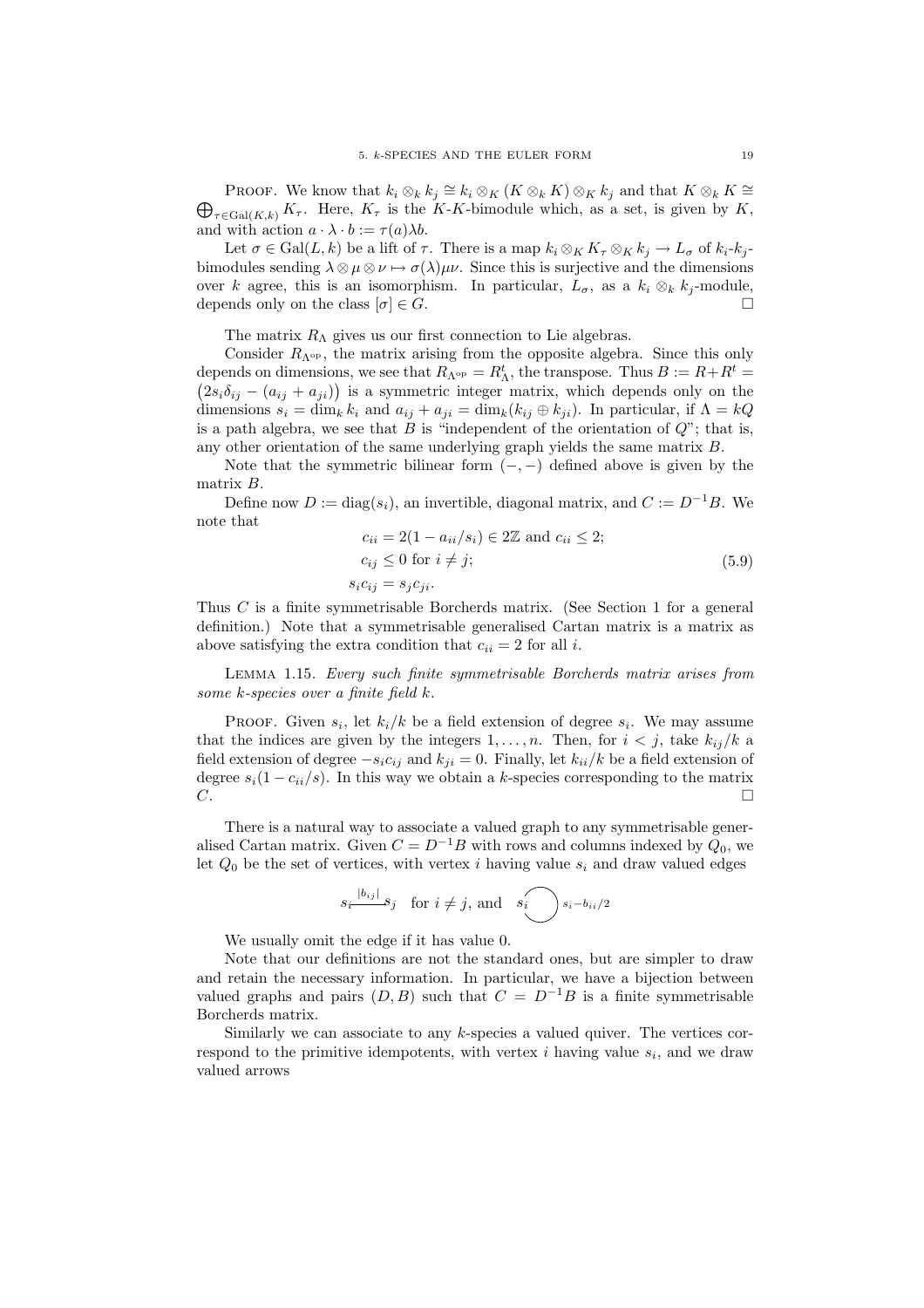Proof. We know that $k_i \otimes_k k_j \cong k_i \otimes_K (K \otimes_k K) \otimes_K k_j$ and that $K \otimes_k K \cong \bigoplus_{\tau \in \mathrm{Gal}(K,k)} K_\tau$. Here, $K_\tau$ is the $K$-$K$-bimodule which, as a set, is given by $K$, and with action $a \cdot \lambda \cdot b := \tau(a)\lambda b$.

Let $\sigma \in \mathrm{Gal}(L,k)$ be a lift of $\tau$. There is a map $k_i \otimes_K K_\tau \otimes_K k_j \to L_\sigma$ of $k_i$-$k_j$-bimodules sending $\lambda \otimes \mu \otimes \nu \mapsto \sigma(\lambda)\mu\nu$. Since this is surjective and the dimensions over $k$ agree, this is an isomorphism. In particular, $L_\sigma$, as a $k_i \otimes_k k_j$-module, depends only on the class $[\sigma] \in G$. $\square$

The matrix $R_\Lambda$ gives us our first connection to Lie algebras.

Consider $R_{\Lambda^{\mathrm{op}}}$, the matrix arising from the opposite algebra. Since this only depends on dimensions, we see that $R_{\Lambda^{\mathrm{op}}} = R_\Lambda^t$, the transpose. Thus $B := R + R^t = \big(2s_i\delta_{ij} - (a_{ij} + a_{ji})\big)$ is a symmetric integer matrix, which depends only on the dimensions $s_i = \dim_k k_i$ and $a_{ij} + a_{ji} = \dim_k(k_{ij} \oplus k_{ji})$. In particular, if $\Lambda = kQ$ is a path algebra, we see that $B$ is "independent of the orientation of $Q$"; that is, any other orientation of the same underlying graph yields the same matrix $B$.

Note that the symmetric bilinear form $(-,-)$ defined above is given by the matrix $B$.

Define now $D := \mathrm{diag}(s_i)$, an invertible, diagonal matrix, and $C := D^{-1}B$. We note that

$$\begin{aligned}
c_{ii} &= 2(1 - a_{ii}/s_i) \in 2\mathbb{Z} \text{ and } c_{ii} \leq 2;\\
c_{ij} &\leq 0 \text{ for } i \neq j;\\
s_i c_{ij} &= s_j c_{ji}.
\end{aligned} \tag{5.9}$$

Thus $C$ is a finite symmetrisable Borcherds matrix. (See Section 1 for a general definition.) Note that a symmetrisable generalised Cartan matrix is a matrix as above satisfying the extra condition that $c_{ii} = 2$ for all $i$.

Lemma 1.15. *Every such finite symmetrisable Borcherds matrix arises from some $k$-species over a finite field $k$.*

Proof. Given $s_i$, let $k_i/k$ be a field extension of degree $s_i$. We may assume that the indices are given by the integers $1, \ldots, n$. Then, for $i < j$, take $k_{ij}/k$ a field extension of degree $-s_i c_{ij}$ and $k_{ji} = 0$. Finally, let $k_{ii}/k$ be a field extension of degree $s_i(1 - c_{ii}/s)$. In this way we obtain a $k$-species corresponding to the matrix $C$. $\square$

There is a natural way to associate a valued graph to any symmetrisable generalised Cartan matrix. Given $C = D^{-1}B$ with rows and columns indexed by $Q_0$, we let $Q_0$ be the set of vertices, with vertex $i$ having value $s_i$ and draw valued edges

$$s_i \overset{|b_{ij}|}{\frac{\quad\quad}{}} s_j \quad \text{for } i \neq j, \text{ and } \quad s_i \circlearrowright_{s_i - b_{ii}/2}$$

We usually omit the edge if it has value 0.

Note that our definitions are not the standard ones, but are simpler to draw and retain the necessary information. In particular, we have a bijection between valued graphs and pairs $(D, B)$ such that $C = D^{-1}B$ is a finite symmetrisable Borcherds matrix.

Similarly we can associate to any $k$-species a valued quiver. The vertices correspond to the primitive idempotents, with vertex $i$ having value $s_i$, and we draw valued arrows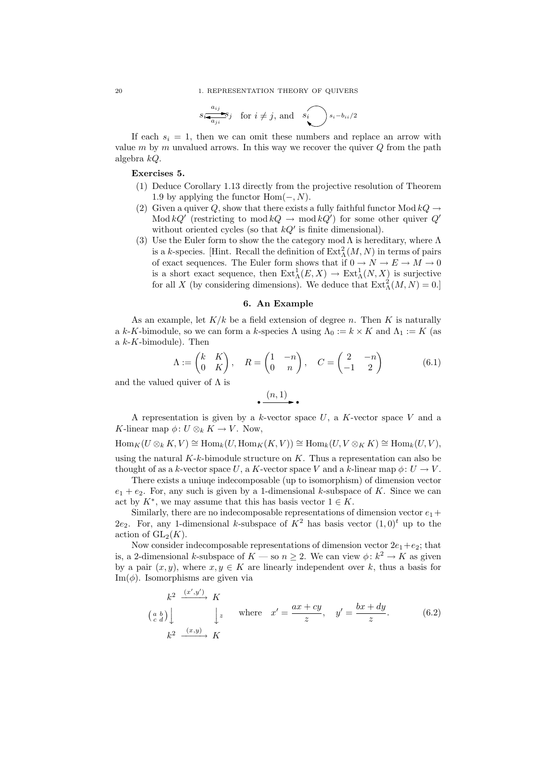$$s_i \underset{a_{ji}}{\overset{a_{ij}}{\rightleftarrows}} s_j \quad \text{for } i \neq j, \text{ and } \quad s_i \circlearrowright s_i - b_{ii}/2$$

If each $s_i = 1$, then we can omit these numbers and replace an arrow with value $m$ by $m$ unvalued arrows. In this way we recover the quiver $Q$ from the path algebra $kQ$.

**Exercises 5.**

1. Deduce Corollary 1.13 directly from the projective resolution of Theorem 1.9 by applying the functor $\mathrm{Hom}(-, N)$.
2. Given a quiver $Q$, show that there exists a fully faithful functor $\mathrm{Mod}\, kQ \to \mathrm{Mod}\, kQ'$ (restricting to $\mathrm{mod}\, kQ \to \mathrm{mod}\, kQ'$) for some other quiver $Q'$ without oriented cycles (so that $kQ'$ is finite dimensional).
3. Use the Euler form to show the the category $\mathrm{mod}\,\Lambda$ is hereditary, where $\Lambda$ is a $k$-species. [Hint. Recall the definition of $\mathrm{Ext}^2_\Lambda(M, N)$ in terms of pairs of exact sequences. The Euler form shows that if $0 \to N \to E \to M \to 0$ is a short exact sequence, then $\mathrm{Ext}^1_\Lambda(E, X) \to \mathrm{Ext}^1_\Lambda(N, X)$ is surjective for all $X$ (by considering dimensions). We deduce that $\mathrm{Ext}^2_\Lambda(M, N) = 0$.]

## 6. An Example

As an example, let $K/k$ be a field extension of degree $n$. Then $K$ is naturally a $k$-$K$-bimodule, so we can form a $k$-species $\Lambda$ using $\Lambda_0 := k \times K$ and $\Lambda_1 := K$ (as a $k$-$K$-bimodule). Then

$$\Lambda := \begin{pmatrix} k & K \\ 0 & K \end{pmatrix}, \quad R = \begin{pmatrix} 1 & -n \\ 0 & n \end{pmatrix}, \quad C = \begin{pmatrix} 2 & -n \\ -1 & 2 \end{pmatrix} \tag{6.1}$$

and the valued quiver of $\Lambda$ is

$$\bullet \xrightarrow{(n,1)} \bullet$$

A representation is given by a $k$-vector space $U$, a $K$-vector space $V$ and a $K$-linear map $\phi\colon U \otimes_k K \to V$. Now,

$$\mathrm{Hom}_K(U \otimes_k K, V) \cong \mathrm{Hom}_k(U, \mathrm{Hom}_K(K, V)) \cong \mathrm{Hom}_k(U, V \otimes_K K) \cong \mathrm{Hom}_k(U, V),$$

using the natural $K$-$k$-bimodule structure on $K$. Thus a representation can also be thought of as a $k$-vector space $U$, a $K$-vector space $V$ and a $k$-linear map $\phi\colon U \to V$.

There exists a uniuqe indecomposable (up to isomorphism) of dimension vector $e_1 + e_2$. For, any such is given by a 1-dimensional $k$-subspace of $K$. Since we can act by $K^*$, we may assume that this has basis vector $1 \in K$.

Similarly, there are no indecomposable representations of dimension vector $e_1 + 2e_2$. For, any 1-dimensional $k$-subspace of $K^2$ has basis vector $(1, 0)^t$ up to the action of $\mathrm{GL}_2(K)$.

Now consider indecomposable representations of dimension vector $2e_1 + e_2$; that is, a 2-dimensional $k$-subspace of $K$ — so $n \geq 2$. We can view $\phi\colon k^2 \to K$ as given by a pair $(x, y)$, where $x, y \in K$ are linearly independent over $k$, thus a basis for $\mathrm{Im}(\phi)$. Isomorphisms are given via

$$\begin{array}{ccc} k^2 & \xrightarrow{(x',y')} & K \\ \left(\begin{smallmatrix} a & b \\ c & d \end{smallmatrix}\right)\big\downarrow & & \big\downarrow z \\ k^2 & \xrightarrow{(x,y)} & K \end{array} \qquad \text{where} \quad x' = \frac{ax + cy}{z}, \quad y' = \frac{bx + dy}{z}. \tag{6.2}$$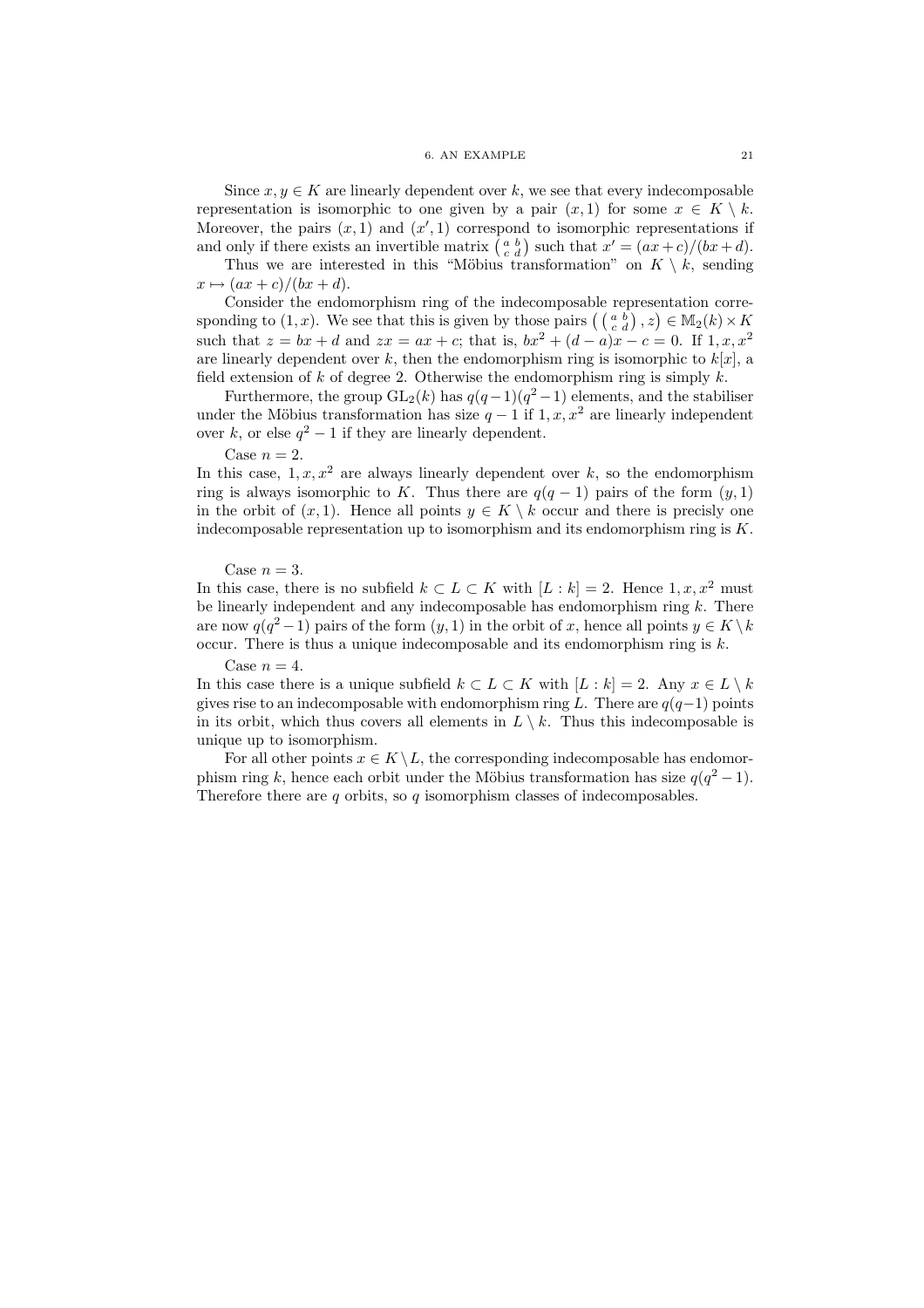Since $x, y \in K$ are linearly dependent over $k$, we see that every indecomposable representation is isomorphic to one given by a pair $(x, 1)$ for some $x \in K \setminus k$. Moreover, the pairs $(x, 1)$ and $(x', 1)$ correspond to isomorphic representations if and only if there exists an invertible matrix $\left(\begin{smallmatrix} a & b \\ c & d \end{smallmatrix}\right)$ such that $x' = (ax + c)/(bx + d)$.

Thus we are interested in this "Möbius transformation" on $K \setminus k$, sending $x \mapsto (ax + c)/(bx + d)$.

Consider the endomorphism ring of the indecomposable representation corresponding to $(1, x)$. We see that this is given by those pairs $\left(\left(\begin{smallmatrix} a & b \\ c & d \end{smallmatrix}\right), z\right) \in \mathbb{M}_2(k) \times K$ such that $z = bx + d$ and $zx = ax + c$; that is, $bx^2 + (d - a)x - c = 0$. If $1, x, x^2$ are linearly dependent over $k$, then the endomorphism ring is isomorphic to $k[x]$, a field extension of $k$ of degree 2. Otherwise the endomorphism ring is simply $k$.

Furthermore, the group $\mathrm{GL}_2(k)$ has $q(q-1)(q^2-1)$ elements, and the stabiliser under the Möbius transformation has size $q - 1$ if $1, x, x^2$ are linearly independent over $k$, or else $q^2 - 1$ if they are linearly dependent.

Case $n = 2$.
In this case, $1, x, x^2$ are always linearly dependent over $k$, so the endomorphism ring is always isomorphic to $K$. Thus there are $q(q - 1)$ pairs of the form $(y, 1)$ in the orbit of $(x, 1)$. Hence all points $y \in K \setminus k$ occur and there is precisly one indecomposable representation up to isomorphism and its endomorphism ring is $K$.

Case $n = 3$.
In this case, there is no subfield $k \subset L \subset K$ with $[L : k] = 2$. Hence $1, x, x^2$ must be linearly independent and any indecomposable has endomorphism ring $k$. There are now $q(q^2 - 1)$ pairs of the form $(y, 1)$ in the orbit of $x$, hence all points $y \in K \setminus k$ occur. There is thus a unique indecomposable and its endomorphism ring is $k$.

Case $n = 4$.
In this case there is a unique subfield $k \subset L \subset K$ with $[L : k] = 2$. Any $x \in L \setminus k$ gives rise to an indecomposable with endomorphism ring $L$. There are $q(q-1)$ points in its orbit, which thus covers all elements in $L \setminus k$. Thus this indecomposable is unique up to isomorphism.

For all other points $x \in K \setminus L$, the corresponding indecomposable has endomorphism ring $k$, hence each orbit under the Möbius transformation has size $q(q^2 - 1)$. Therefore there are $q$ orbits, so $q$ isomorphism classes of indecomposables.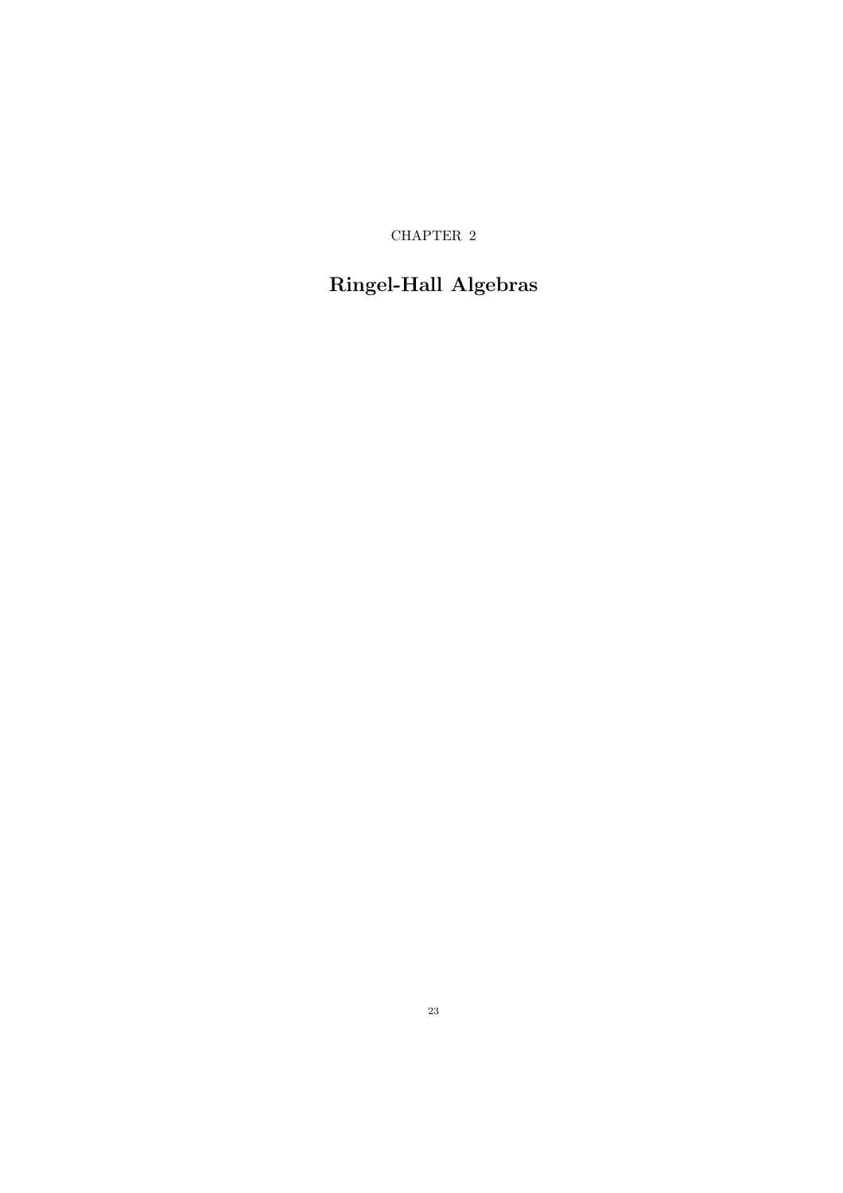CHAPTER 2

# Ringel-Hall Algebras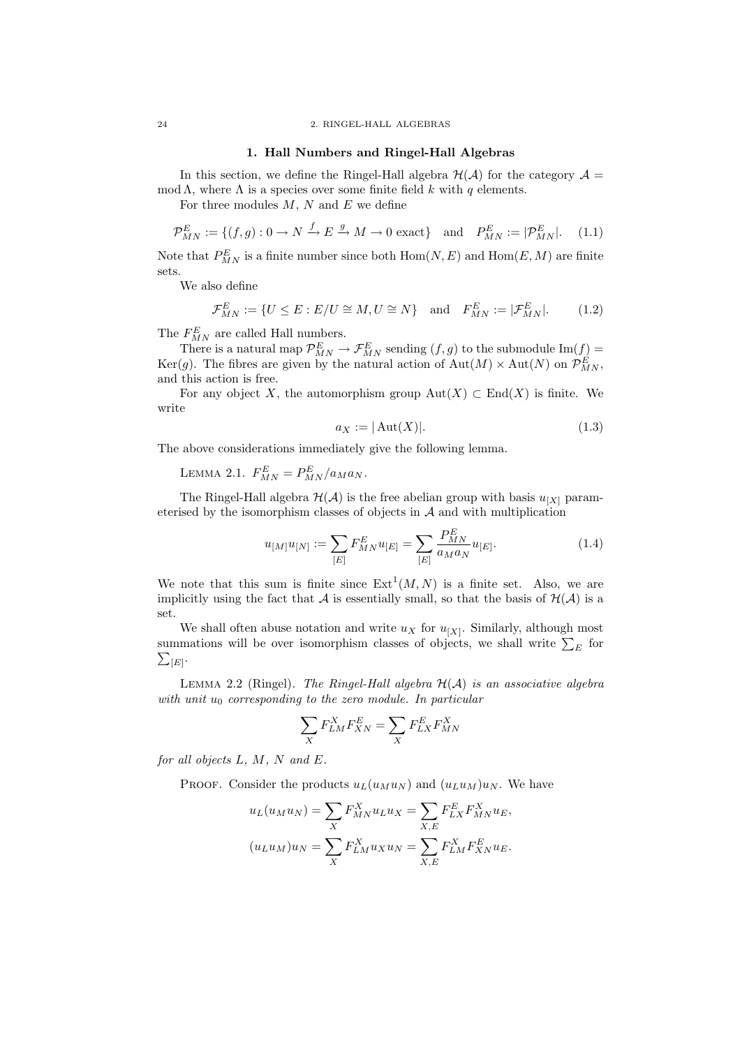## 1. Hall Numbers and Ringel-Hall Algebras

In this section, we define the Ringel-Hall algebra $\mathcal{H}(\mathcal{A})$ for the category $\mathcal{A} = \operatorname{mod}\Lambda$, where $\Lambda$ is a species over some finite field $k$ with $q$ elements.

For three modules $M$, $N$ and $E$ we define

$$\mathcal{P}_{MN}^{E} := \{(f,g) : 0 \to N \xrightarrow{f} E \xrightarrow{g} M \to 0 \text{ exact}\} \quad \text{and} \quad P_{MN}^{E} := |\mathcal{P}_{MN}^{E}|. \tag{1.1}$$

Note that $P_{MN}^{E}$ is a finite number since both $\operatorname{Hom}(N,E)$ and $\operatorname{Hom}(E,M)$ are finite sets.

We also define

$$\mathcal{F}_{MN}^{E} := \{U \leq E : E/U \cong M, U \cong N\} \quad \text{and} \quad F_{MN}^{E} := |\mathcal{F}_{MN}^{E}|. \tag{1.2}$$

The $F_{MN}^{E}$ are called Hall numbers.

There is a natural map $\mathcal{P}_{MN}^{E} \to \mathcal{F}_{MN}^{E}$ sending $(f,g)$ to the submodule $\operatorname{Im}(f) = \operatorname{Ker}(g)$. The fibres are given by the natural action of $\operatorname{Aut}(M) \times \operatorname{Aut}(N)$ on $\mathcal{P}_{MN}^{E}$, and this action is free.

For any object $X$, the automorphism group $\operatorname{Aut}(X) \subset \operatorname{End}(X)$ is finite. We write

$$a_X := |\operatorname{Aut}(X)|. \tag{1.3}$$

The above considerations immediately give the following lemma.

Lemma 2.1. $F_{MN}^{E} = P_{MN}^{E}/a_M a_N$.

The Ringel-Hall algebra $\mathcal{H}(\mathcal{A})$ is the free abelian group with basis $u_{[X]}$ parameterised by the isomorphism classes of objects in $\mathcal{A}$ and with multiplication

$$u_{[M]}u_{[N]} := \sum_{[E]} F_{MN}^{E} u_{[E]} = \sum_{[E]} \frac{P_{MN}^{E}}{a_M a_N} u_{[E]}. \tag{1.4}$$

We note that this sum is finite since $\operatorname{Ext}^1(M,N)$ is a finite set. Also, we are implicitly using the fact that $\mathcal{A}$ is essentially small, so that the basis of $\mathcal{H}(\mathcal{A})$ is a set.

We shall often abuse notation and write $u_X$ for $u_{[X]}$. Similarly, although most summations will be over isomorphism classes of objects, we shall write $\sum_E$ for $\sum_{[E]}$.

Lemma 2.2 (Ringel). *The Ringel-Hall algebra $\mathcal{H}(\mathcal{A})$ is an associative algebra with unit $u_0$ corresponding to the zero module. In particular*

$$\sum_X F_{LM}^{X} F_{XN}^{E} = \sum_X F_{LX}^{E} F_{MN}^{X}$$

*for all objects $L$, $M$, $N$ and $E$.*

Proof. Consider the products $u_L(u_M u_N)$ and $(u_L u_M)u_N$. We have

$$u_L(u_M u_N) = \sum_X F_{MN}^{X} u_L u_X = \sum_{X,E} F_{LX}^{E} F_{MN}^{X} u_E,$$

$$(u_L u_M)u_N = \sum_X F_{LM}^{X} u_X u_N = \sum_{X,E} F_{LM}^{X} F_{XN}^{E} u_E.$$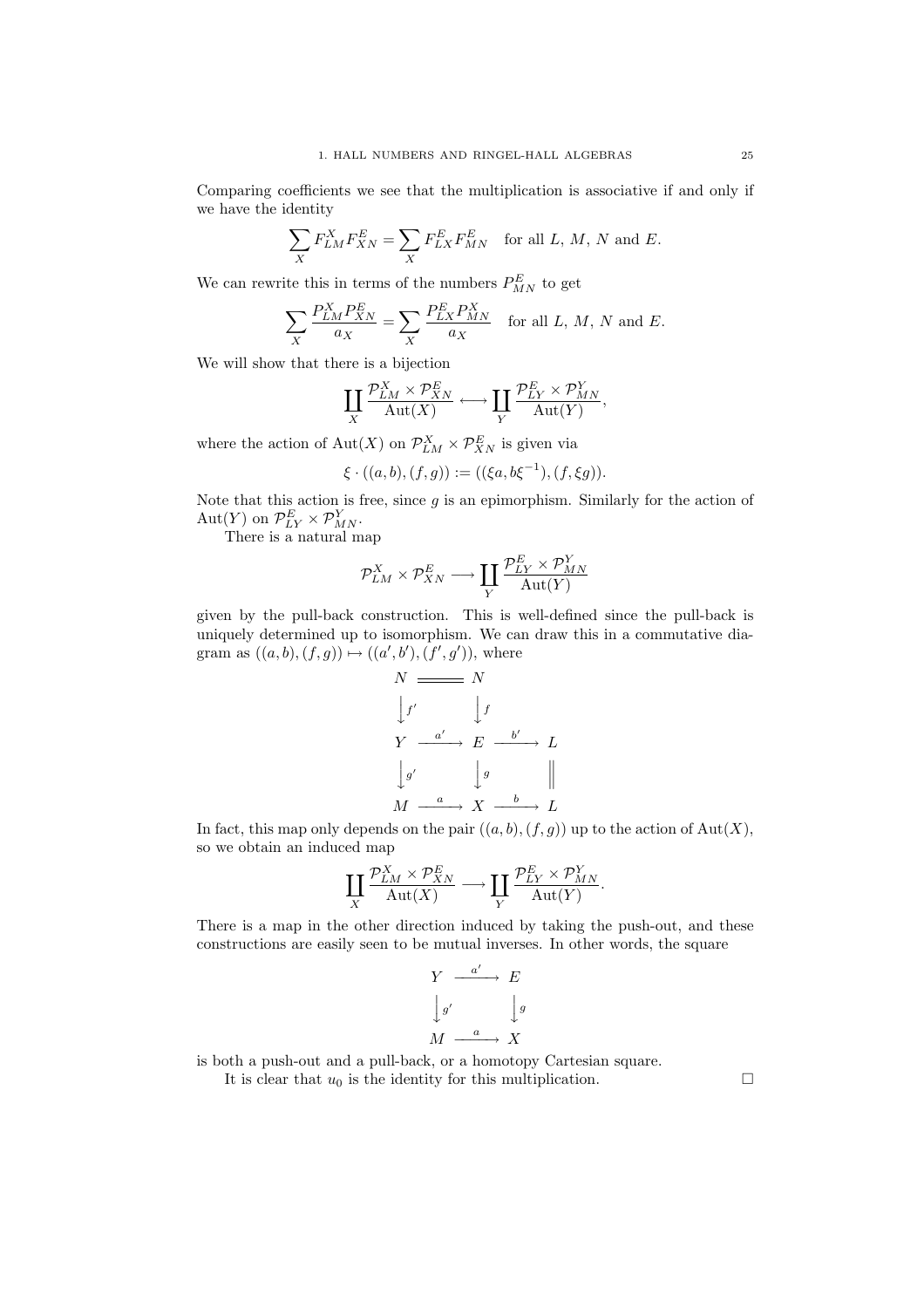Comparing coefficients we see that the multiplication is associative if and only if we have the identity

$$\sum_X F^X_{LM} F^E_{XN} = \sum_X F^E_{LX} F^E_{MN} \quad \text{for all } L, M, N \text{ and } E.$$

We can rewrite this in terms of the numbers $P^E_{MN}$ to get

$$\sum_X \frac{P^X_{LM} P^E_{XN}}{a_X} = \sum_X \frac{P^E_{LX} P^X_{MN}}{a_X} \quad \text{for all } L, M, N \text{ and } E.$$

We will show that there is a bijection

$$\coprod_X \frac{\mathcal{P}^X_{LM} \times \mathcal{P}^E_{XN}}{\mathrm{Aut}(X)} \longleftrightarrow \coprod_Y \frac{\mathcal{P}^E_{LY} \times \mathcal{P}^Y_{MN}}{\mathrm{Aut}(Y)},$$

where the action of $\mathrm{Aut}(X)$ on $\mathcal{P}^X_{LM} \times \mathcal{P}^E_{XN}$ is given via

$$\xi \cdot ((a,b),(f,g)) := ((\xi a, b\xi^{-1}),(f, \xi g)).$$

Note that this action is free, since $g$ is an epimorphism. Similarly for the action of $\mathrm{Aut}(Y)$ on $\mathcal{P}^E_{LY} \times \mathcal{P}^Y_{MN}$.

There is a natural map

$$\mathcal{P}^X_{LM} \times \mathcal{P}^E_{XN} \longrightarrow \coprod_Y \frac{\mathcal{P}^E_{LY} \times \mathcal{P}^Y_{MN}}{\mathrm{Aut}(Y)}$$

given by the pull-back construction. This is well-defined since the pull-back is uniquely determined up to isomorphism. We can draw this in a commutative diagram as $((a,b),(f,g)) \mapsto ((a',b'),(f',g'))$, where

$$\begin{array}{ccccc}
N & = & N & & \\
\downarrow f' & & \downarrow f & & \\
Y & \xrightarrow{a'} & E & \xrightarrow{b'} & L \\
\downarrow g' & & \downarrow g & & \| \\
M & \xrightarrow{a} & X & \xrightarrow{b} & L
\end{array}$$

In fact, this map only depends on the pair $((a,b),(f,g))$ up to the action of $\mathrm{Aut}(X)$, so we obtain an induced map

$$\coprod_X \frac{\mathcal{P}^X_{LM} \times \mathcal{P}^E_{XN}}{\mathrm{Aut}(X)} \longrightarrow \coprod_Y \frac{\mathcal{P}^E_{LY} \times \mathcal{P}^Y_{MN}}{\mathrm{Aut}(Y)}.$$

There is a map in the other direction induced by taking the push-out, and these constructions are easily seen to be mutual inverses. In other words, the square

$$\begin{array}{ccc}
Y & \xrightarrow{a'} & E \\
\downarrow g' & & \downarrow g \\
M & \xrightarrow{a} & X
\end{array}$$

is both a push-out and a pull-back, or a homotopy Cartesian square.

It is clear that $u_0$ is the identity for this multiplication. □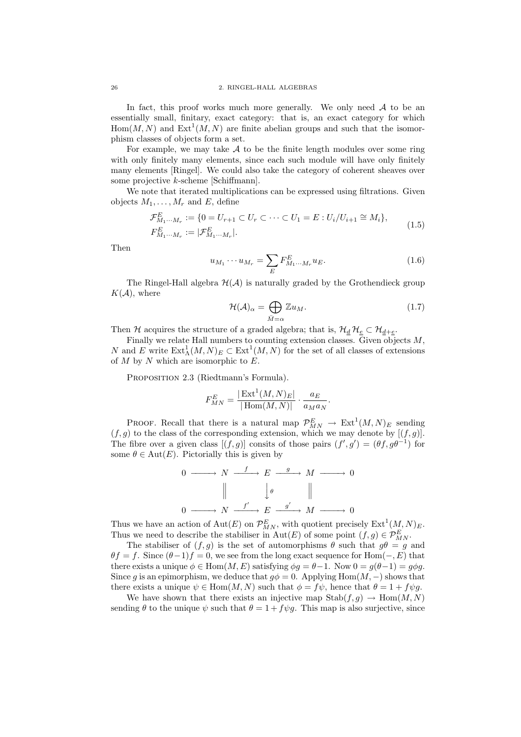In fact, this proof works much more generally. We only need $\mathcal{A}$ to be an essentially small, finitary, exact category: that is, an exact category for which $\operatorname{Hom}(M,N)$ and $\operatorname{Ext}^1(M,N)$ are finite abelian groups and such that the isomorphism classes of objects form a set.

For example, we may take $\mathcal{A}$ to be the finite length modules over some ring with only finitely many elements, since each such module will have only finitely many elements [Ringel]. We could also take the category of coherent sheaves over some projective $k$-scheme [Schiffmann].

We note that iterated multiplications can be expressed using filtrations. Given objects $M_1,\dots,M_r$ and $E$, define

$$
\begin{aligned}
\mathcal{F}^E_{M_1\cdots M_r} &:= \{0 = U_{r+1} \subset U_r \subset \cdots \subset U_1 = E : U_i/U_{i+1} \cong M_i\},\\
F^E_{M_1\cdots M_r} &:= |\mathcal{F}^E_{M_1\cdots M_r}|.
\end{aligned}
\tag{1.5}
$$

Then

$$
u_{M_1}\cdots u_{M_r} = \sum_E F^E_{M_1\cdots M_r} u_E. \tag{1.6}
$$

The Ringel-Hall algebra $\mathcal{H}(\mathcal{A})$ is naturally graded by the Grothendieck group $K(\mathcal{A})$, where

$$
\mathcal{H}(\mathcal{A})_\alpha = \bigoplus_{\bar{M}=\alpha} \mathbb{Z}u_M. \tag{1.7}
$$

Then $\mathcal{H}$ acquires the structure of a graded algebra; that is, $\mathcal{H}_{\underline{d}}\mathcal{H}_{\underline{e}} \subset \mathcal{H}_{\underline{d}+\underline{e}}$.

Finally we relate Hall numbers to counting extension classes. Given objects $M$, $N$ and $E$ write $\operatorname{Ext}^1_\Lambda(M,N)_E \subset \operatorname{Ext}^1(M,N)$ for the set of all classes of extensions of $M$ by $N$ which are isomorphic to $E$.

Proposition 2.3 (Riedtmann's Formula).

$$
F^E_{MN} = \frac{|\operatorname{Ext}^1(M,N)_E|}{|\operatorname{Hom}(M,N)|}\cdot\frac{a_E}{a_M a_N}.
$$

Proof. Recall that there is a natural map $\mathcal{P}^E_{MN} \to \operatorname{Ext}^1(M,N)_E$ sending $(f,g)$ to the class of the corresponding extension, which we may denote by $[(f,g)]$. The fibre over a given class $[(f,g)]$ consists of those pairs $(f',g') = (\theta f, g\theta^{-1})$ for some $\theta \in \operatorname{Aut}(E)$. Pictorially this is given by

$$
\begin{array}{ccccccccc}
0 & \longrightarrow & N & \xrightarrow{\;f\;} & E & \xrightarrow{\;g\;} & M & \longrightarrow & 0\\
 & & \| & & \downarrow\theta & & \| & & \\
0 & \longrightarrow & N & \xrightarrow{\;f'\;} & E & \xrightarrow{\;g'\;} & M & \longrightarrow & 0
\end{array}
$$

Thus we have an action of $\operatorname{Aut}(E)$ on $\mathcal{P}^E_{MN}$, with quotient precisely $\operatorname{Ext}^1(M,N)_E$. Thus we need to describe the stabiliser in $\operatorname{Aut}(E)$ of some point $(f,g)\in\mathcal{P}^E_{MN}$.

The stabiliser of $(f,g)$ is the set of automorphisms $\theta$ such that $g\theta = g$ and $\theta f = f$. Since $(\theta-1)f = 0$, we see from the long exact sequence for $\operatorname{Hom}(-,E)$ that there exists a unique $\phi \in \operatorname{Hom}(M,E)$ satisfying $\phi g = \theta - 1$. Now $0 = g(\theta-1) = g\phi g$. Since $g$ is an epimorphism, we deduce that $g\phi = 0$. Applying $\operatorname{Hom}(M,-)$ shows that there exists a unique $\psi \in \operatorname{Hom}(M,N)$ such that $\phi = f\psi$, hence that $\theta = 1 + f\psi g$.

We have shown that there exists an injective map $\operatorname{Stab}(f,g) \to \operatorname{Hom}(M,N)$ sending $\theta$ to the unique $\psi$ such that $\theta = 1 + f\psi g$. This map is also surjective, since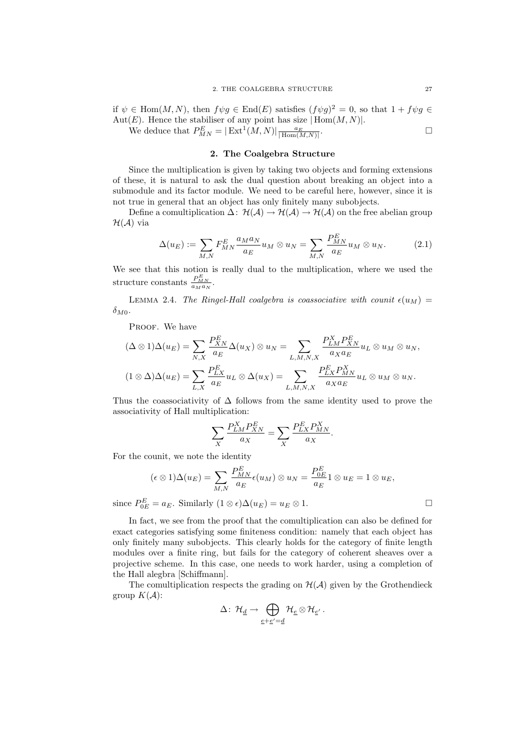if $\psi \in \mathrm{Hom}(M,N)$, then $f\psi g \in \mathrm{End}(E)$ satisfies $(f\psi g)^2 = 0$, so that $1 + f\psi g \in \mathrm{Aut}(E)$. Hence the stabiliser of any point has size $|\mathrm{Hom}(M,N)|$.

We deduce that $P_{MN}^E = |\mathrm{Ext}^1(M,N)| \frac{a_E}{|\mathrm{Hom}(M,N)|}$. □

## 2. The Coalgebra Structure

Since the multiplication is given by taking two objects and forming extensions of these, it is natural to ask the dual question about breaking an object into a submodule and its factor module. We need to be careful here, however, since it is not true in general that an object has only finitely many subobjects.

Define a comultiplication $\Delta\colon \mathcal{H}(\mathcal{A}) \to \mathcal{H}(\mathcal{A}) \to \mathcal{H}(\mathcal{A})$ on the free abelian group $\mathcal{H}(\mathcal{A})$ via

$$\Delta(u_E) := \sum_{M,N} F_{MN}^E \frac{a_M a_N}{a_E} u_M \otimes u_N = \sum_{M,N} \frac{P_{MN}^E}{a_E} u_M \otimes u_N. \tag{2.1}$$

We see that this notion is really dual to the multiplication, where we used the structure constants $\frac{P_{MN}^E}{a_M a_N}$.

Lemma 2.4. *The Ringel-Hall coalgebra is coassociative with counit $\epsilon(u_M) = \delta_{M0}$.*

Proof. We have

$$(\Delta \otimes 1)\Delta(u_E) = \sum_{N,X} \frac{P_{XN}^E}{a_E} \Delta(u_X) \otimes u_N = \sum_{L,M,N,X} \frac{P_{LM}^X P_{XN}^E}{a_X a_E} u_L \otimes u_M \otimes u_N,$$

$$(1 \otimes \Delta)\Delta(u_E) = \sum_{L,X} \frac{P_{LX}^E}{a_E} u_L \otimes \Delta(u_X) = \sum_{L,M,N,X} \frac{P_{LX}^E P_{MN}^X}{a_X a_E} u_L \otimes u_M \otimes u_N.$$

Thus the coassociativity of $\Delta$ follows from the same identity used to prove the associativity of Hall multiplication:

$$\sum_X \frac{P_{LM}^X P_{XN}^E}{a_X} = \sum_X \frac{P_{LX}^E P_{MN}^X}{a_X}.$$

For the counit, we note the identity

$$(\epsilon \otimes 1)\Delta(u_E) = \sum_{M,N} \frac{P_{MN}^E}{a_E} \epsilon(u_M) \otimes u_N = \frac{P_{0E}^E}{a_E} 1 \otimes u_E = 1 \otimes u_E,$$

since $P_{0E}^E = a_E$. Similarly $(1 \otimes \epsilon)\Delta(u_E) = u_E \otimes 1$. □

In fact, we see from the proof that the comultiplication can also be defined for exact categories satisfying some finiteness condition: namely that each object has only finitely many subobjects. This clearly holds for the category of finite length modules over a finite ring, but fails for the category of coherent sheaves over a projective scheme. In this case, one needs to work harder, using a completion of the Hall alegbra [Schiffmann].

The comultiplication respects the grading on $\mathcal{H}(\mathcal{A})$ given by the Grothendieck group $K(\mathcal{A})$:

$$\Delta\colon \mathcal{H}_{\underline{d}} \to \bigoplus_{\underline{e}+\underline{e}'=\underline{d}} \mathcal{H}_{\underline{e}} \otimes \mathcal{H}_{\underline{e}'}\,.$$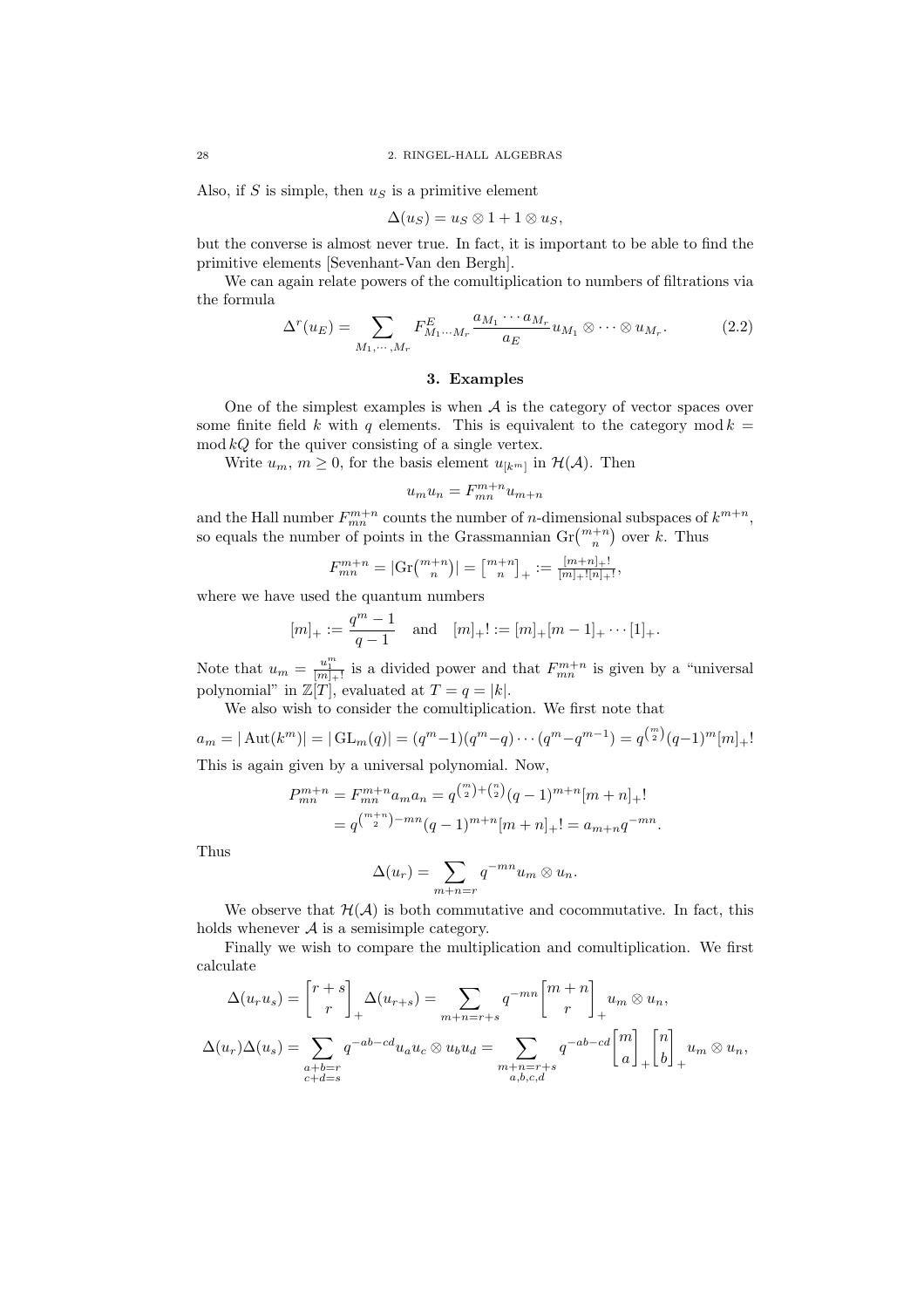Also, if $S$ is simple, then $u_S$ is a primitive element

$$\Delta(u_S) = u_S \otimes 1 + 1 \otimes u_S,$$

but the converse is almost never true. In fact, it is important to be able to find the primitive elements [Sevenhant-Van den Bergh].

We can again relate powers of the comultiplication to numbers of filtrations via the formula

$$\Delta^r(u_E) = \sum_{M_1,\cdots,M_r} F^E_{M_1\cdots M_r} \frac{a_{M_1}\cdots a_{M_r}}{a_E} u_{M_1} \otimes \cdots \otimes u_{M_r}. \tag{2.2}$$

## 3. Examples

One of the simplest examples is when $\mathcal{A}$ is the category of vector spaces over some finite field $k$ with $q$ elements. This is equivalent to the category $\operatorname{mod} k = \operatorname{mod} kQ$ for the quiver consisting of a single vertex.

Write $u_m$, $m \geq 0$, for the basis element $u_{[k^m]}$ in $\mathcal{H}(\mathcal{A})$. Then

$$u_m u_n = F^{m+n}_{mn} u_{m+n}$$

and the Hall number $F^{m+n}_{mn}$ counts the number of $n$-dimensional subspaces of $k^{m+n}$, so equals the number of points in the Grassmannian $\operatorname{Gr}\binom{m+n}{n}$ over $k$. Thus

$$F^{m+n}_{mn} = |\operatorname{Gr}\tbinom{m+n}{n}| = \begin{bmatrix} m+n \\ n \end{bmatrix}_+ := \tfrac{[m+n]_+!}{[m]_+![n]_+!},$$

where we have used the quantum numbers

$$[m]_+ := \frac{q^m - 1}{q-1} \quad \text{and} \quad [m]_+! := [m]_+[m-1]_+\cdots[1]_+.$$

Note that $u_m = \frac{u_1^m}{[m]_+!}$ is a divided power and that $F^{m+n}_{mn}$ is given by a "universal polynomial" in $\mathbb{Z}[T]$, evaluated at $T = q = |k|$.

We also wish to consider the comultiplication. We first note that

$$a_m = |\operatorname{Aut}(k^m)| = |\operatorname{GL}_m(q)| = (q^m-1)(q^m-q)\cdots(q^m-q^{m-1}) = q^{\binom{m}{2}}(q-1)^m[m]_+!$$

This is again given by a universal polynomial. Now,

$$\begin{aligned} P^{m+n}_{mn} &= F^{m+n}_{mn} a_m a_n = q^{\binom{m}{2}+\binom{n}{2}}(q-1)^{m+n}[m+n]_+! \\ &= q^{\binom{m+n}{2}-mn}(q-1)^{m+n}[m+n]_+! = a_{m+n}q^{-mn}. \end{aligned}$$

Thus

$$\Delta(u_r) = \sum_{m+n=r} q^{-mn} u_m \otimes u_n.$$

We observe that $\mathcal{H}(\mathcal{A})$ is both commutative and cocommutative. In fact, this holds whenever $\mathcal{A}$ is a semisimple category.

Finally we wish to compare the multiplication and comultiplication. We first calculate

$$\Delta(u_r u_s) = \begin{bmatrix} r+s \\ r \end{bmatrix}_+ \Delta(u_{r+s}) = \sum_{m+n=r+s} q^{-mn} \begin{bmatrix} m+n \\ r \end{bmatrix}_+ u_m \otimes u_n,$$

$$\Delta(u_r)\Delta(u_s) = \sum_{\substack{a+b=r \\ c+d=s}} q^{-ab-cd} u_a u_c \otimes u_b u_d = \sum_{\substack{m+n=r+s \\ a,b,c,d}} q^{-ab-cd} \begin{bmatrix} m \\ a \end{bmatrix}_+ \begin{bmatrix} n \\ b \end{bmatrix}_+ u_m \otimes u_n,$$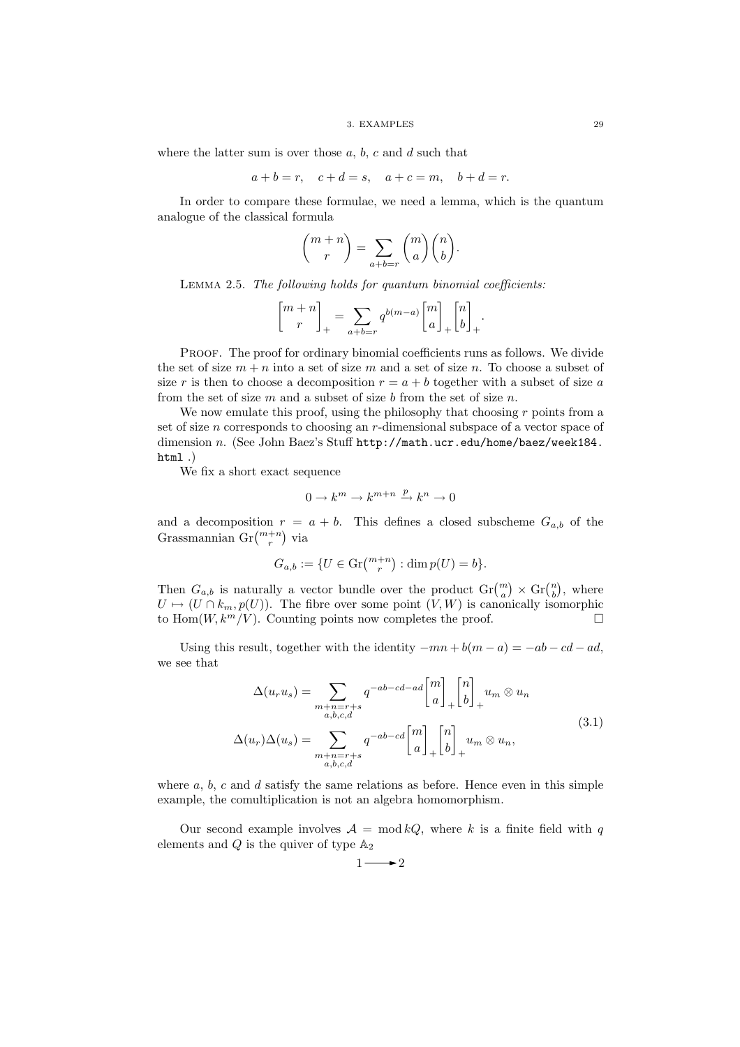where the latter sum is over those $a$, $b$, $c$ and $d$ such that

$$a+b=r, \quad c+d=s, \quad a+c=m, \quad b+d=r.$$

In order to compare these formulae, we need a lemma, which is the quantum analogue of the classical formula

$$\binom{m+n}{r} = \sum_{a+b=r} \binom{m}{a}\binom{n}{b}.$$

Lemma 2.5. *The following holds for quantum binomial coefficients:*

$$\begin{bmatrix} m+n \\ r \end{bmatrix}_+ = \sum_{a+b=r} q^{b(m-a)} \begin{bmatrix} m \\ a \end{bmatrix}_+ \begin{bmatrix} n \\ b \end{bmatrix}_+.$$

Proof. The proof for ordinary binomial coefficients runs as follows. We divide the set of size $m+n$ into a set of size $m$ and a set of size $n$. To choose a subset of size $r$ is then to choose a decomposition $r=a+b$ together with a subset of size $a$ from the set of size $m$ and a subset of size $b$ from the set of size $n$.

We now emulate this proof, using the philosophy that choosing $r$ points from a set of size $n$ corresponds to choosing an $r$-dimensional subspace of a vector space of dimension $n$. (See John Baez's Stuff http://math.ucr.edu/home/baez/week184.html .)

We fix a short exact sequence

$$0 \to k^m \to k^{m+n} \xrightarrow{p} k^n \to 0$$

and a decomposition $r=a+b$. This defines a closed subscheme $G_{a,b}$ of the Grassmannian $\mathrm{Gr}\binom{m+n}{r}$ via

$$G_{a,b} := \{U \in \mathrm{Gr}\tbinom{m+n}{r} : \dim p(U) = b\}.$$

Then $G_{a,b}$ is naturally a vector bundle over the product $\mathrm{Gr}\binom{m}{a} \times \mathrm{Gr}\binom{n}{b}$, where $U \mapsto (U \cap k_m, p(U))$. The fibre over some point $(V,W)$ is canonically isomorphic to $\mathrm{Hom}(W, k^m/V)$. Counting points now completes the proof. $\square$

Using this result, together with the identity $-mn + b(m-a) = -ab - cd - ad$, we see that

$$\begin{aligned} \Delta(u_r u_s) &= \sum_{\substack{m+n=r+s \\ a,b,c,d}} q^{-ab-cd-ad} \begin{bmatrix} m \\ a \end{bmatrix}_+ \begin{bmatrix} n \\ b \end{bmatrix}_+ u_m \otimes u_n \\ \Delta(u_r)\Delta(u_s) &= \sum_{\substack{m+n=r+s \\ a,b,c,d}} q^{-ab-cd} \begin{bmatrix} m \\ a \end{bmatrix}_+ \begin{bmatrix} n \\ b \end{bmatrix}_+ u_m \otimes u_n, \end{aligned} \tag{3.1}$$

where $a$, $b$, $c$ and $d$ satisfy the same relations as before. Hence even in this simple example, the comultiplication is not an algebra homomorphism.

Our second example involves $\mathcal{A} = \mathrm{mod}\, kQ$, where $k$ is a finite field with $q$ elements and $Q$ is the quiver of type $\mathbb{A}_2$

$$1 \longrightarrow 2$$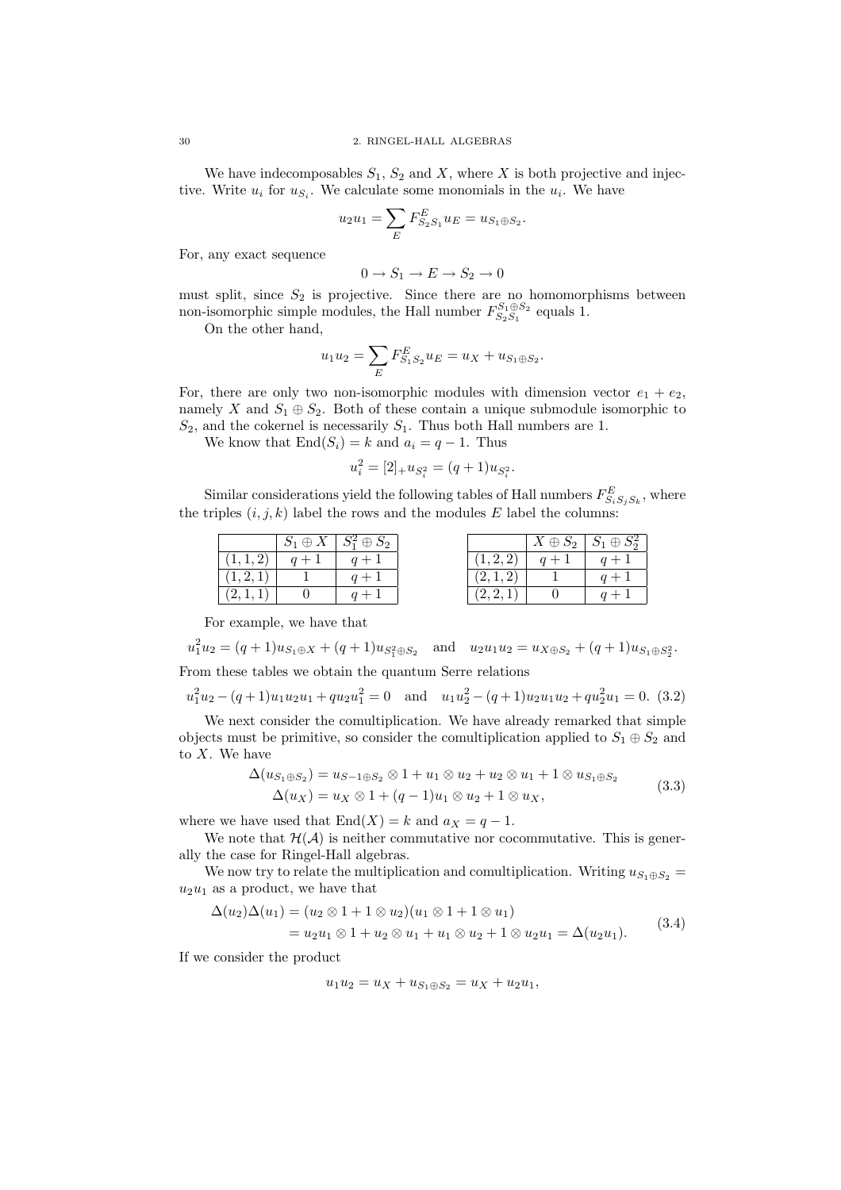We have indecomposables $S_1$, $S_2$ and $X$, where $X$ is both projective and injective. Write $u_i$ for $u_{S_i}$. We calculate some monomials in the $u_i$. We have

$$u_2 u_1 = \sum_E F^E_{S_2 S_1} u_E = u_{S_1 \oplus S_2}.$$

For, any exact sequence

$$0 \to S_1 \to E \to S_2 \to 0$$

must split, since $S_2$ is projective. Since there are no homomorphisms between non-isomorphic simple modules, the Hall number $F^{S_1 \oplus S_2}_{S_2 S_1}$ equals 1.

On the other hand,

$$u_1 u_2 = \sum_E F^E_{S_1 S_2} u_E = u_X + u_{S_1 \oplus S_2}.$$

For, there are only two non-isomorphic modules with dimension vector $e_1 + e_2$, namely $X$ and $S_1 \oplus S_2$. Both of these contain a unique submodule isomorphic to $S_2$, and the cokernel is necessarily $S_1$. Thus both Hall numbers are 1.

We know that $\mathrm{End}(S_i) = k$ and $a_i = q - 1$. Thus

$$u_i^2 = [2]_+ u_{S_i^2} = (q+1) u_{S_i^2}.$$

Similar considerations yield the following tables of Hall numbers $F^E_{S_i S_j S_k}$, where the triples $(i, j, k)$ label the rows and the modules $E$ label the columns:

| | $S_1 \oplus X$ | $S_1^2 \oplus S_2$ |
|---|---|---|
| $(1,1,2)$ | $q+1$ | $q+1$ |
| $(1,2,1)$ | $1$ | $q+1$ |
| $(2,1,1)$ | $0$ | $q+1$ |

| | $X \oplus S_2$ | $S_1 \oplus S_2^2$ |
|---|---|---|
| $(1,2,2)$ | $q+1$ | $q+1$ |
| $(2,1,2)$ | $1$ | $q+1$ |
| $(2,2,1)$ | $0$ | $q+1$ |

For example, we have that

$$u_1^2 u_2 = (q+1) u_{S_1 \oplus X} + (q+1) u_{S_1^2 \oplus S_2} \quad \text{and} \quad u_2 u_1 u_2 = u_{X \oplus S_2} + (q+1) u_{S_1 \oplus S_2^2}.$$

From these tables we obtain the quantum Serre relations

$$u_1^2 u_2 - (q+1) u_1 u_2 u_1 + q u_2 u_1^2 = 0 \quad \text{and} \quad u_1 u_2^2 - (q+1) u_2 u_1 u_2 + q u_2^2 u_1 = 0. \tag{3.2}$$

We next consider the comultiplication. We have already remarked that simple objects must be primitive, so consider the comultiplication applied to $S_1 \oplus S_2$ and to $X$. We have

$$\begin{aligned}
\Delta(u_{S_1 \oplus S_2}) &= u_{S-1 \oplus S_2} \otimes 1 + u_1 \otimes u_2 + u_2 \otimes u_1 + 1 \otimes u_{S_1 \oplus S_2} \\
\Delta(u_X) &= u_X \otimes 1 + (q-1) u_1 \otimes u_2 + 1 \otimes u_X,
\end{aligned} \tag{3.3}$$

where we have used that $\mathrm{End}(X) = k$ and $a_X = q - 1$.

We note that $\mathcal{H}(\mathcal{A})$ is neither commutative nor cocommutative. This is generally the case for Ringel-Hall algebras.

We now try to relate the multiplication and comultiplication. Writing $u_{S_1 \oplus S_2} = u_2 u_1$ as a product, we have that

$$\begin{aligned}
\Delta(u_2)\Delta(u_1) &= (u_2 \otimes 1 + 1 \otimes u_2)(u_1 \otimes 1 + 1 \otimes u_1) \\
&= u_2 u_1 \otimes 1 + u_2 \otimes u_1 + u_1 \otimes u_2 + 1 \otimes u_2 u_1 = \Delta(u_2 u_1).
\end{aligned} \tag{3.4}$$

If we consider the product

$$u_1 u_2 = u_X + u_{S_1 \oplus S_2} = u_X + u_2 u_1,$$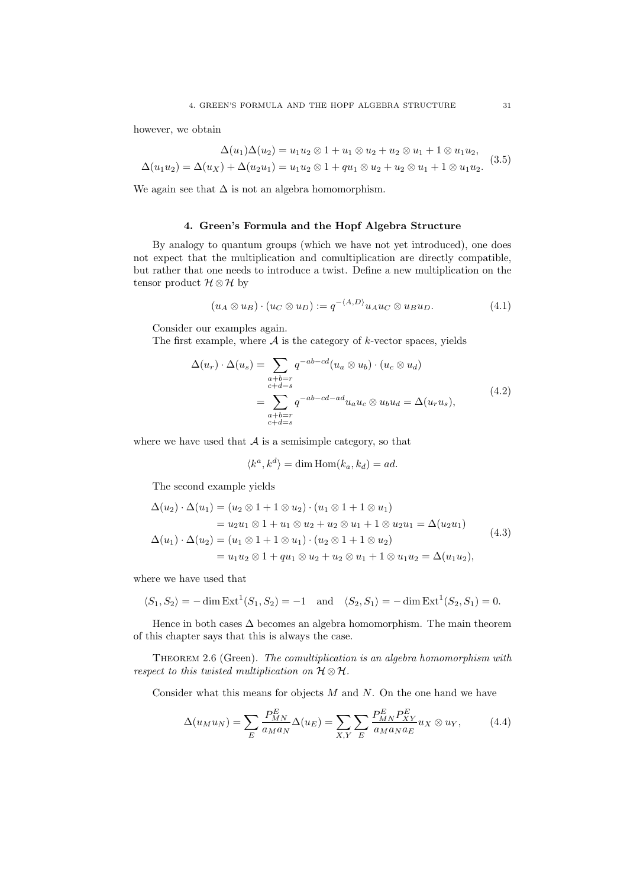however, we obtain

$$
\begin{aligned}
\Delta(u_1)\Delta(u_2) &= u_1u_2 \otimes 1 + u_1 \otimes u_2 + u_2 \otimes u_1 + 1 \otimes u_1u_2, \\
\Delta(u_1u_2) = \Delta(u_X) + \Delta(u_2u_1) &= u_1u_2 \otimes 1 + qu_1 \otimes u_2 + u_2 \otimes u_1 + 1 \otimes u_1u_2.
\end{aligned}
\tag{3.5}
$$

We again see that $\Delta$ is not an algebra homomorphism.

## 4. Green's Formula and the Hopf Algebra Structure

By analogy to quantum groups (which we have not yet introduced), one does not expect that the multiplication and comultiplication are directly compatible, but rather that one needs to introduce a twist. Define a new multiplication on the tensor product $\mathcal{H} \otimes \mathcal{H}$ by

$$
(u_A \otimes u_B) \cdot (u_C \otimes u_D) := q^{-\langle A, D \rangle} u_A u_C \otimes u_B u_D. \tag{4.1}
$$

Consider our examples again.

The first example, where $\mathcal{A}$ is the category of $k$-vector spaces, yields

$$
\begin{aligned}
\Delta(u_r) \cdot \Delta(u_s) &= \sum_{\substack{a+b=r \\ c+d=s}} q^{-ab-cd} (u_a \otimes u_b) \cdot (u_c \otimes u_d) \\
&= \sum_{\substack{a+b=r \\ c+d=s}} q^{-ab-cd-ad} u_a u_c \otimes u_b u_d = \Delta(u_r u_s),
\end{aligned}
\tag{4.2}
$$

where we have used that $\mathcal{A}$ is a semisimple category, so that

$$
\langle k^a, k^d \rangle = \dim \operatorname{Hom}(k_a, k_d) = ad.
$$

The second example yields

$$
\begin{aligned}
\Delta(u_2) \cdot \Delta(u_1) &= (u_2 \otimes 1 + 1 \otimes u_2) \cdot (u_1 \otimes 1 + 1 \otimes u_1) \\
&= u_2u_1 \otimes 1 + u_1 \otimes u_2 + u_2 \otimes u_1 + 1 \otimes u_2u_1 = \Delta(u_2u_1) \\
\Delta(u_1) \cdot \Delta(u_2) &= (u_1 \otimes 1 + 1 \otimes u_1) \cdot (u_2 \otimes 1 + 1 \otimes u_2) \\
&= u_1u_2 \otimes 1 + qu_1 \otimes u_2 + u_2 \otimes u_1 + 1 \otimes u_1u_2 = \Delta(u_1u_2),
\end{aligned}
\tag{4.3}
$$

where we have used that

$$
\langle S_1, S_2 \rangle = -\dim \operatorname{Ext}^1(S_1, S_2) = -1 \quad \text{and} \quad \langle S_2, S_1 \rangle = -\dim \operatorname{Ext}^1(S_2, S_1) = 0.
$$

Hence in both cases $\Delta$ becomes an algebra homomorphism. The main theorem of this chapter says that this is always the case.

Theorem 2.6 (Green). *The comultiplication is an algebra homomorphism with respect to this twisted multiplication on $\mathcal{H} \otimes \mathcal{H}$.*

Consider what this means for objects $M$ and $N$. On the one hand we have

$$
\Delta(u_M u_N) = \sum_E \frac{P_{MN}^E}{a_M a_N} \Delta(u_E) = \sum_{X,Y} \sum_E \frac{P_{MN}^E P_{XY}^E}{a_M a_N a_E} u_X \otimes u_Y, \tag{4.4}
$$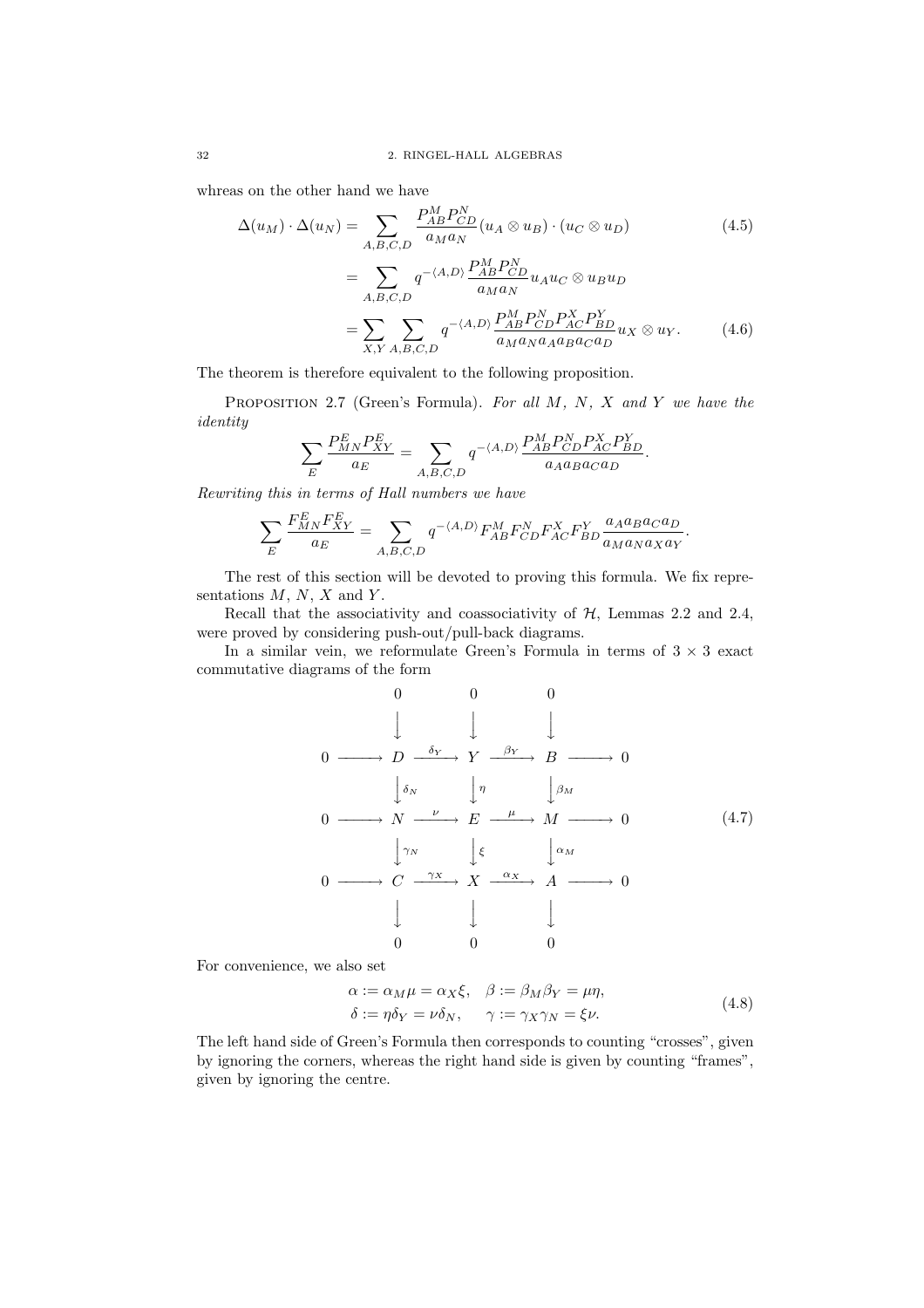whreas on the other hand we have

$$\Delta(u_M) \cdot \Delta(u_N) = \sum_{A,B,C,D} \frac{P^M_{AB} P^N_{CD}}{a_M a_N} (u_A \otimes u_B) \cdot (u_C \otimes u_D) \tag{4.5}$$

$$= \sum_{A,B,C,D} q^{-\langle A,D \rangle} \frac{P^M_{AB} P^N_{CD}}{a_M a_N} u_A u_C \otimes u_B u_D$$

$$= \sum_{X,Y} \sum_{A,B,C,D} q^{-\langle A,D \rangle} \frac{P^M_{AB} P^N_{CD} P^X_{AC} P^Y_{BD}}{a_M a_N a_A a_B a_C a_D} u_X \otimes u_Y. \tag{4.6}$$

The theorem is therefore equivalent to the following proposition.

Proposition 2.7 (Green's Formula). *For all $M$, $N$, $X$ and $Y$ we have the identity*

$$\sum_E \frac{P^E_{MN} P^E_{XY}}{a_E} = \sum_{A,B,C,D} q^{-\langle A,D \rangle} \frac{P^M_{AB} P^N_{CD} P^X_{AC} P^Y_{BD}}{a_A a_B a_C a_D}.$$

*Rewriting this in terms of Hall numbers we have*

$$\sum_E \frac{F^E_{MN} F^E_{XY}}{a_E} = \sum_{A,B,C,D} q^{-\langle A,D \rangle} F^M_{AB} F^N_{CD} F^X_{AC} F^Y_{BD} \frac{a_A a_B a_C a_D}{a_M a_N a_X a_Y}.$$

The rest of this section will be devoted to proving this formula. We fix representations $M$, $N$, $X$ and $Y$.

Recall that the associativity and coassociativity of $\mathcal{H}$, Lemmas 2.2 and 2.4, were proved by considering push-out/pull-back diagrams.

In a similar vein, we reformulate Green's Formula in terms of $3 \times 3$ exact commutative diagrams of the form

$$\begin{array}{ccccccccc}
 & & 0 & & 0 & & 0 & & \\
 & & \downarrow & & \downarrow & & \downarrow & & \\
0 & \longrightarrow & D & \xrightarrow{\delta_Y} & Y & \xrightarrow{\beta_Y} & B & \longrightarrow & 0 \\
 & & \downarrow{\scriptstyle \delta_N} & & \downarrow{\scriptstyle \eta} & & \downarrow{\scriptstyle \beta_M} & & \\
0 & \longrightarrow & N & \xrightarrow{\nu} & E & \xrightarrow{\mu} & M & \longrightarrow & 0 \\
 & & \downarrow{\scriptstyle \gamma_N} & & \downarrow{\scriptstyle \xi} & & \downarrow{\scriptstyle \alpha_M} & & \\
0 & \longrightarrow & C & \xrightarrow{\gamma_X} & X & \xrightarrow{\alpha_X} & A & \longrightarrow & 0 \\
 & & \downarrow & & \downarrow & & \downarrow & & \\
 & & 0 & & 0 & & 0 & &
\end{array} \tag{4.7}$$

For convenience, we also set

$$\begin{aligned} \alpha &:= \alpha_M \mu = \alpha_X \xi, \quad \beta := \beta_M \beta_Y = \mu \eta, \\ \delta &:= \eta \delta_Y = \nu \delta_N, \quad\;\; \gamma := \gamma_X \gamma_N = \xi \nu. \end{aligned} \tag{4.8}$$

The left hand side of Green's Formula then corresponds to counting "crosses", given by ignoring the corners, whereas the right hand side is given by counting "frames", given by ignoring the centre.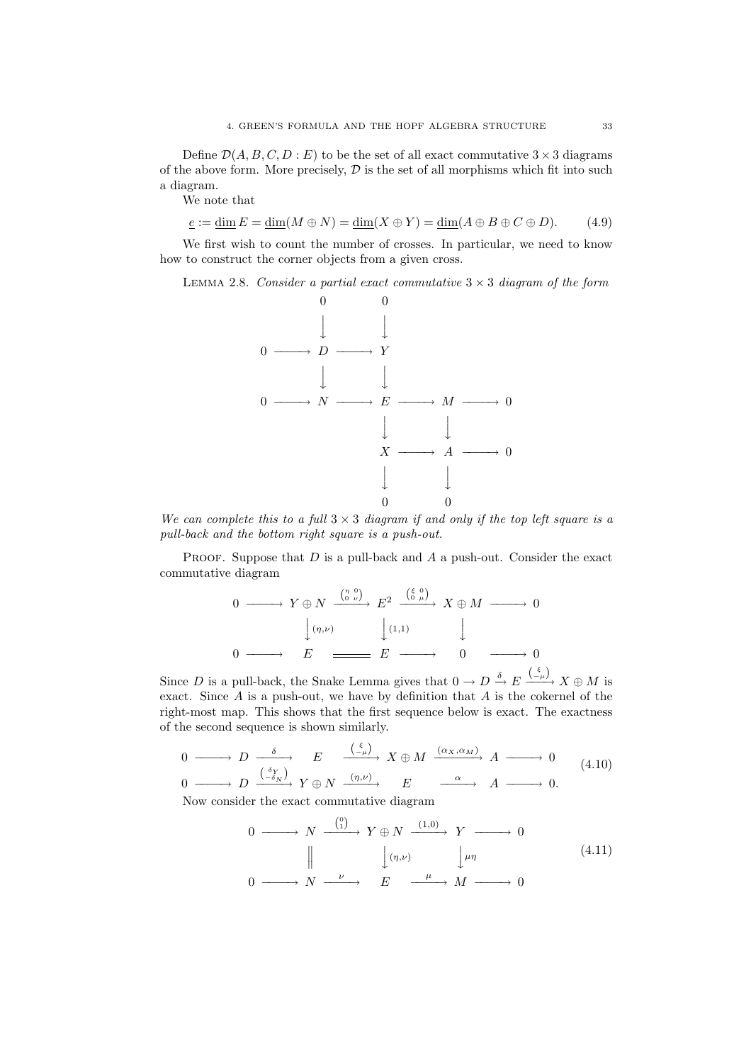Define $\mathcal{D}(A, B, C, D : E)$ to be the set of all exact commutative $3 \times 3$ diagrams of the above form. More precisely, $\mathcal{D}$ is the set of all morphisms which fit into such a diagram.

We note that

$$\underline{e} := \underline{\dim}\, E = \underline{\dim}(M \oplus N) = \underline{\dim}(X \oplus Y) = \underline{\dim}(A \oplus B \oplus C \oplus D). \tag{4.9}$$

We first wish to count the number of crosses. In particular, we need to know how to construct the corner objects from a given cross.

Lemma 2.8. *Consider a partial exact commutative $3 \times 3$ diagram of the form*

$$\begin{array}{ccccccccc}
 & & 0 & & 0 & & & & \\
 & & \downarrow & & \downarrow & & & & \\
0 & \longrightarrow & D & \longrightarrow & Y & & & & \\
 & & \downarrow & & \downarrow & & & & \\
0 & \longrightarrow & N & \longrightarrow & E & \longrightarrow & M & \longrightarrow & 0 \\
 & & & & \downarrow & & \downarrow & & \\
 & & & & X & \longrightarrow & A & \longrightarrow & 0 \\
 & & & & \downarrow & & \downarrow & & \\
 & & & & 0 & & 0 & &
\end{array}$$

*We can complete this to a full $3 \times 3$ diagram if and only if the top left square is a pull-back and the bottom right square is a push-out.*

Proof. Suppose that $D$ is a pull-back and $A$ a push-out. Consider the exact commutative diagram

$$\begin{array}{ccccccccc}
0 & \longrightarrow & Y \oplus N & \xrightarrow{\left(\begin{smallmatrix} \eta & 0 \\ 0 & \nu \end{smallmatrix}\right)} & E^2 & \xrightarrow{\left(\begin{smallmatrix} \xi & 0 \\ 0 & \mu \end{smallmatrix}\right)} & X \oplus M & \longrightarrow & 0 \\
 & & \downarrow{\scriptstyle (\eta,\nu)} & & \downarrow{\scriptstyle (1,1)} & & \downarrow & & \\
0 & \longrightarrow & E & = & E & \longrightarrow & 0 & \longrightarrow & 0
\end{array}$$

Since $D$ is a pull-back, the Snake Lemma gives that $0 \to D \xrightarrow{\delta} E \xrightarrow{\left(\begin{smallmatrix} \xi \\ -\mu \end{smallmatrix}\right)} X \oplus M$ is exact. Since $A$ is a push-out, we have by definition that $A$ is the cokernel of the right-most map. This shows that the first sequence below is exact. The exactness of the second sequence is shown similarly.

$$\begin{array}{ccccccccccc}
0 & \longrightarrow & D & \xrightarrow{\delta} & E & \xrightarrow{\left(\begin{smallmatrix} \xi \\ -\mu \end{smallmatrix}\right)} & X \oplus M & \xrightarrow{(\alpha_X, \alpha_M)} & A & \longrightarrow & 0 \\
0 & \longrightarrow & D & \xrightarrow{\left(\begin{smallmatrix} \delta_Y \\ -\delta_N \end{smallmatrix}\right)} & Y \oplus N & \xrightarrow{(\eta,\nu)} & E & \xrightarrow{\alpha} & A & \longrightarrow & 0.
\end{array} \tag{4.10}$$

Now consider the exact commutative diagram

$$\begin{array}{ccccccccc}
0 & \longrightarrow & N & \xrightarrow{\left(\begin{smallmatrix} 0 \\ 1 \end{smallmatrix}\right)} & Y \oplus N & \xrightarrow{(1,0)} & Y & \longrightarrow & 0 \\
 & & \| & & \downarrow{\scriptstyle (\eta,\nu)} & & \downarrow{\scriptstyle \mu\eta} & & \\
0 & \longrightarrow & N & \xrightarrow{\nu} & E & \xrightarrow{\mu} & M & \longrightarrow & 0
\end{array} \tag{4.11}$$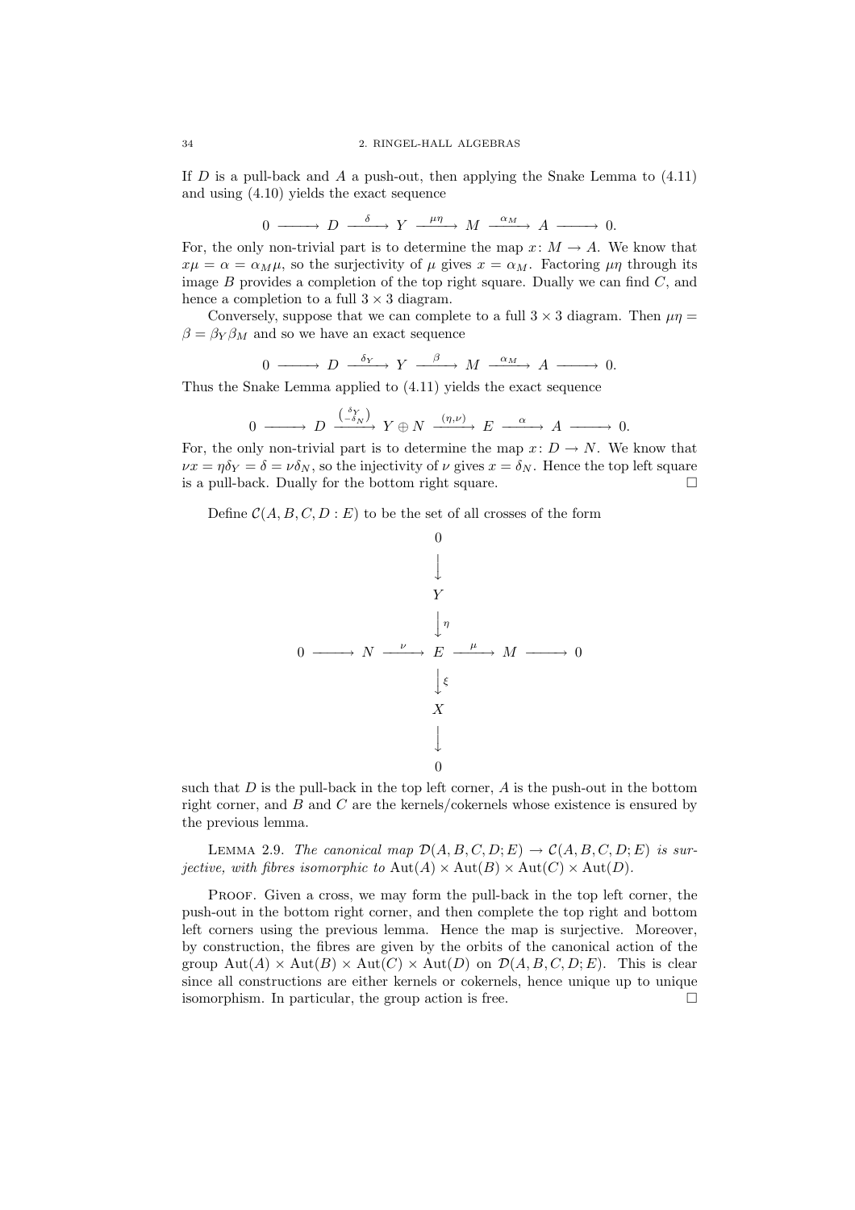If $D$ is a pull-back and $A$ a push-out, then applying the Snake Lemma to (4.11) and using (4.10) yields the exact sequence

$$0 \longrightarrow D \xrightarrow{\delta} Y \xrightarrow{\mu\eta} M \xrightarrow{\alpha_M} A \longrightarrow 0.$$

For, the only non-trivial part is to determine the map $x\colon M \to A$. We know that $x\mu = \alpha = \alpha_M \mu$, so the surjectivity of $\mu$ gives $x = \alpha_M$. Factoring $\mu\eta$ through its image $B$ provides a completion of the top right square. Dually we can find $C$, and hence a completion to a full $3 \times 3$ diagram.

Conversely, suppose that we can complete to a full $3 \times 3$ diagram. Then $\mu\eta = \beta = \beta_Y \beta_M$ and so we have an exact sequence

$$0 \longrightarrow D \xrightarrow{\delta_Y} Y \xrightarrow{\beta} M \xrightarrow{\alpha_M} A \longrightarrow 0.$$

Thus the Snake Lemma applied to (4.11) yields the exact sequence

$$0 \longrightarrow D \xrightarrow{\binom{\delta_Y}{-\delta_N}} Y \oplus N \xrightarrow{(\eta,\nu)} E \xrightarrow{\alpha} A \longrightarrow 0.$$

For, the only non-trivial part is to determine the map $x\colon D \to N$. We know that $\nu x = \eta\delta_Y = \delta = \nu\delta_N$, so the injectivity of $\nu$ gives $x = \delta_N$. Hence the top left square is a pull-back. Dually for the bottom right square. $\square$

Define $\mathcal{C}(A, B, C, D : E)$ to be the set of all crosses of the form

$$\begin{array}{ccccccccc}
 & & & & 0 & & & & \\
 & & & & \downarrow & & & & \\
 & & & & Y & & & & \\
 & & & & \downarrow{\scriptstyle \eta} & & & & \\
0 & \longrightarrow & N & \xrightarrow{\nu} & E & \xrightarrow{\mu} & M & \longrightarrow & 0 \\
 & & & & \downarrow{\scriptstyle \xi} & & & & \\
 & & & & X & & & & \\
 & & & & \downarrow & & & & \\
 & & & & 0 & & & &
\end{array}$$

such that $D$ is the pull-back in the top left corner, $A$ is the push-out in the bottom right corner, and $B$ and $C$ are the kernels/cokernels whose existence is ensured by the previous lemma.

Lemma 2.9. *The canonical map $\mathcal{D}(A, B, C, D; E) \to \mathcal{C}(A, B, C, D; E)$ is surjective, with fibres isomorphic to $\mathrm{Aut}(A) \times \mathrm{Aut}(B) \times \mathrm{Aut}(C) \times \mathrm{Aut}(D)$.*

Proof. Given a cross, we may form the pull-back in the top left corner, the push-out in the bottom right corner, and then complete the top right and bottom left corners using the previous lemma. Hence the map is surjective. Moreover, by construction, the fibres are given by the orbits of the canonical action of the group $\mathrm{Aut}(A) \times \mathrm{Aut}(B) \times \mathrm{Aut}(C) \times \mathrm{Aut}(D)$ on $\mathcal{D}(A, B, C, D; E)$. This is clear since all constructions are either kernels or cokernels, hence unique up to unique isomorphism. In particular, the group action is free. $\square$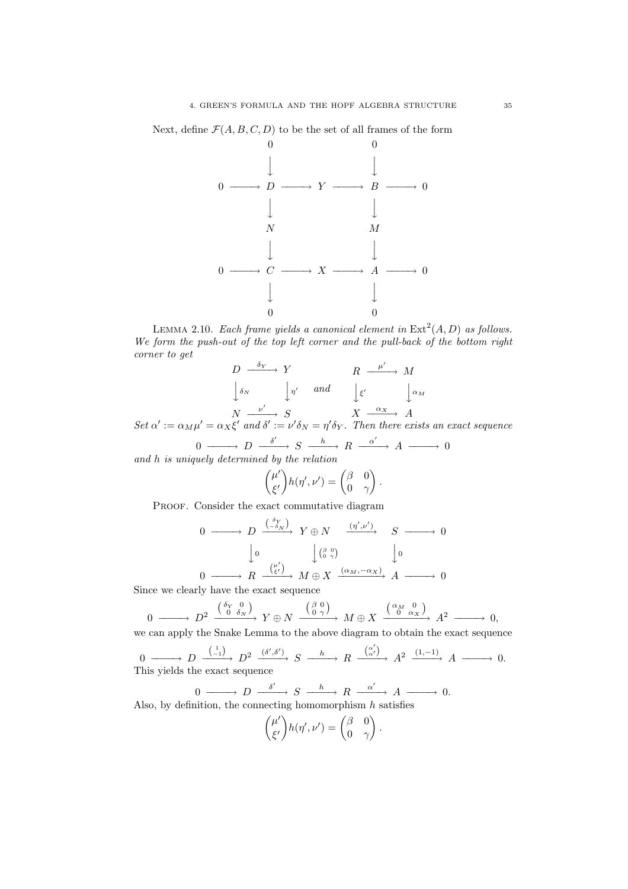Next, define $\mathcal{F}(A,B,C,D)$ to be the set of all frames of the form

$$\begin{array}{ccccccccc}
 & & 0 & & & & 0 & & \\
 & & \downarrow & & & & \downarrow & & \\
0 & \longrightarrow & D & \longrightarrow & Y & \longrightarrow & B & \longrightarrow & 0 \\
 & & \downarrow & & & & \downarrow & & \\
 & & N & & & & M & & \\
 & & \downarrow & & & & \downarrow & & \\
0 & \longrightarrow & C & \longrightarrow & X & \longrightarrow & A & \longrightarrow & 0 \\
 & & \downarrow & & & & \downarrow & & \\
 & & 0 & & & & 0 & &
\end{array}$$

LEMMA 2.10. *Each frame yields a canonical element in* $\operatorname{Ext}^2(A,D)$ *as follows. We form the push-out of the top left corner and the pull-back of the bottom right corner to get*

$$\begin{array}{ccc}
D & \xrightarrow{\delta_Y} & Y \\
\big\downarrow{\scriptstyle \delta_N} & & \big\downarrow{\scriptstyle \eta'} \\
N & \xrightarrow{\nu'} & S
\end{array}
\qquad \textit{and} \qquad
\begin{array}{ccc}
R & \xrightarrow{\mu'} & M \\
\big\downarrow{\scriptstyle \xi'} & & \big\downarrow{\scriptstyle \alpha_M} \\
X & \xrightarrow{\alpha_X} & A
\end{array}$$

*Set* $\alpha' := \alpha_M\mu' = \alpha_X\xi'$ *and* $\delta' := \nu'\delta_N = \eta'\delta_Y$. *Then there exists an exact sequence*

$$0 \longrightarrow D \xrightarrow{\delta'} S \xrightarrow{h} R \xrightarrow{\alpha'} A \longrightarrow 0$$

*and* $h$ *is uniquely determined by the relation*

$$\begin{pmatrix}\mu' \\ \xi'\end{pmatrix} h(\eta',\nu') = \begin{pmatrix}\beta & 0 \\ 0 & \gamma\end{pmatrix}.$$

PROOF. Consider the exact commutative diagram

$$\begin{array}{ccccccccc}
0 & \longrightarrow & D & \xrightarrow{\left(\begin{smallmatrix}\delta_Y \\ -\delta_N\end{smallmatrix}\right)} & Y\oplus N & \xrightarrow{(\eta',\nu')} & S & \longrightarrow & 0 \\
 & & \big\downarrow{\scriptstyle 0} & & \big\downarrow{\scriptstyle \left(\begin{smallmatrix}\beta & 0 \\ 0 & \gamma\end{smallmatrix}\right)} & & \big\downarrow{\scriptstyle 0} & & \\
0 & \longrightarrow & R & \xrightarrow{\left(\begin{smallmatrix}\mu' \\ \xi'\end{smallmatrix}\right)} & M\oplus X & \xrightarrow{(\alpha_M,-\alpha_X)} & A & \longrightarrow & 0
\end{array}$$

Since we clearly have the exact sequence

$$0 \longrightarrow D^2 \xrightarrow{\left(\begin{smallmatrix}\delta_Y & 0 \\ 0 & \delta_N\end{smallmatrix}\right)} Y\oplus N \xrightarrow{\left(\begin{smallmatrix}\beta & 0 \\ 0 & \gamma\end{smallmatrix}\right)} M\oplus X \xrightarrow{\left(\begin{smallmatrix}\alpha_M & 0 \\ 0 & \alpha_X\end{smallmatrix}\right)} A^2 \longrightarrow 0,$$

we can apply the Snake Lemma to the above diagram to obtain the exact sequence

$$0 \longrightarrow D \xrightarrow{\left(\begin{smallmatrix}1 \\ -1\end{smallmatrix}\right)} D^2 \xrightarrow{(\delta',\delta')} S \xrightarrow{h} R \xrightarrow{\left(\begin{smallmatrix}\alpha' \\ \alpha'\end{smallmatrix}\right)} A^2 \xrightarrow{(1,-1)} A \longrightarrow 0.$$

This yields the exact sequence

$$0 \longrightarrow D \xrightarrow{\delta'} S \xrightarrow{h} R \xrightarrow{\alpha'} A \longrightarrow 0.$$

Also, by definition, the connecting homomorphism $h$ satisfies

$$\begin{pmatrix}\mu' \\ \xi'\end{pmatrix} h(\eta',\nu') = \begin{pmatrix}\beta & 0 \\ 0 & \gamma\end{pmatrix}.$$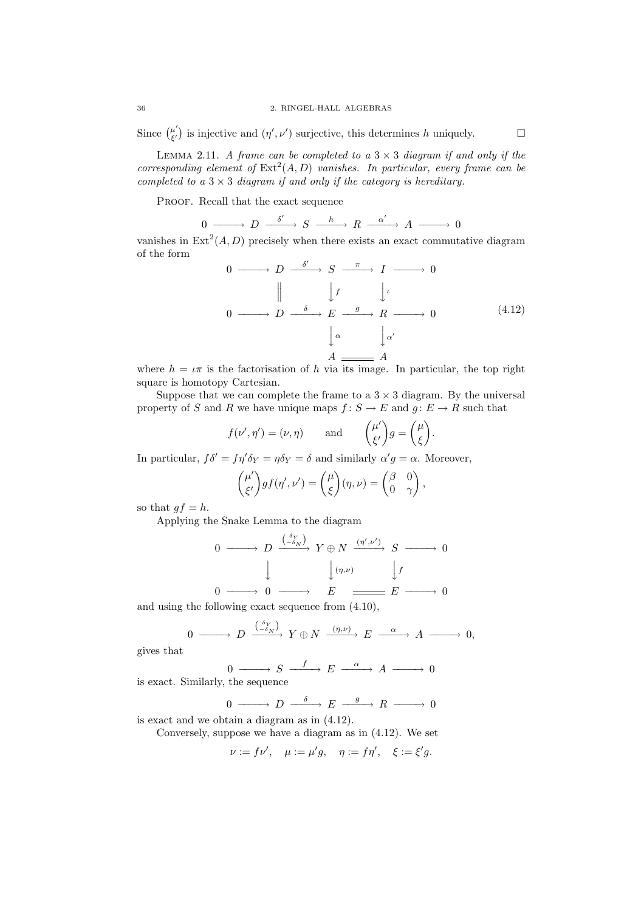Since $\binom{\mu'}{\xi'}$ is injective and $(\eta', \nu')$ surjective, this determines $h$ uniquely. $\square$

**Lemma 2.11.** *A frame can be completed to a $3 \times 3$ diagram if and only if the corresponding element of $\mathrm{Ext}^2(A, D)$ vanishes. In particular, every frame can be completed to a $3 \times 3$ diagram if and only if the category is hereditary.*

Proof. Recall that the exact sequence

$$0 \longrightarrow D \xrightarrow{\delta'} S \xrightarrow{h} R \xrightarrow{\alpha'} A \longrightarrow 0$$

vanishes in $\mathrm{Ext}^2(A, D)$ precisely when there exists an exact commutative diagram of the form

$$\begin{array}{ccccccccc}
0 & \longrightarrow & D & \xrightarrow{\delta'} & S & \xrightarrow{\pi} & I & \longrightarrow & 0 \\
 & & \Vert & & \downarrow f & & \downarrow \iota & & \\
0 & \longrightarrow & D & \xrightarrow{\delta} & E & \xrightarrow{g} & R & \longrightarrow & 0 \\
 & & & & \downarrow \alpha & & \downarrow \alpha' & & \\
 & & & & A & = & A & &
\end{array} \tag{4.12}$$

where $h = \iota\pi$ is the factorisation of $h$ via its image. In particular, the top right square is homotopy Cartesian.

Suppose that we can complete the frame to a $3 \times 3$ diagram. By the universal property of $S$ and $R$ we have unique maps $f\colon S \to E$ and $g\colon E \to R$ such that

$$f(\nu', \eta') = (\nu, \eta) \qquad \text{and} \qquad \begin{pmatrix} \mu' \\ \xi' \end{pmatrix} g = \begin{pmatrix} \mu \\ \xi \end{pmatrix}.$$

In particular, $f\delta' = f\eta'\delta_Y = \eta\delta_Y = \delta$ and similarly $\alpha' g = \alpha$. Moreover,

$$\begin{pmatrix} \mu' \\ \xi' \end{pmatrix} g f (\eta', \nu') = \begin{pmatrix} \mu \\ \xi \end{pmatrix} (\eta, \nu) = \begin{pmatrix} \beta & 0 \\ 0 & \gamma \end{pmatrix},$$

so that $gf = h$.

Applying the Snake Lemma to the diagram

$$\begin{array}{ccccccccc}
0 & \longrightarrow & D & \xrightarrow{\binom{\delta_Y}{-\delta_N}} & Y \oplus N & \xrightarrow{(\eta', \nu')} & S & \longrightarrow & 0 \\
 & & \downarrow & & \downarrow (\eta, \nu) & & \downarrow f & & \\
0 & \longrightarrow & 0 & \longrightarrow & E & = & E & \longrightarrow & 0
\end{array}$$

and using the following exact sequence from (4.10),

$$0 \longrightarrow D \xrightarrow{\binom{\delta_Y}{-\delta_N}} Y \oplus N \xrightarrow{(\eta, \nu)} E \xrightarrow{\alpha} A \longrightarrow 0,$$

gives that

$$0 \longrightarrow S \xrightarrow{f} E \xrightarrow{\alpha} A \longrightarrow 0$$

is exact. Similarly, the sequence

$$0 \longrightarrow D \xrightarrow{\delta} E \xrightarrow{g} R \longrightarrow 0$$

is exact and we obtain a diagram as in (4.12).

Conversely, suppose we have a diagram as in (4.12). We set

$$\nu := f\nu', \quad \mu := \mu' g, \quad \eta := f\eta', \quad \xi := \xi' g.$$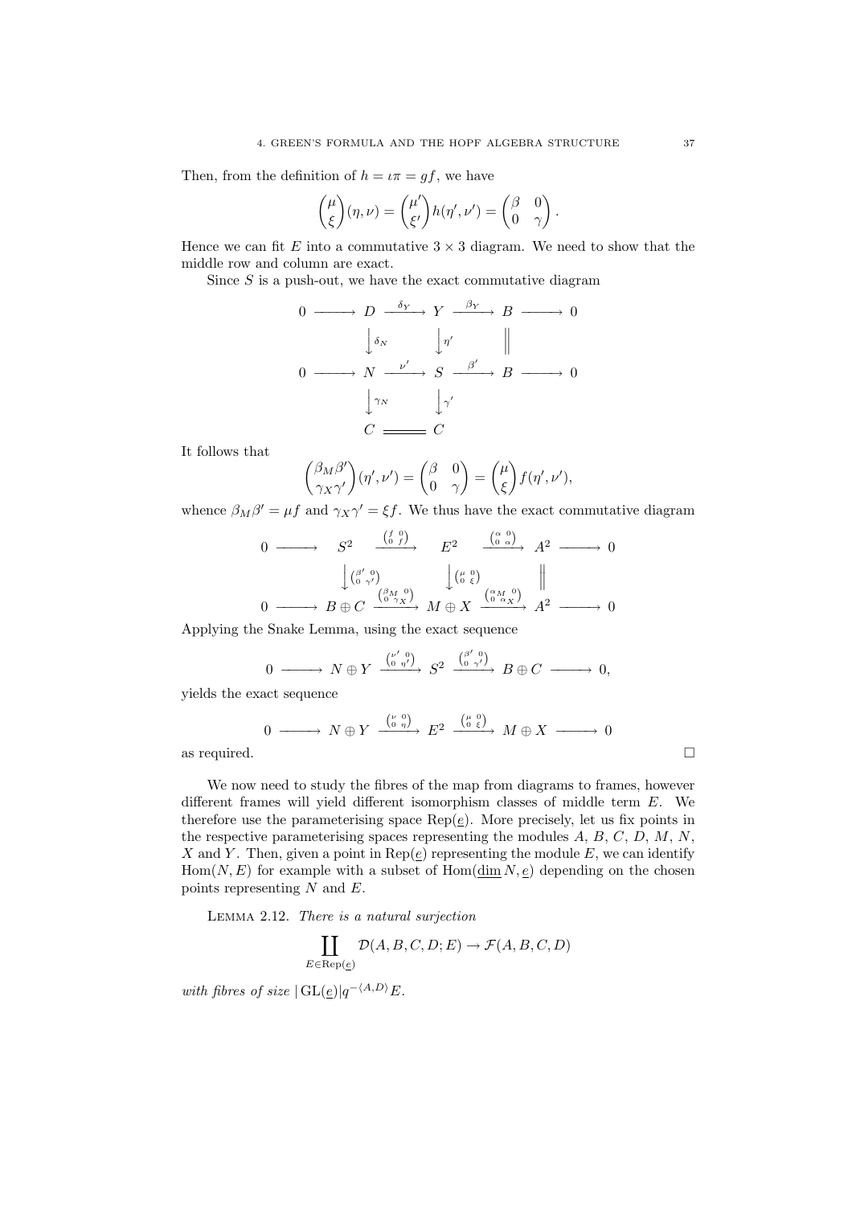Then, from the definition of $h = \iota\pi = gf$, we have

$$\begin{pmatrix} \mu \\ \xi \end{pmatrix} (\eta, \nu) = \begin{pmatrix} \mu' \\ \xi' \end{pmatrix} h(\eta', \nu') = \begin{pmatrix} \beta & 0 \\ 0 & \gamma \end{pmatrix}.$$

Hence we can fit $E$ into a commutative $3 \times 3$ diagram. We need to show that the middle row and column are exact.

Since $S$ is a push-out, we have the exact commutative diagram

$$\begin{array}{ccccccccc}
0 & \longrightarrow & D & \xrightarrow{\delta_Y} & Y & \xrightarrow{\beta_Y} & B & \longrightarrow & 0 \\
 & & \downarrow{\scriptstyle \delta_N} & & \downarrow{\scriptstyle \eta'} & & \| & & \\
0 & \longrightarrow & N & \xrightarrow{\nu'} & S & \xrightarrow{\beta'} & B & \longrightarrow & 0 \\
 & & \downarrow{\scriptstyle \gamma_N} & & \downarrow{\scriptstyle \gamma'} & & & & \\
 & & C & = & C & & & &
\end{array}$$

It follows that

$$\begin{pmatrix} \beta_M \beta' \\ \gamma_X \gamma' \end{pmatrix} (\eta', \nu') = \begin{pmatrix} \beta & 0 \\ 0 & \gamma \end{pmatrix} = \begin{pmatrix} \mu \\ \xi \end{pmatrix} f(\eta', \nu'),$$

whence $\beta_M \beta' = \mu f$ and $\gamma_X \gamma' = \xi f$. We thus have the exact commutative diagram

$$\begin{array}{ccccccccc}
0 & \longrightarrow & S^2 & \xrightarrow{\left(\begin{smallmatrix} f & 0 \\ 0 & f \end{smallmatrix}\right)} & E^2 & \xrightarrow{\left(\begin{smallmatrix} \alpha & 0 \\ 0 & \alpha \end{smallmatrix}\right)} & A^2 & \longrightarrow & 0 \\
 & & \downarrow{\scriptstyle \left(\begin{smallmatrix} \beta' & 0 \\ 0 & \gamma' \end{smallmatrix}\right)} & & \downarrow{\scriptstyle \left(\begin{smallmatrix} \mu & 0 \\ 0 & \xi \end{smallmatrix}\right)} & & \| & & \\
0 & \longrightarrow & B \oplus C & \xrightarrow{\left(\begin{smallmatrix} \beta_M & 0 \\ 0 & \gamma_X \end{smallmatrix}\right)} & M \oplus X & \xrightarrow{\left(\begin{smallmatrix} \alpha_M & 0 \\ 0 & \alpha_X \end{smallmatrix}\right)} & A^2 & \longrightarrow & 0
\end{array}$$

Applying the Snake Lemma, using the exact sequence

$$0 \longrightarrow N \oplus Y \xrightarrow{\left(\begin{smallmatrix} \nu' & 0 \\ 0 & \eta' \end{smallmatrix}\right)} S^2 \xrightarrow{\left(\begin{smallmatrix} \beta' & 0 \\ 0 & \gamma' \end{smallmatrix}\right)} B \oplus C \longrightarrow 0,$$

yields the exact sequence

$$0 \longrightarrow N \oplus Y \xrightarrow{\left(\begin{smallmatrix} \nu & 0 \\ 0 & \eta \end{smallmatrix}\right)} E^2 \xrightarrow{\left(\begin{smallmatrix} \mu & 0 \\ 0 & \xi \end{smallmatrix}\right)} M \oplus X \longrightarrow 0$$

as required. □

We now need to study the fibres of the map from diagrams to frames, however different frames will yield different isomorphism classes of middle term $E$. We therefore use the parameterising space $\mathrm{Rep}(\underline{e})$. More precisely, let us fix points in the respective parameterising spaces representing the modules $A$, $B$, $C$, $D$, $M$, $N$, $X$ and $Y$. Then, given a point in $\mathrm{Rep}(\underline{e})$ representing the module $E$, we can identify $\mathrm{Hom}(N, E)$ for example with a subset of $\mathrm{Hom}(\underline{\dim}\, N, \underline{e})$ depending on the chosen points representing $N$ and $E$.

Lemma 2.12. *There is a natural surjection*

$$\coprod_{E \in \mathrm{Rep}(\underline{e})} \mathcal{D}(A, B, C, D; E) \to \mathcal{F}(A, B, C, D)$$

*with fibres of size* $|\,\mathrm{GL}(\underline{e})| q^{-\langle A, D \rangle} E$.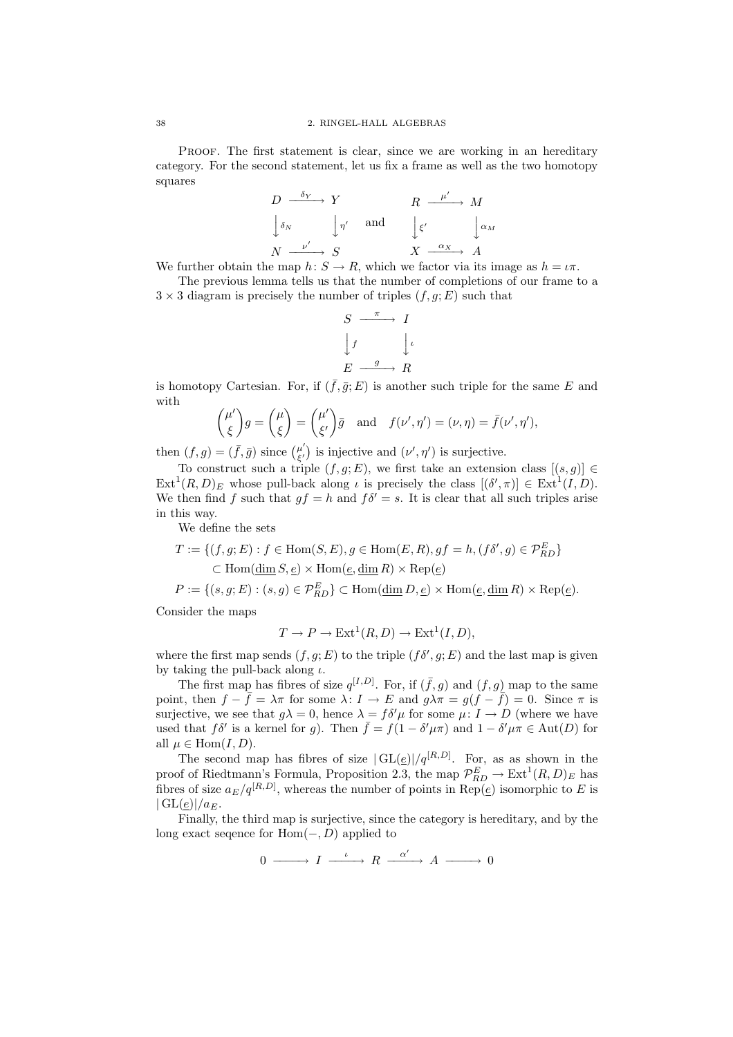PROOF. The first statement is clear, since we are working in an hereditary category. For the second statement, let us fix a frame as well as the two homotopy squares

$$\begin{array}{ccc} D & \xrightarrow{\delta_Y} & Y \\ \downarrow{\scriptstyle \delta_N} & & \downarrow{\scriptstyle \eta'} \\ N & \xrightarrow{\nu'} & S \end{array} \quad \text{and} \quad \begin{array}{ccc} R & \xrightarrow{\mu'} & M \\ \downarrow{\scriptstyle \xi'} & & \downarrow{\scriptstyle \alpha_M} \\ X & \xrightarrow{\alpha_X} & A \end{array}$$

We further obtain the map $h\colon S \to R$, which we factor via its image as $h = \iota\pi$.

The previous lemma tells us that the number of completions of our frame to a $3 \times 3$ diagram is precisely the number of triples $(f, g; E)$ such that

$$\begin{array}{ccc} S & \xrightarrow{\pi} & I \\ \downarrow{\scriptstyle f} & & \downarrow{\scriptstyle \iota} \\ E & \xrightarrow{g} & R \end{array}$$

is homotopy Cartesian. For, if $(\bar{f}, \bar{g}; E)$ is another such triple for the same $E$ and with

$$\begin{pmatrix} \mu' \\ \xi \end{pmatrix} g = \begin{pmatrix} \mu \\ \xi \end{pmatrix} = \begin{pmatrix} \mu' \\ \xi' \end{pmatrix} \bar{g} \quad \text{and} \quad f(\nu', \eta') = (\nu, \eta) = \bar{f}(\nu', \eta'),$$

then $(f, g) = (\bar{f}, \bar{g})$ since $\binom{\mu'}{\xi'}$ is injective and $(\nu', \eta')$ is surjective.

To construct such a triple $(f, g; E)$, we first take an extension class $[(s, g)] \in \operatorname{Ext}^1(R, D)_E$ whose pull-back along $\iota$ is precisely the class $[(\delta', \pi)] \in \operatorname{Ext}^1(I, D)$. We then find $f$ such that $gf = h$ and $f\delta' = s$. It is clear that all such triples arise in this way.

We define the sets

$$\begin{aligned} T &:= \{(f, g; E) : f \in \operatorname{Hom}(S, E), g \in \operatorname{Hom}(E, R), gf = h, (f\delta', g) \in \mathcal{P}^E_{RD}\} \\ &\subset \operatorname{Hom}(\underline{\dim}\, S, \underline{e}) \times \operatorname{Hom}(\underline{e}, \underline{\dim}\, R) \times \operatorname{Rep}(\underline{e}) \\ P &:= \{(s, g; E) : (s, g) \in \mathcal{P}^E_{RD}\} \subset \operatorname{Hom}(\underline{\dim}\, D, \underline{e}) \times \operatorname{Hom}(\underline{e}, \underline{\dim}\, R) \times \operatorname{Rep}(\underline{e}). \end{aligned}$$

Consider the maps

$$T \to P \to \operatorname{Ext}^1(R, D) \to \operatorname{Ext}^1(I, D),$$

where the first map sends $(f, g; E)$ to the triple $(f\delta', g; E)$ and the last map is given by taking the pull-back along $\iota$.

The first map has fibres of size $q^{[I,D]}$. For, if $(\bar{f}, g)$ and $(f, g)$ map to the same point, then $f - \bar{f} = \lambda\pi$ for some $\lambda\colon I \to E$ and $g\lambda\pi = g(f - \bar{f}) = 0$. Since $\pi$ is surjective, we see that $g\lambda = 0$, hence $\lambda = f\delta'\mu$ for some $\mu\colon I \to D$ (where we have used that $f\delta'$ is a kernel for $g$). Then $\bar{f} = f(1 - \delta'\mu\pi)$ and $1 - \delta'\mu\pi \in \operatorname{Aut}(D)$ for all $\mu \in \operatorname{Hom}(I, D)$.

The second map has fibres of size $|\operatorname{GL}(\underline{e})|/q^{[R,D]}$. For, as as shown in the proof of Riedtmann's Formula, Proposition 2.3, the map $\mathcal{P}^E_{RD} \to \operatorname{Ext}^1(R, D)_E$ has fibres of size $a_E/q^{[R,D]}$, whereas the number of points in $\operatorname{Rep}(\underline{e})$ isomorphic to $E$ is $|\operatorname{GL}(\underline{e})|/a_E$.

Finally, the third map is surjective, since the category is hereditary, and by the long exact seqence for $\operatorname{Hom}(-, D)$ applied to

$$0 \longrightarrow I \xrightarrow{\iota} R \xrightarrow{\alpha'} A \longrightarrow 0$$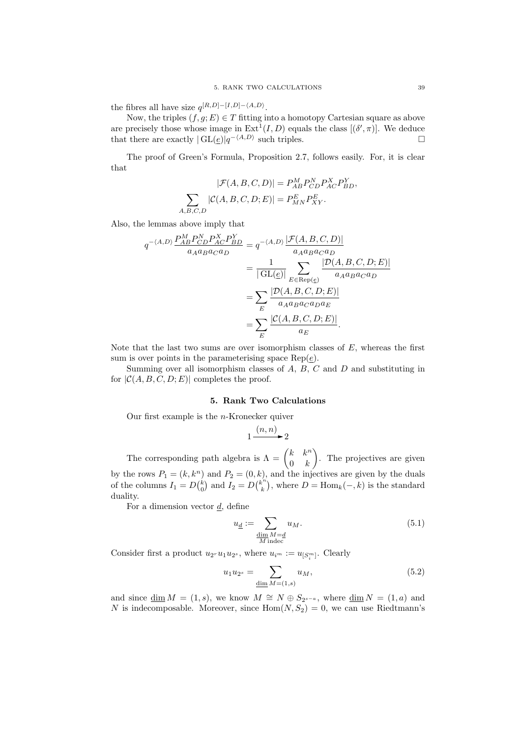the fibres all have size $q^{[R,D]-[I,D]-\langle A,D\rangle}$.

Now, the triples $(f,g;E)\in T$ fitting into a homotopy Cartesian square as above are precisely those whose image in $\mathrm{Ext}^1(I,D)$ equals the class $[(\delta',\pi)]$. We deduce that there are exactly $|\,\mathrm{GL}(\underline{e})|q^{-\langle A,D\rangle}$ such triples. □

The proof of Green's Formula, Proposition 2.7, follows easily. For, it is clear that

$$|\mathcal{F}(A,B,C,D)| = P^M_{AB}P^N_{CD}P^X_{AC}P^Y_{BD},$$
$$\sum_{A,B,C,D}|\mathcal{C}(A,B,C,D;E)| = P^E_{MN}P^E_{XY}.$$

Also, the lemmas above imply that

$$\begin{aligned}
q^{-\langle A,D\rangle}\frac{P^M_{AB}P^N_{CD}P^X_{AC}P^Y_{BD}}{a_Aa_Ba_Ca_D} &= q^{-\langle A,D\rangle}\frac{|\mathcal{F}(A,B,C,D)|}{a_Aa_Ba_Ca_D}\\
&= \frac{1}{|\,\mathrm{GL}(\underline{e})|}\sum_{E\in\mathrm{Rep}(\underline{e})}\frac{|\mathcal{D}(A,B,C,D;E)|}{a_Aa_Ba_Ca_D}\\
&= \sum_E\frac{|\mathcal{D}(A,B,C,D;E)|}{a_Aa_Ba_Ca_Da_E}\\
&= \sum_E\frac{|\mathcal{C}(A,B,C,D;E)|}{a_E}.
\end{aligned}$$

Note that the last two sums are over isomorphism classes of $E$, whereas the first sum is over points in the parameterising space $\mathrm{Rep}(\underline{e})$.

Summing over all isomorphism classes of $A$, $B$, $C$ and $D$ and substituting in for $|\mathcal{C}(A,B,C,D;E)|$ completes the proof.

## 5. Rank Two Calculations

Our first example is the $n$-Kronecker quiver

$$1 \xrightarrow{(n,n)} 2$$

The corresponding path algebra is $\Lambda = \begin{pmatrix} k & k^n\\ 0 & k\end{pmatrix}$. The projectives are given by the rows $P_1 = (k,k^n)$ and $P_2 = (0,k)$, and the injectives are given by the duals of the columns $I_1 = D\binom{k}{0}$ and $I_2 = D\binom{k^n}{k}$, where $D = \mathrm{Hom}_k(-,k)$ is the standard duality.

For a dimension vector $\underline{d}$, define

$$u_{\underline{d}} := \sum_{\substack{\underline{\dim}\,M=\underline{d}\\ M\text{ indec}}} u_M. \tag{5.1}$$

Consider first a product $u_{2^r}u_1u_{2^s}$, where $u_{i^m} := u_{[S_i^m]}$. Clearly

$$u_1u_{2^s} = \sum_{\underline{\dim}\,M=(1,s)} u_M, \tag{5.2}$$

and since $\underline{\dim}\,M = (1,s)$, we know $M \cong N\oplus S_{2^{s-a}}$, where $\underline{\dim}\,N = (1,a)$ and $N$ is indecomposable. Moreover, since $\mathrm{Hom}(N,S_2) = 0$, we can use Riedtmann's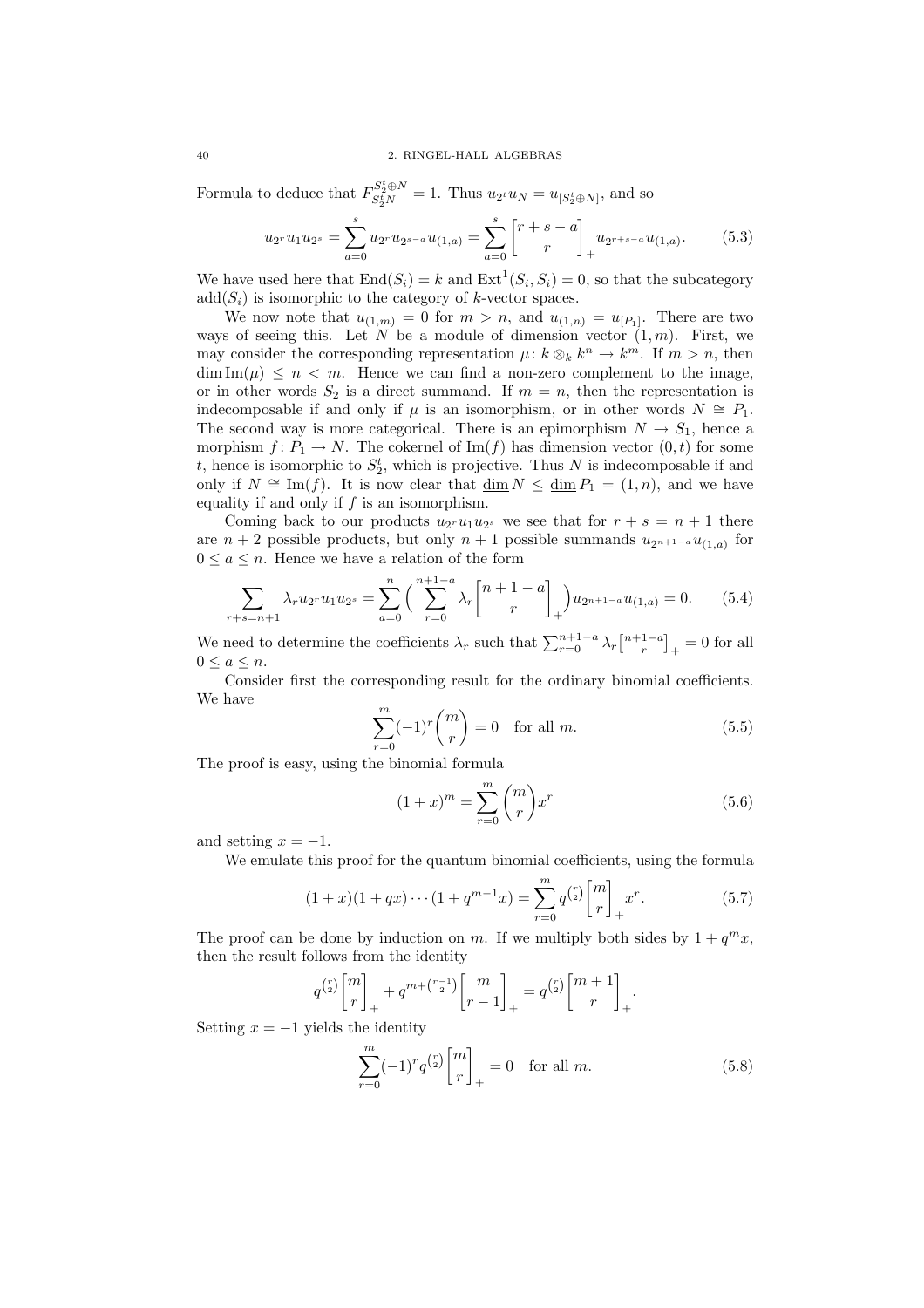Formula to deduce that $F^{S_2^t \oplus N}_{S_2^t N} = 1$. Thus $u_{2^t} u_N = u_{[S_2^t \oplus N]}$, and so

$$u_{2^r} u_1 u_{2^s} = \sum_{a=0}^{s} u_{2^r} u_{2^{s-a}} u_{(1,a)} = \sum_{a=0}^{s} \begin{bmatrix} r+s-a \\ r \end{bmatrix}_+ u_{2^{r+s-a}} u_{(1,a)}. \tag{5.3}$$

We have used here that $\operatorname{End}(S_i) = k$ and $\operatorname{Ext}^1(S_i, S_i) = 0$, so that the subcategory $\operatorname{add}(S_i)$ is isomorphic to the category of $k$-vector spaces.

We now note that $u_{(1,m)} = 0$ for $m > n$, and $u_{(1,n)} = u_{[P_1]}$. There are two ways of seeing this. Let $N$ be a module of dimension vector $(1, m)$. First, we may consider the corresponding representation $\mu \colon k \otimes_k k^n \to k^m$. If $m > n$, then $\dim \operatorname{Im}(\mu) \leq n < m$. Hence we can find a non-zero complement to the image, or in other words $S_2$ is a direct summand. If $m = n$, then the representation is indecomposable if and only if $\mu$ is an isomorphism, or in other words $N \cong P_1$. The second way is more categorical. There is an epimorphism $N \to S_1$, hence a morphism $f \colon P_1 \to N$. The cokernel of $\operatorname{Im}(f)$ has dimension vector $(0, t)$ for some $t$, hence is isomorphic to $S_2^t$, which is projective. Thus $N$ is indecomposable if and only if $N \cong \operatorname{Im}(f)$. It is now clear that $\underline{\dim}\, N \leq \underline{\dim}\, P_1 = (1, n)$, and we have equality if and only if $f$ is an isomorphism.

Coming back to our products $u_{2^r} u_1 u_{2^s}$ we see that for $r + s = n + 1$ there are $n + 2$ possible products, but only $n + 1$ possible summands $u_{2^{n+1-a}} u_{(1,a)}$ for $0 \leq a \leq n$. Hence we have a relation of the form

$$\sum_{r+s=n+1} \lambda_r u_{2^r} u_1 u_{2^s} = \sum_{a=0}^{n} \Big( \sum_{r=0}^{n+1-a} \lambda_r \begin{bmatrix} n+1-a \\ r \end{bmatrix}_+ \Big) u_{2^{n+1-a}} u_{(1,a)} = 0. \tag{5.4}$$

We need to determine the coefficients $\lambda_r$ such that $\sum_{r=0}^{n+1-a} \lambda_r \begin{bmatrix} n+1-a \\ r \end{bmatrix}_+ = 0$ for all $0 \leq a \leq n$.

Consider first the corresponding result for the ordinary binomial coefficients. We have

$$\sum_{r=0}^{m} (-1)^r \binom{m}{r} = 0 \quad \text{for all } m. \tag{5.5}$$

The proof is easy, using the binomial formula

$$(1+x)^m = \sum_{r=0}^{m} \binom{m}{r} x^r \tag{5.6}$$

and setting $x = -1$.

We emulate this proof for the quantum binomial coefficients, using the formula

$$(1+x)(1+qx)\cdots(1+q^{m-1}x) = \sum_{r=0}^{m} q^{\binom{r}{2}} \begin{bmatrix} m \\ r \end{bmatrix}_+ x^r. \tag{5.7}$$

The proof can be done by induction on $m$. If we multiply both sides by $1 + q^m x$, then the result follows from the identity

$$q^{\binom{r}{2}} \begin{bmatrix} m \\ r \end{bmatrix}_+ + q^{m + \binom{r-1}{2}} \begin{bmatrix} m \\ r-1 \end{bmatrix}_+ = q^{\binom{r}{2}} \begin{bmatrix} m+1 \\ r \end{bmatrix}_+.$$

Setting $x = -1$ yields the identity

$$\sum_{r=0}^{m} (-1)^r q^{\binom{r}{2}} \begin{bmatrix} m \\ r \end{bmatrix}_+ = 0 \quad \text{for all } m. \tag{5.8}$$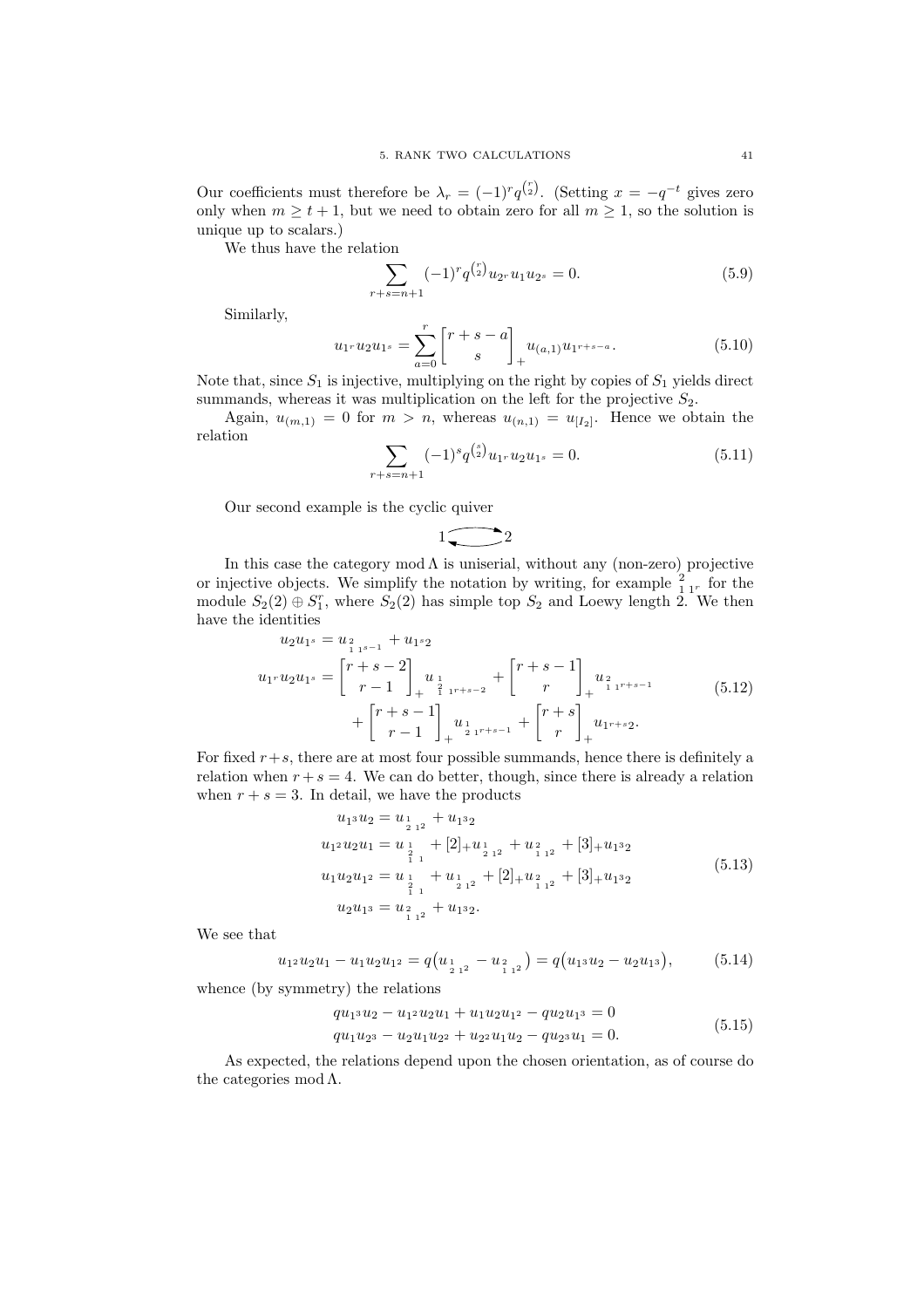Our coefficients must therefore be $\lambda_r = (-1)^r q^{\binom{r}{2}}$. (Setting $x = -q^{-t}$ gives zero only when $m \geq t+1$, but we need to obtain zero for all $m \geq 1$, so the solution is unique up to scalars.)

We thus have the relation

$$\sum_{r+s=n+1} (-1)^r q^{\binom{r}{2}} u_{2^r} u_1 u_{2^s} = 0. \tag{5.9}$$

Similarly,

$$u_{1^r} u_2 u_{1^s} = \sum_{a=0}^{r} \begin{bmatrix} r+s-a \\ s \end{bmatrix}_+ u_{(a,1)} u_{1^{r+s-a}}. \tag{5.10}$$

Note that, since $S_1$ is injective, multiplying on the right by copies of $S_1$ yields direct summands, whereas it was multiplication on the left for the projective $S_2$.

Again, $u_{(m,1)} = 0$ for $m > n$, whereas $u_{(n,1)} = u_{[I_2]}$. Hence we obtain the relation

$$\sum_{r+s=n+1} (-1)^s q^{\binom{s}{2}} u_{1^r} u_2 u_{1^s} = 0. \tag{5.11}$$

Our second example is the cyclic quiver

$$1 \rightleftarrows 2$$

In this case the category $\operatorname{mod}\Lambda$ is uniserial, without any (non-zero) projective or injective objects. We simplify the notation by writing, for example $\begin{smallmatrix}2\\1\end{smallmatrix}\,{}_{1^r}$ for the module $S_2(2) \oplus S_1^r$, where $S_2(2)$ has simple top $S_2$ and Loewy length 2. We then have the identities

$$\begin{aligned}
u_2 u_{1^s} &= u_{\begin{smallmatrix}2\\1\end{smallmatrix}\,1^{s-1}} + u_{1^s 2} \\
u_{1^r} u_2 u_{1^s} &= \begin{bmatrix} r+s-2 \\ r-1 \end{bmatrix}_+ u_{\begin{smallmatrix}1\\2\\1\end{smallmatrix}\,1^{r+s-2}} + \begin{bmatrix} r+s-1 \\ r \end{bmatrix}_+ u_{\begin{smallmatrix}2\\1\end{smallmatrix}\,1^{r+s-1}} \\
&\quad + \begin{bmatrix} r+s-1 \\ r-1 \end{bmatrix}_+ u_{\begin{smallmatrix}1\\2\end{smallmatrix}\,1^{r+s-1}} + \begin{bmatrix} r+s \\ r \end{bmatrix}_+ u_{1^{r+s}2}.
\end{aligned} \tag{5.12}$$

For fixed $r+s$, there are at most four possible summands, hence there is definitely a relation when $r+s=4$. We can do better, though, since there is already a relation when $r+s=3$. In detail, we have the products

$$\begin{aligned}
u_{1^3} u_2 &= u_{\begin{smallmatrix}1\\2\end{smallmatrix}\,1^2} + u_{1^3 2} \\
u_{1^2} u_2 u_1 &= u_{\begin{smallmatrix}1\\2\\1\end{smallmatrix}\,1} + [2]_+ u_{\begin{smallmatrix}1\\2\end{smallmatrix}\,1^2} + u_{\begin{smallmatrix}2\\1\end{smallmatrix}\,1^2} + [3]_+ u_{1^3 2} \\
u_1 u_2 u_{1^2} &= u_{\begin{smallmatrix}1\\2\\1\end{smallmatrix}\,1} + u_{\begin{smallmatrix}1\\2\end{smallmatrix}\,1^2} + [2]_+ u_{\begin{smallmatrix}2\\1\end{smallmatrix}\,1^2} + [3]_+ u_{1^3 2} \\
u_2 u_{1^3} &= u_{\begin{smallmatrix}2\\1\end{smallmatrix}\,1^2} + u_{1^3 2}.
\end{aligned} \tag{5.13}$$

We see that

$$u_{1^2} u_2 u_1 - u_1 u_2 u_{1^2} = q\big(u_{\begin{smallmatrix}1\\2\end{smallmatrix}\,1^2} - u_{\begin{smallmatrix}2\\1\end{smallmatrix}\,1^2}\big) = q\big(u_{1^3} u_2 - u_2 u_{1^3}\big), \tag{5.14}$$

whence (by symmetry) the relations

$$\begin{aligned}
q u_{1^3} u_2 - u_{1^2} u_2 u_1 + u_1 u_2 u_{1^2} - q u_2 u_{1^3} &= 0 \\
q u_1 u_{2^3} - u_2 u_1 u_{2^2} + u_{2^2} u_1 u_2 - q u_{2^3} u_1 &= 0.
\end{aligned} \tag{5.15}$$

As expected, the relations depend upon the chosen orientation, as of course do the categories $\operatorname{mod}\Lambda$.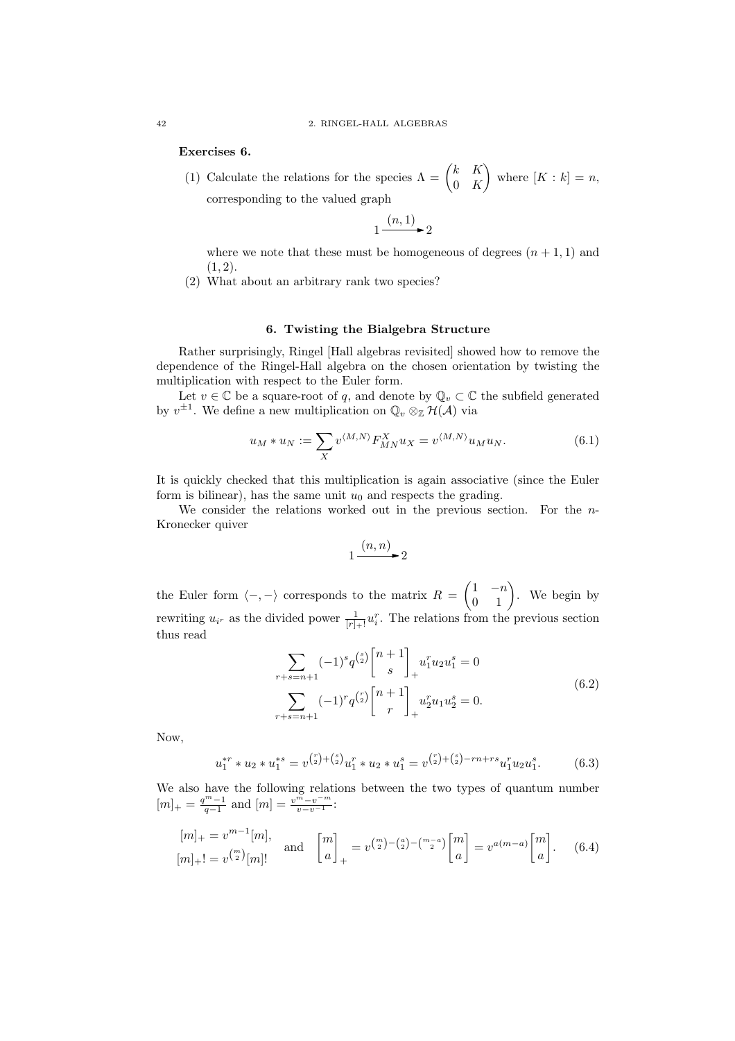**Exercises 6.**

(1) Calculate the relations for the species $\Lambda = \begin{pmatrix} k & K \\ 0 & K \end{pmatrix}$ where $[K:k] = n$, corresponding to the valued graph

$$1 \xrightarrow{(n,1)} 2$$

where we note that these must be homogeneous of degrees $(n+1, 1)$ and $(1, 2)$.

(2) What about an arbitrary rank two species?

## 6. Twisting the Bialgebra Structure

Rather surprisingly, Ringel [Hall algebras revisited] showed how to remove the dependence of the Ringel-Hall algebra on the chosen orientation by twisting the multiplication with respect to the Euler form.

Let $v \in \mathbb{C}$ be a square-root of $q$, and denote by $\mathbb{Q}_v \subset \mathbb{C}$ the subfield generated by $v^{\pm 1}$. We define a new multiplication on $\mathbb{Q}_v \otimes_{\mathbb{Z}} \mathcal{H}(\mathcal{A})$ via

$$u_M * u_N := \sum_X v^{\langle M,N \rangle} F_{MN}^X u_X = v^{\langle M,N \rangle} u_M u_N. \tag{6.1}$$

It is quickly checked that this multiplication is again associative (since the Euler form is bilinear), has the same unit $u_0$ and respects the grading.

We consider the relations worked out in the previous section. For the $n$-Kronecker quiver

$$1 \xrightarrow{(n,n)} 2$$

the Euler form $\langle -, - \rangle$ corresponds to the matrix $R = \begin{pmatrix} 1 & -n \\ 0 & 1 \end{pmatrix}$. We begin by rewriting $u_{i^r}$ as the divided power $\frac{1}{[r]_+!} u_i^r$. The relations from the previous section thus read

$$\begin{aligned} \sum_{r+s=n+1} (-1)^s q^{\binom{s}{2}} \begin{bmatrix} n+1 \\ s \end{bmatrix}_+ u_1^r u_2 u_1^s = 0 \\ \sum_{r+s=n+1} (-1)^r q^{\binom{r}{2}} \begin{bmatrix} n+1 \\ r \end{bmatrix}_+ u_2^r u_1 u_2^s = 0. \end{aligned} \tag{6.2}$$

Now,

$$u_1^{*r} * u_2 * u_1^{*s} = v^{\binom{r}{2}+\binom{s}{2}} u_1^r * u_2 * u_1^s = v^{\binom{r}{2}+\binom{s}{2}-rn+rs} u_1^r u_2 u_1^s. \tag{6.3}$$

We also have the following relations between the two types of quantum number $[m]_+ = \frac{q^m - 1}{q-1}$ and $[m] = \frac{v^m - v^{-m}}{v - v^{-1}}$:

$$\begin{aligned} [m]_+ &= v^{m-1}[m], \\ [m]_+! &= v^{\binom{m}{2}}[m]! \end{aligned} \quad \text{and} \quad \begin{bmatrix} m \\ a \end{bmatrix}_+ = v^{\binom{m}{2}-\binom{a}{2}-\binom{m-a}{2}} \begin{bmatrix} m \\ a \end{bmatrix} = v^{a(m-a)} \begin{bmatrix} m \\ a \end{bmatrix}. \tag{6.4}$$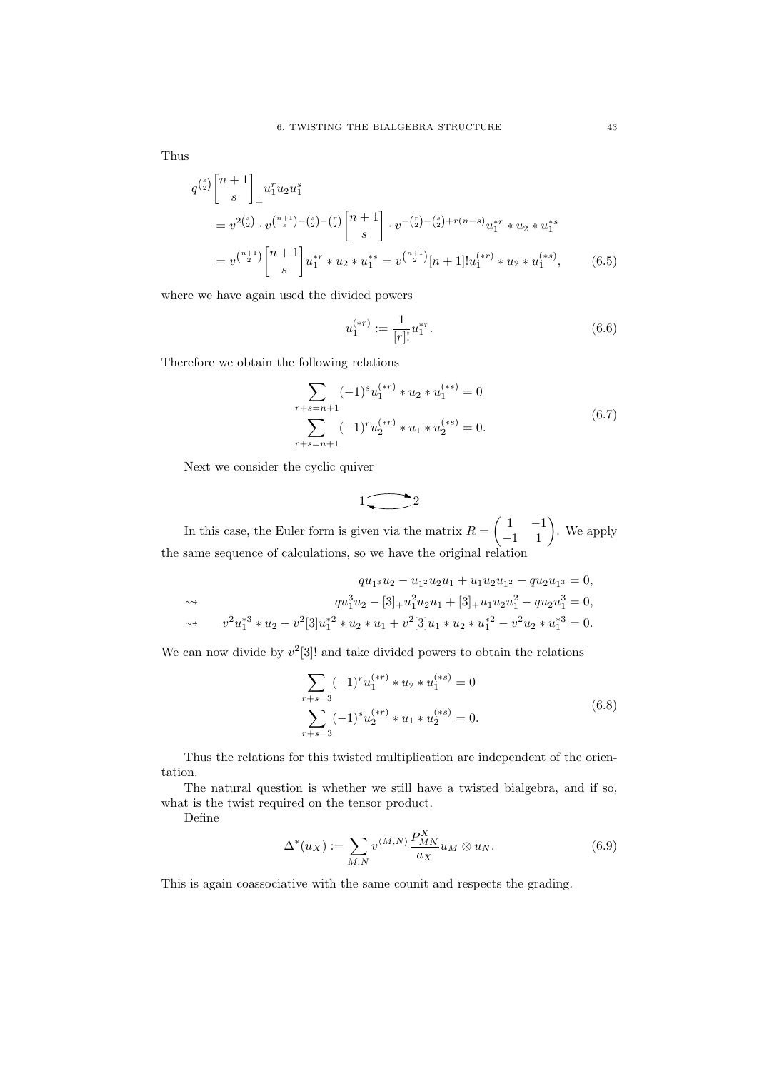Thus

$$
\begin{aligned}
&q^{\binom{s}{2}} \begin{bmatrix} n+1 \\ s \end{bmatrix}_+ u_1^r u_2 u_1^s \\
&= v^{2\binom{s}{2}} \cdot v^{\binom{n+1}{s}-\binom{s}{2}-\binom{r}{2}} \begin{bmatrix} n+1 \\ s \end{bmatrix} \cdot v^{-\binom{r}{2}-\binom{s}{2}+r(n-s)} u_1^{*r} * u_2 * u_1^{*s} \\
&= v^{\binom{n+1}{2}} \begin{bmatrix} n+1 \\ s \end{bmatrix} u_1^{*r} * u_2 * u_1^{*s} = v^{\binom{n+1}{2}} [n+1]! u_1^{(*r)} * u_2 * u_1^{(*s)},
\end{aligned}
\tag{6.5}
$$

where we have again used the divided powers

$$
u_1^{(*r)} := \frac{1}{[r]!} u_1^{*r}. \tag{6.6}
$$

Therefore we obtain the following relations

$$
\begin{aligned}
\sum_{r+s=n+1} (-1)^s u_1^{(*r)} * u_2 * u_1^{(*s)} &= 0 \\
\sum_{r+s=n+1} (-1)^r u_2^{(*r)} * u_1 * u_2^{(*s)} &= 0.
\end{aligned}
\tag{6.7}
$$

Next we consider the cyclic quiver

$$
1 \rightleftarrows 2
$$

In this case, the Euler form is given via the matrix $R = \begin{pmatrix} 1 & -1 \\ -1 & 1 \end{pmatrix}$. We apply the same sequence of calculations, so we have the original relation

$$
\begin{aligned}
& q u_{1^3} u_2 - u_{1^2} u_2 u_1 + u_1 u_2 u_{1^2} - q u_2 u_{1^3} = 0, \\
\rightsquigarrow \quad & q u_1^3 u_2 - [3]_+ u_1^2 u_2 u_1 + [3]_+ u_1 u_2 u_1^2 - q u_2 u_1^3 = 0, \\
\rightsquigarrow \quad & v^2 u_1^{*3} * u_2 - v^2 [3] u_1^{*2} * u_2 * u_1 + v^2 [3] u_1 * u_2 * u_1^{*2} - v^2 u_2 * u_1^{*3} = 0.
\end{aligned}
$$

We can now divide by $v^2[3]!$ and take divided powers to obtain the relations

$$
\begin{aligned}
\sum_{r+s=3} (-1)^r u_1^{(*r)} * u_2 * u_1^{(*s)} &= 0 \\
\sum_{r+s=3} (-1)^s u_2^{(*r)} * u_1 * u_2^{(*s)} &= 0.
\end{aligned}
\tag{6.8}
$$

Thus the relations for this twisted multiplication are independent of the orientation.

The natural question is whether we still have a twisted bialgebra, and if so, what is the twist required on the tensor product.

Define

$$
\Delta^*(u_X) := \sum_{M,N} v^{\langle M,N \rangle} \frac{P_{MN}^X}{a_X} u_M \otimes u_N. \tag{6.9}
$$

This is again coassociative with the same counit and respects the grading.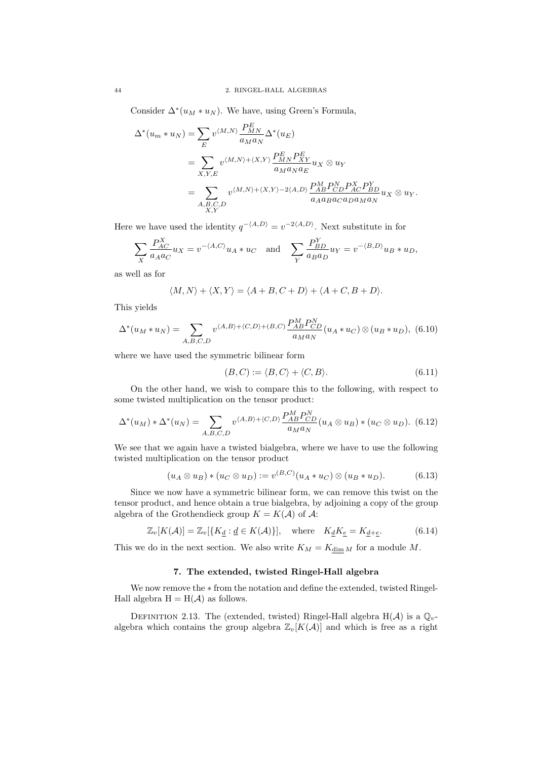Consider $\Delta^*(u_M * u_N)$. We have, using Green's Formula,

$$\begin{aligned}
\Delta^*(u_m * u_N) &= \sum_E v^{\langle M,N\rangle} \frac{P^E_{MN}}{a_M a_N} \Delta^*(u_E) \\
&= \sum_{X,Y,E} v^{\langle M,N\rangle + \langle X,Y\rangle} \frac{P^E_{MN} P^E_{XY}}{a_M a_N a_E} u_X \otimes u_Y \\
&= \sum_{\substack{A,B,C,D \\ X,Y}} v^{\langle M,N\rangle + \langle X,Y\rangle - 2\langle A,D\rangle} \frac{P^M_{AB} P^N_{CD} P^X_{AC} P^Y_{BD}}{a_A a_B a_C a_D a_M a_N} u_X \otimes u_Y.
\end{aligned}$$

Here we have used the identity $q^{-\langle A,D\rangle} = v^{-2\langle A,D\rangle}$. Next substitute in for

$$\sum_X \frac{P^X_{AC}}{a_A a_C} u_X = v^{-\langle A,C\rangle} u_A * u_C \quad \text{and} \quad \sum_Y \frac{P^Y_{BD}}{a_B a_D} u_Y = v^{-\langle B,D\rangle} u_B * u_D,$$

as well as for

$$\langle M,N\rangle + \langle X,Y\rangle = \langle A+B, C+D\rangle + \langle A+C, B+D\rangle.$$

This yields

$$\Delta^*(u_M * u_N) = \sum_{A,B,C,D} v^{\langle A,B\rangle + \langle C,D\rangle + (B,C)} \frac{P^M_{AB} P^N_{CD}}{a_M a_N} (u_A * u_C) \otimes (u_B * u_D), \tag{6.10}$$

where we have used the symmetric bilinear form

$$(B,C) := \langle B,C\rangle + \langle C,B\rangle. \tag{6.11}$$

On the other hand, we wish to compare this to the following, with respect to some twisted multiplication on the tensor product:

$$\Delta^*(u_M) * \Delta^*(u_N) = \sum_{A,B,C,D} v^{\langle A,B\rangle + \langle C,D\rangle} \frac{P^M_{AB} P^N_{CD}}{a_M a_N} (u_A \otimes u_B) * (u_C \otimes u_D). \tag{6.12}$$

We see that we again have a twisted bialgebra, where we have to use the following twisted multiplication on the tensor product

$$(u_A \otimes u_B) * (u_C \otimes u_D) := v^{(B,C)} (u_A * u_C) \otimes (u_B * u_D). \tag{6.13}$$

Since we now have a symmetric bilinear form, we can remove this twist on the tensor product, and hence obtain a true bialgebra, by adjoining a copy of the group algebra of the Grothendieck group $K = K(\mathcal{A})$ of $\mathcal{A}$:

$$\mathbb{Z}_v[K(\mathcal{A})] = \mathbb{Z}_v[\{K_{\underline{d}} : \underline{d} \in K(\mathcal{A})\}], \quad \text{where} \quad K_{\underline{d}} K_{\underline{e}} = K_{\underline{d}+\underline{e}}. \tag{6.14}$$

This we do in the next section. We also write $K_M = K_{\underline{\dim}\, M}$ for a module $M$.

## 7. The extended, twisted Ringel-Hall algebra

We now remove the $*$ from the notation and define the extended, twisted Ringel-Hall algebra $\mathrm{H} = \mathrm{H}(\mathcal{A})$ as follows.

Definition 2.13. The (extended, twisted) Ringel-Hall algebra $\mathrm{H}(\mathcal{A})$ is a $\mathbb{Q}_v$-algebra which contains the group algebra $\mathbb{Z}_v[K(\mathcal{A})]$ and which is free as a right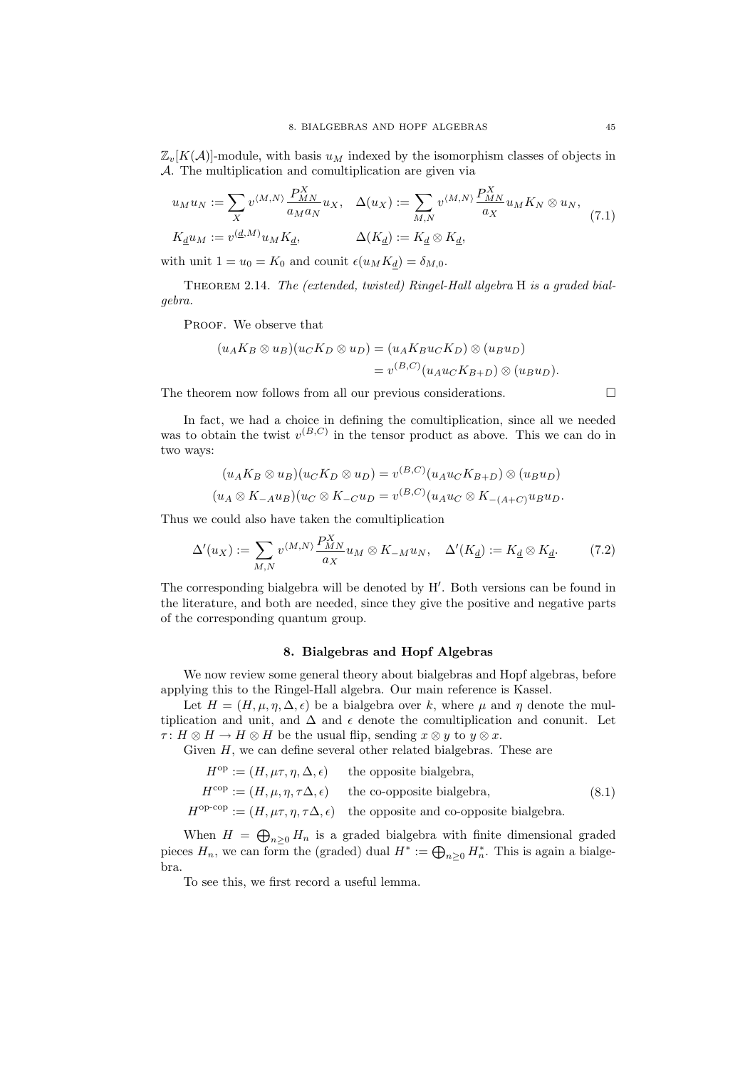$\mathbb{Z}_v[K(\mathcal{A})]$-module, with basis $u_M$ indexed by the isomorphism classes of objects in $\mathcal{A}$. The multiplication and comultiplication are given via

$$
\begin{aligned}
u_M u_N &:= \sum_X v^{\langle M,N\rangle} \frac{P_{MN}^X}{a_M a_N} u_X, \quad \Delta(u_X) := \sum_{M,N} v^{\langle M,N\rangle} \frac{P_{MN}^X}{a_X} u_M K_N \otimes u_N, \\
K_{\underline{d}} u_M &:= v^{(\underline{d},M)} u_M K_{\underline{d}}, \qquad\qquad \Delta(K_{\underline{d}}) := K_{\underline{d}} \otimes K_{\underline{d}},
\end{aligned}
\tag{7.1}
$$

with unit $1 = u_0 = K_0$ and counit $\epsilon(u_M K_{\underline{d}}) = \delta_{M,0}$.

Theorem 2.14. *The (extended, twisted) Ringel-Hall algebra* $\mathrm{H}$ *is a graded bialgebra.*

Proof. We observe that

$$
\begin{aligned}
(u_A K_B \otimes u_B)(u_C K_D \otimes u_D) &= (u_A K_B u_C K_D) \otimes (u_B u_D) \\
&= v^{(B,C)} (u_A u_C K_{B+D}) \otimes (u_B u_D).
\end{aligned}
$$

The theorem now follows from all our previous considerations. □

In fact, we had a choice in defining the comultiplication, since all we needed was to obtain the twist $v^{(B,C)}$ in the tensor product as above. This we can do in two ways:

$$
\begin{aligned}
(u_A K_B \otimes u_B)(u_C K_D \otimes u_D) &= v^{(B,C)} (u_A u_C K_{B+D}) \otimes (u_B u_D) \\
(u_A \otimes K_{-A} u_B)(u_C \otimes K_{-C} u_D &= v^{(B,C)} (u_A u_C \otimes K_{-(A+C)} u_B u_D.
\end{aligned}
$$

Thus we could also have taken the comultiplication

$$
\Delta'(u_X) := \sum_{M,N} v^{\langle M,N\rangle} \frac{P_{MN}^X}{a_X} u_M \otimes K_{-M} u_N, \quad \Delta'(K_{\underline{d}}) := K_{\underline{d}} \otimes K_{\underline{d}}. \tag{7.2}
$$

The corresponding bialgebra will be denoted by $\mathrm{H}'$. Both versions can be found in the literature, and both are needed, since they give the positive and negative parts of the corresponding quantum group.

## 8. Bialgebras and Hopf Algebras

We now review some general theory about bialgebras and Hopf algebras, before applying this to the Ringel-Hall algebra. Our main reference is Kassel.

Let $H = (H, \mu, \eta, \Delta, \epsilon)$ be a bialgebra over $k$, where $\mu$ and $\eta$ denote the multiplication and unit, and $\Delta$ and $\epsilon$ denote the comultiplication and conunit. Let $\tau\colon H \otimes H \to H \otimes H$ be the usual flip, sending $x \otimes y$ to $y \otimes x$.

Given $H$, we can define several other related bialgebras. These are

$$
\begin{aligned}
H^{\mathrm{op}} &:= (H, \mu\tau, \eta, \Delta, \epsilon) && \text{the opposite bialgebra,} \\
H^{\mathrm{cop}} &:= (H, \mu, \eta, \tau\Delta, \epsilon) && \text{the co-opposite bialgebra,} \\
H^{\text{op-cop}} &:= (H, \mu\tau, \eta, \tau\Delta, \epsilon) && \text{the opposite and co-opposite bialgebra.}
\end{aligned}
\tag{8.1}
$$

When $H = \bigoplus_{n \geq 0} H_n$ is a graded bialgebra with finite dimensional graded pieces $H_n$, we can form the (graded) dual $H^* := \bigoplus_{n \geq 0} H_n^*$. This is again a bialgebra.

To see this, we first record a useful lemma.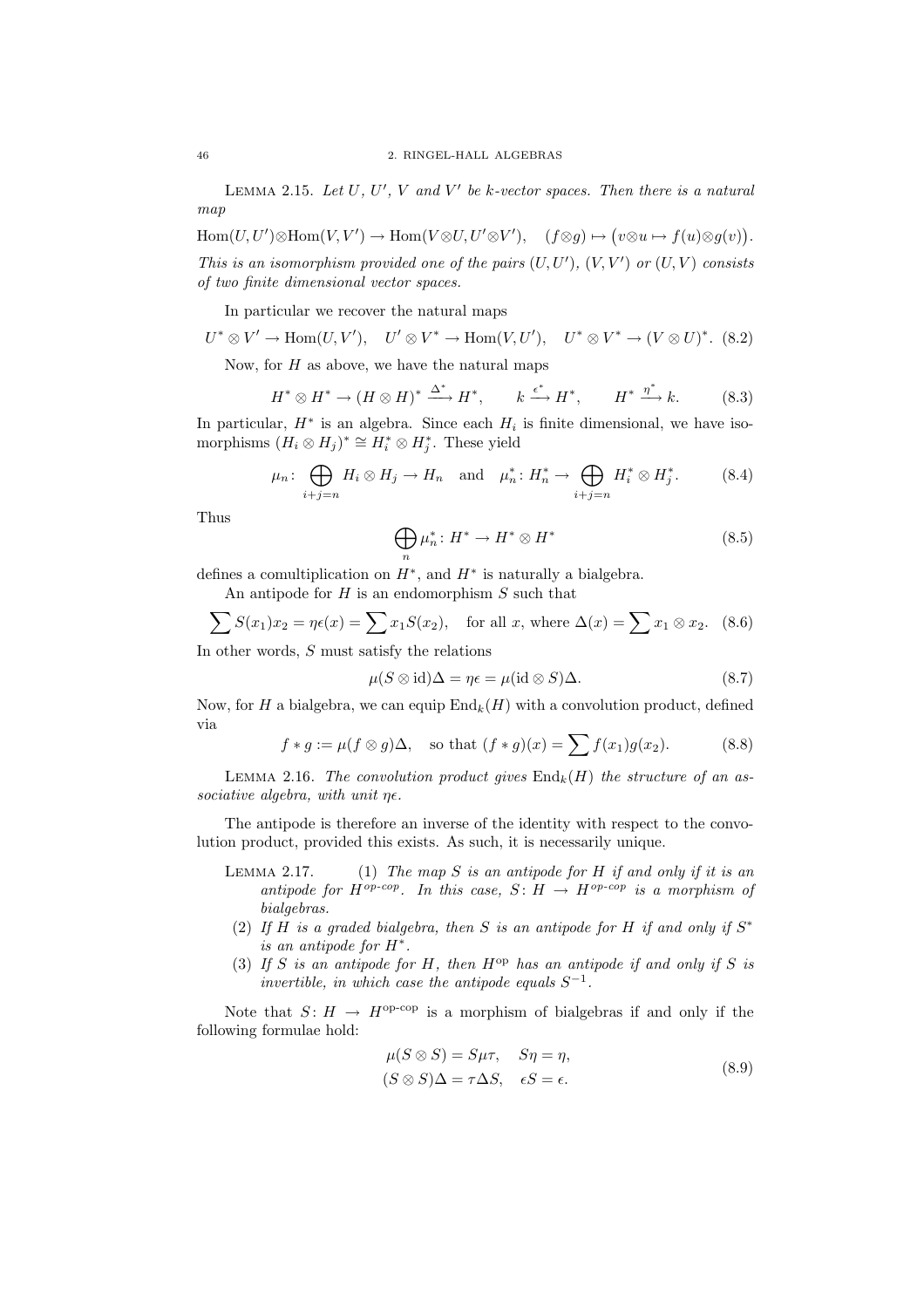**Lemma 2.15.** *Let $U$, $U'$, $V$ and $V'$ be $k$-vector spaces. Then there is a natural map*

$$\mathrm{Hom}(U,U')\otimes\mathrm{Hom}(V,V') \to \mathrm{Hom}(V\otimes U, U'\otimes V'), \quad (f\otimes g)\mapsto \big(v\otimes u \mapsto f(u)\otimes g(v)\big).$$

*This is an isomorphism provided one of the pairs $(U,U')$, $(V,V')$ or $(U,V)$ consists of two finite dimensional vector spaces.*

In particular we recover the natural maps

$$U^*\otimes V' \to \mathrm{Hom}(U,V'), \quad U'\otimes V^* \to \mathrm{Hom}(V,U'), \quad U^*\otimes V^* \to (V\otimes U)^*. \tag{8.2}$$

Now, for $H$ as above, we have the natural maps

$$H^*\otimes H^* \to (H\otimes H)^* \xrightarrow{\Delta^*} H^*, \qquad k \xrightarrow{\epsilon^*} H^*, \qquad H^* \xrightarrow{\eta^*} k. \tag{8.3}$$

In particular, $H^*$ is an algebra. Since each $H_i$ is finite dimensional, we have isomorphisms $(H_i\otimes H_j)^* \cong H_i^*\otimes H_j^*$. These yield

$$\mu_n\colon \bigoplus_{i+j=n} H_i\otimes H_j \to H_n \quad \text{and} \quad \mu_n^*\colon H_n^* \to \bigoplus_{i+j=n} H_i^*\otimes H_j^*. \tag{8.4}$$

Thus

$$\bigoplus_n \mu_n^*\colon H^* \to H^*\otimes H^* \tag{8.5}$$

defines a comultiplication on $H^*$, and $H^*$ is naturally a bialgebra.

An antipode for $H$ is an endomorphism $S$ such that

$$\sum S(x_1)x_2 = \eta\epsilon(x) = \sum x_1 S(x_2), \quad \text{for all } x, \text{ where } \Delta(x) = \sum x_1\otimes x_2. \tag{8.6}$$

In other words, $S$ must satisfy the relations

$$\mu(S\otimes \mathrm{id})\Delta = \eta\epsilon = \mu(\mathrm{id}\otimes S)\Delta. \tag{8.7}$$

Now, for $H$ a bialgebra, we can equip $\mathrm{End}_k(H)$ with a convolution product, defined via

$$f * g := \mu(f\otimes g)\Delta, \quad \text{so that } (f*g)(x) = \sum f(x_1)g(x_2). \tag{8.8}$$

**Lemma 2.16.** *The convolution product gives $\mathrm{End}_k(H)$ the structure of an associative algebra, with unit $\eta\epsilon$.*

The antipode is therefore an inverse of the identity with respect to the convolution product, provided this exists. As such, it is necessarily unique.

**Lemma 2.17.**
1. *The map $S$ is an antipode for $H$ if and only if it is an antipode for $H^{op\text{-}cop}$. In this case, $S\colon H \to H^{op\text{-}cop}$ is a morphism of bialgebras.*
2. *If $H$ is a graded bialgebra, then $S$ is an antipode for $H$ if and only if $S^*$ is an antipode for $H^*$.*
3. *If $S$ is an antipode for $H$, then $H^{\mathrm{op}}$ has an antipode if and only if $S$ is invertible, in which case the antipode equals $S^{-1}$.*

Note that $S\colon H \to H^{\text{op-cop}}$ is a morphism of bialgebras if and only if the following formulae hold:

$$\begin{aligned} \mu(S\otimes S) &= S\mu\tau, \quad S\eta = \eta, \\ (S\otimes S)\Delta &= \tau\Delta S, \quad \epsilon S = \epsilon. \end{aligned} \tag{8.9}$$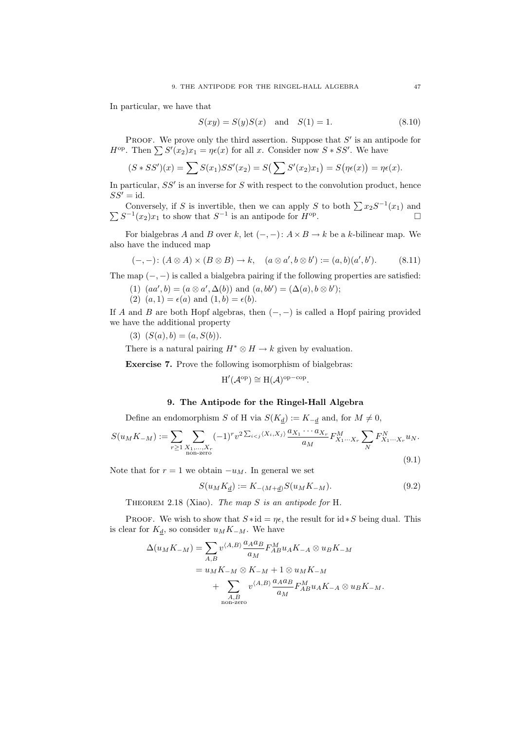In particular, we have that

$$S(xy) = S(y)S(x) \quad \text{and} \quad S(1) = 1. \tag{8.10}$$

Proof. We prove only the third assertion. Suppose that $S'$ is an antipode for $H^{\text{op}}$. Then $\sum S'(x_2)x_1 = \eta\epsilon(x)$ for all $x$. Consider now $S * SS'$. We have

$$(S * SS')(x) = \sum S(x_1)SS'(x_2) = S\big(\sum S'(x_2)x_1\big) = S\big(\eta\epsilon(x)\big) = \eta\epsilon(x).$$

In particular, $SS'$ is an inverse for $S$ with respect to the convolution product, hence $SS' = \text{id}$.

Conversely, if $S$ is invertible, then we can apply $S$ to both $\sum x_2 S^{-1}(x_1)$ and $\sum S^{-1}(x_2)x_1$ to show that $S^{-1}$ is an antipode for $H^{\text{op}}$. □

For bialgebras $A$ and $B$ over $k$, let $(-,-)\colon A \times B \to k$ be a $k$-bilinear map. We also have the induced map

$$(-,-)\colon (A \otimes A) \times (B \otimes B) \to k, \quad (a \otimes a', b \otimes b') := (a,b)(a',b'). \tag{8.11}$$

The map $(-,-)$ is called a bialgebra pairing if the following properties are satisfied:

(1) $(aa', b) = (a \otimes a', \Delta(b))$ and $(a, bb') = (\Delta(a), b \otimes b')$;
(2) $(a, 1) = \epsilon(a)$ and $(1, b) = \epsilon(b)$.

If $A$ and $B$ are both Hopf algebras, then $(-,-)$ is called a Hopf pairing provided we have the additional property

(3) $(S(a), b) = (a, S(b))$.

There is a natural pairing $H^* \otimes H \to k$ given by evaluation.

**Exercise 7.** Prove the following isomorphism of bialgebras:

$$\mathrm{H}'(\mathcal{A}^{\text{op}}) \cong \mathrm{H}(\mathcal{A})^{\text{op}-\text{cop}}.$$

## 9. The Antipode for the Ringel-Hall Algebra

Define an endomorphism $S$ of H via $S(K_{\underline{d}}) := K_{-\underline{d}}$ and, for $M \neq 0$,

$$S(u_M K_{-M}) := \sum_{r \geq 1} \sum_{\substack{X_1,\ldots,X_r \\ \text{non-zero}}} (-1)^r v^{2\sum_{i<j}\langle X_i, X_j\rangle} \frac{a_{X_1}\cdots a_{X_r}}{a_M} F^M_{X_1\cdots X_r} \sum_N F^N_{X_1\cdots X_r} u_N. \tag{9.1}$$

Note that for $r = 1$ we obtain $-u_M$. In general we set

$$S(u_M K_{\underline{d}}) := K_{-(M+\underline{d})} S(u_M K_{-M}). \tag{9.2}$$

Theorem 2.18 (Xiao). *The map $S$ is an antipode for* H.

Proof. We wish to show that $S * \text{id} = \eta\epsilon$, the result for $\text{id} * S$ being dual. This is clear for $K_{\underline{d}}$, so consider $u_M K_{-M}$. We have

$$\begin{aligned}
\Delta(u_M K_{-M}) &= \sum_{A,B} v^{\langle A,B\rangle} \frac{a_A a_B}{a_M} F^M_{AB} u_A K_{-A} \otimes u_B K_{-M} \\
&= u_M K_{-M} \otimes K_{-M} + 1 \otimes u_M K_{-M} \\
&\quad + \sum_{\substack{A,B \\ \text{non-zero}}} v^{\langle A,B\rangle} \frac{a_A a_B}{a_M} F^M_{AB} u_A K_{-A} \otimes u_B K_{-M}.
\end{aligned}$$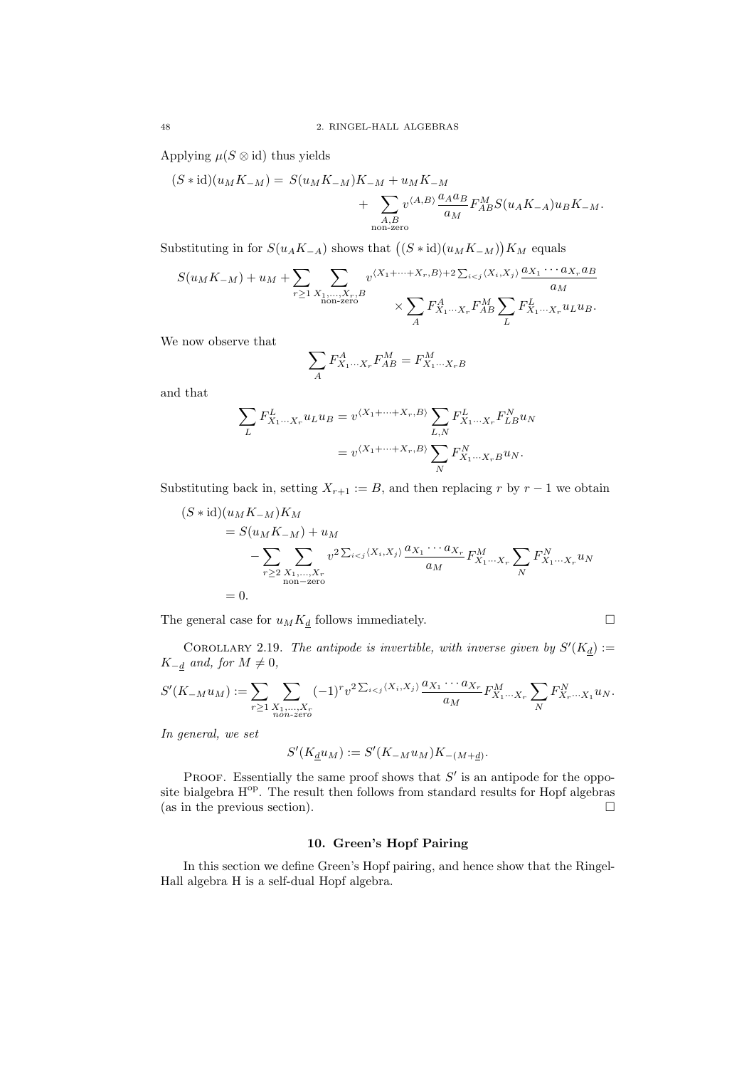Applying $\mu(S \otimes \mathrm{id})$ thus yields

$$(S * \mathrm{id})(u_M K_{-M}) = S(u_M K_{-M}) K_{-M} + u_M K_{-M} + \sum_{\substack{A,B \\ \text{non-zero}}} v^{\langle A,B \rangle} \frac{a_A a_B}{a_M} F^M_{AB} S(u_A K_{-A}) u_B K_{-M}.$$

Substituting in for $S(u_A K_{-A})$ shows that $\big((S * \mathrm{id})(u_M K_{-M})\big) K_M$ equals

$$S(u_M K_{-M}) + u_M + \sum_{r \geq 1} \sum_{\substack{X_1, \ldots, X_r, B \\ \text{non-zero}}} v^{\langle X_1 + \cdots + X_r, B \rangle + 2\sum_{i<j} \langle X_i, X_j \rangle} \frac{a_{X_1} \cdots a_{X_r} a_B}{a_M} \times \sum_A F^A_{X_1 \cdots X_r} F^M_{AB} \sum_L F^L_{X_1 \cdots X_r} u_L u_B.$$

We now observe that

$$\sum_A F^A_{X_1 \cdots X_r} F^M_{AB} = F^M_{X_1 \cdots X_r B}$$

and that

$$\begin{aligned}
\sum_L F^L_{X_1 \cdots X_r} u_L u_B &= v^{\langle X_1 + \cdots + X_r, B \rangle} \sum_{L,N} F^L_{X_1 \cdots X_r} F^N_{LB} u_N \\
&= v^{\langle X_1 + \cdots + X_r, B \rangle} \sum_N F^N_{X_1 \cdots X_r B} u_N.
\end{aligned}$$

Substituting back in, setting $X_{r+1} := B$, and then replacing $r$ by $r-1$ we obtain

$$\begin{aligned}
(S * \mathrm{id})&(u_M K_{-M}) K_M \\
&= S(u_M K_{-M}) + u_M \\
&\quad - \sum_{r \geq 2} \sum_{\substack{X_1, \ldots, X_r \\ \text{non-zero}}} v^{2\sum_{i<j} \langle X_i, X_j \rangle} \frac{a_{X_1} \cdots a_{X_r}}{a_M} F^M_{X_1 \cdots X_r} \sum_N F^N_{X_1 \cdots X_r} u_N \\
&= 0.
\end{aligned}$$

The general case for $u_M K_{\underline{d}}$ follows immediately. $\square$

Corollary 2.19. *The antipode is invertible, with inverse given by $S'(K_{\underline{d}}) := K_{-\underline{d}}$ and, for $M \neq 0$,*

$$S'(K_{-M} u_M) := \sum_{r \geq 1} \sum_{\substack{X_1, \ldots, X_r \\ \text{non-zero}}} (-1)^r v^{2\sum_{i<j} \langle X_i, X_j \rangle} \frac{a_{X_1} \cdots a_{X_r}}{a_M} F^M_{X_1 \cdots X_r} \sum_N F^N_{X_r \cdots X_1} u_N.$$

*In general, we set*

$$S'(K_{\underline{d}} u_M) := S'(K_{-M} u_M) K_{-(M + \underline{d})}.$$

Proof. Essentially the same proof shows that $S'$ is an antipode for the opposite bialgebra $\mathrm{H}^{\mathrm{op}}$. The result then follows from standard results for Hopf algebras (as in the previous section). $\square$

## 10. Green's Hopf Pairing

In this section we define Green's Hopf pairing, and hence show that the Ringel-Hall algebra H is a self-dual Hopf algebra.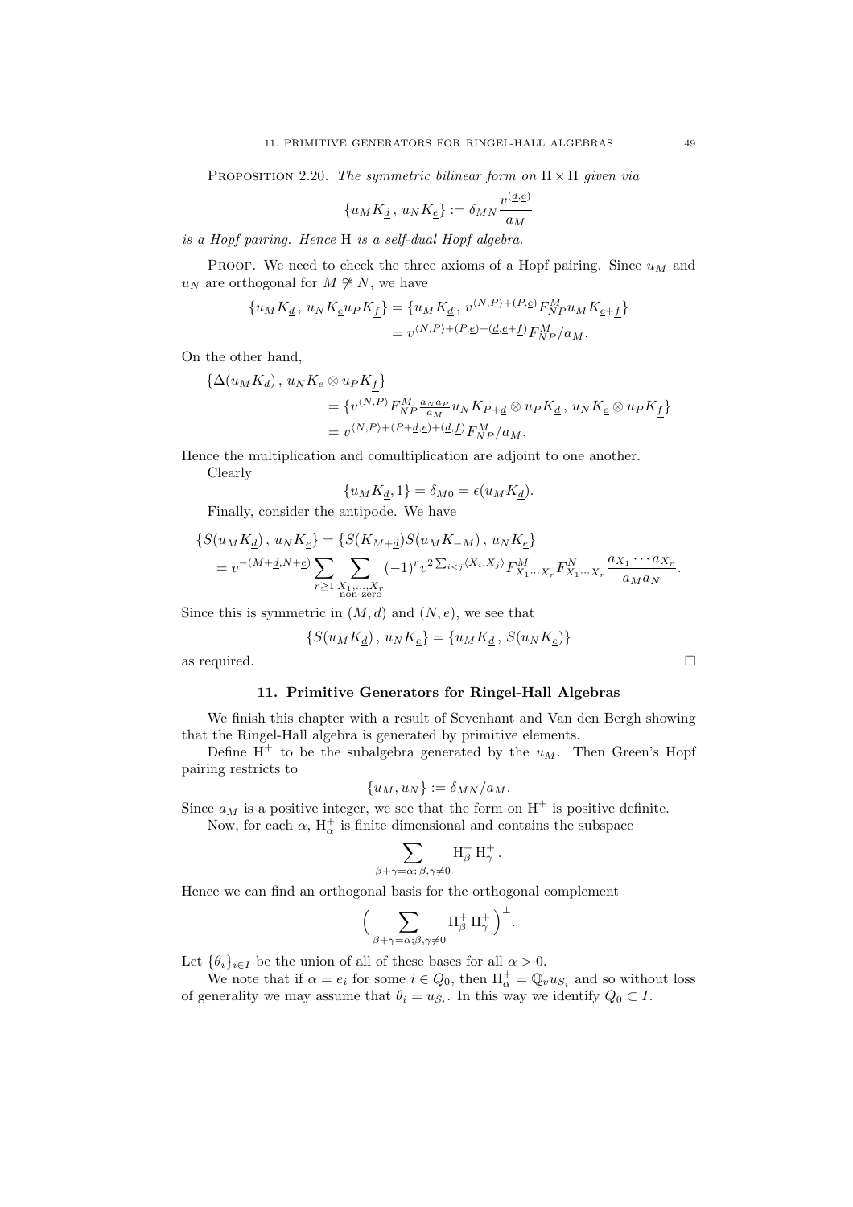PROPOSITION 2.20. *The symmetric bilinear form on* $\mathrm{H}\times\mathrm{H}$ *given via*

$$\{u_M K_{\underline{d}}\,,\,u_N K_{\underline{e}}\} := \delta_{MN}\frac{v^{(\underline{d},\underline{e})}}{a_M}$$

*is a Hopf pairing. Hence* H *is a self-dual Hopf algebra.*

PROOF. We need to check the three axioms of a Hopf pairing. Since $u_M$ and $u_N$ are orthogonal for $M\not\cong N$, we have

$$\begin{aligned}\{u_M K_{\underline{d}}\,,\,u_N K_{\underline{e}} u_P K_{\underline{f}}\} &= \{u_M K_{\underline{d}}\,,\,v^{\langle N,P\rangle+(P,\underline{e})}F^M_{NP}u_M K_{\underline{e}+\underline{f}}\}\\ &= v^{\langle N,P\rangle+(P,\underline{e})+(\underline{d},\underline{e}+\underline{f})}F^M_{NP}/a_M.\end{aligned}$$

On the other hand,

$$\begin{aligned}&\{\Delta(u_M K_{\underline{d}})\,,\,u_N K_{\underline{e}}\otimes u_P K_{\underline{f}}\}\\ &\qquad= \{v^{\langle N,P\rangle}F^M_{NP}\tfrac{a_N a_P}{a_M}u_N K_{P+\underline{d}}\otimes u_P K_{\underline{d}}\,,\,u_N K_{\underline{e}}\otimes u_P K_{\underline{f}}\}\\ &\qquad= v^{\langle N,P\rangle+(P+\underline{d},\underline{e})+(\underline{d},\underline{f})}F^M_{NP}/a_M.\end{aligned}$$

Hence the multiplication and comultiplication are adjoint to one another.

Clearly

$$\{u_M K_{\underline{d}},1\} = \delta_{M0} = \epsilon(u_M K_{\underline{d}}).$$

Finally, consider the antipode. We have

$$\begin{aligned}&\{S(u_M K_{\underline{d}})\,,\,u_N K_{\underline{e}}\} = \{S(K_{M+\underline{d}})S(u_M K_{-M})\,,\,u_N K_{\underline{e}}\}\\ &= v^{-(M+\underline{d},N+\underline{e})}\sum_{r\geq 1}\sum_{\substack{X_1,\ldots,X_r\\ \text{non-zero}}}(-1)^r v^{2\sum_{i<j}\langle X_i,X_j\rangle}F^M_{X_1\cdots X_r}F^N_{X_1\cdots X_r}\frac{a_{X_1}\cdots a_{X_r}}{a_M a_N}.\end{aligned}$$

Since this is symmetric in $(M,\underline{d})$ and $(N,\underline{e})$, we see that

$$\{S(u_M K_{\underline{d}})\,,\,u_N K_{\underline{e}}\} = \{u_M K_{\underline{d}}\,,\,S(u_N K_{\underline{e}})\}$$

as required. $\square$

## 11. Primitive Generators for Ringel-Hall Algebras

We finish this chapter with a result of Sevenhant and Van den Bergh showing that the Ringel-Hall algebra is generated by primitive elements.

Define $\mathrm{H}^+$ to be the subalgebra generated by the $u_M$. Then Green's Hopf pairing restricts to

$$\{u_M,u_N\} := \delta_{MN}/a_M.$$

Since $a_M$ is a positive integer, we see that the form on $\mathrm{H}^+$ is positive definite.

Now, for each $\alpha$, $\mathrm{H}^+_\alpha$ is finite dimensional and contains the subspace

$$\sum_{\beta+\gamma=\alpha;\,\beta,\gamma\neq 0}\mathrm{H}^+_\beta\,\mathrm{H}^+_\gamma\,.$$

Hence we can find an orthogonal basis for the orthogonal complement

$$\Big(\sum_{\beta+\gamma=\alpha;\beta,\gamma\neq 0}\mathrm{H}^+_\beta\,\mathrm{H}^+_\gamma\Big)^\perp.$$

Let $\{\theta_i\}_{i\in I}$ be the union of all of these bases for all $\alpha>0$.

We note that if $\alpha=e_i$ for some $i\in Q_0$, then $\mathrm{H}^+_\alpha=\mathbb{Q}_v u_{S_i}$ and so without loss of generality we may assume that $\theta_i=u_{S_i}$. In this way we identify $Q_0\subset I$.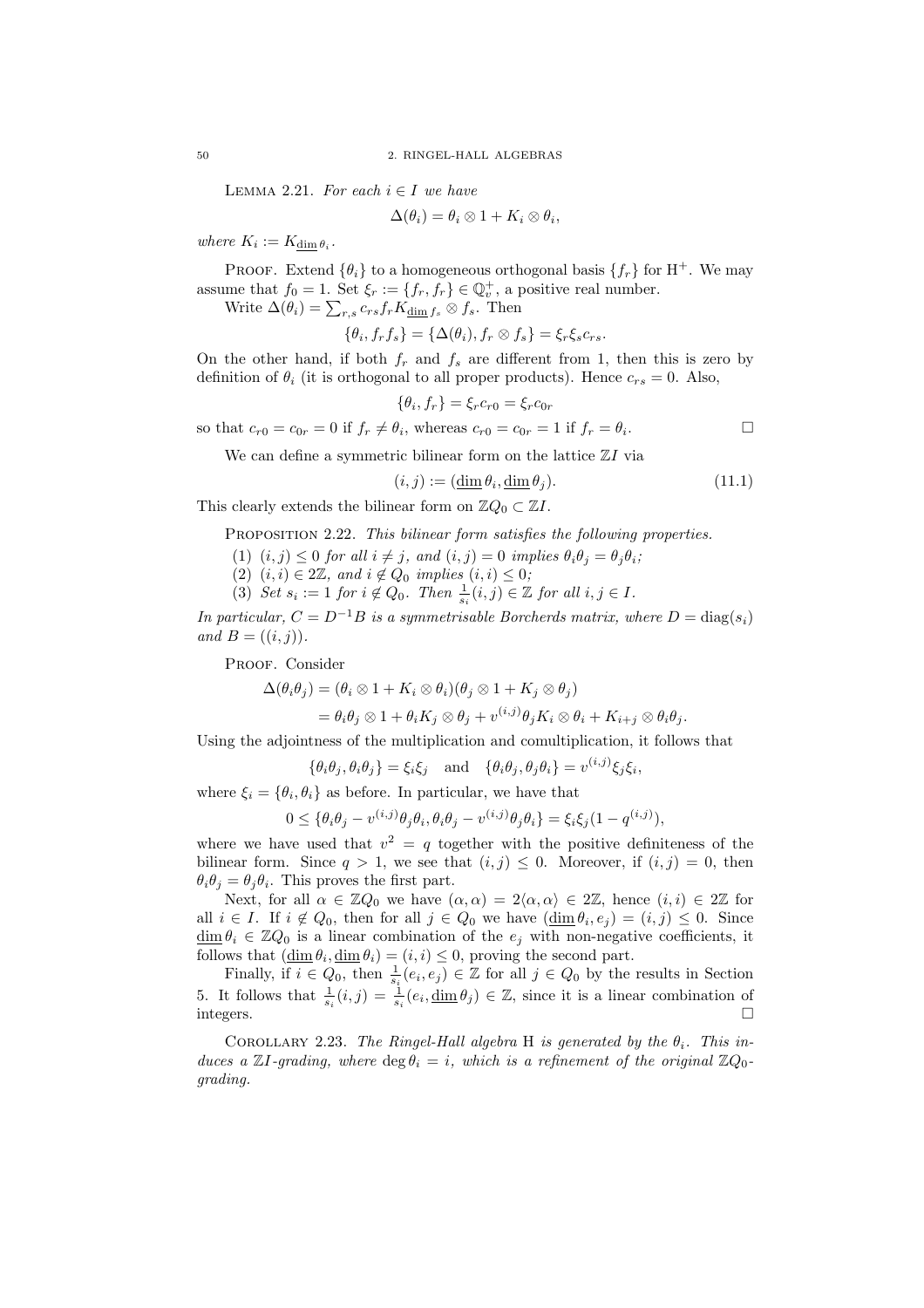Lemma 2.21. *For each $i \in I$ we have*

$$\Delta(\theta_i) = \theta_i \otimes 1 + K_i \otimes \theta_i,$$

*where $K_i := K_{\underline{\dim}\,\theta_i}$.*

Proof. Extend $\{\theta_i\}$ to a homogeneous orthogonal basis $\{f_r\}$ for $\mathrm{H}^+$. We may assume that $f_0 = 1$. Set $\xi_r := \{f_r, f_r\} \in \mathbb{Q}_v^+$, a positive real number.

Write $\Delta(\theta_i) = \sum_{r,s} c_{rs} f_r K_{\underline{\dim}\, f_s} \otimes f_s$. Then

$$\{\theta_i, f_r f_s\} = \{\Delta(\theta_i), f_r \otimes f_s\} = \xi_r \xi_s c_{rs}.$$

On the other hand, if both $f_r$ and $f_s$ are different from 1, then this is zero by definition of $\theta_i$ (it is orthogonal to all proper products). Hence $c_{rs} = 0$. Also,

$$\{\theta_i, f_r\} = \xi_r c_{r0} = \xi_r c_{0r}$$

so that $c_{r0} = c_{0r} = 0$ if $f_r \neq \theta_i$, whereas $c_{r0} = c_{0r} = 1$ if $f_r = \theta_i$. $\square$

We can define a symmetric bilinear form on the lattice $\mathbb{Z}I$ via

$$(i,j) := (\underline{\dim}\,\theta_i, \underline{\dim}\,\theta_j). \tag{11.1}$$

This clearly extends the bilinear form on $\mathbb{Z}Q_0 \subset \mathbb{Z}I$.

Proposition 2.22. *This bilinear form satisfies the following properties.*

1. *$(i,j) \leq 0$ for all $i \neq j$, and $(i,j) = 0$ implies $\theta_i\theta_j = \theta_j\theta_i$;*
2. *$(i,i) \in 2\mathbb{Z}$, and $i \notin Q_0$ implies $(i,i) \leq 0$;*
3. *Set $s_i := 1$ for $i \notin Q_0$. Then $\frac{1}{s_i}(i,j) \in \mathbb{Z}$ for all $i,j \in I$.*

*In particular, $C = D^{-1}B$ is a symmetrisable Borcherds matrix, where $D = \mathrm{diag}(s_i)$ and $B = ((i,j))$.*

Proof. Consider

$$\begin{aligned}
\Delta(\theta_i\theta_j) &= (\theta_i \otimes 1 + K_i \otimes \theta_i)(\theta_j \otimes 1 + K_j \otimes \theta_j)\\
&= \theta_i\theta_j \otimes 1 + \theta_i K_j \otimes \theta_j + v^{(i,j)}\theta_j K_i \otimes \theta_i + K_{i+j} \otimes \theta_i\theta_j.
\end{aligned}$$

Using the adjointness of the multiplication and comultiplication, it follows that

$$\{\theta_i\theta_j, \theta_i\theta_j\} = \xi_i\xi_j \quad \text{and} \quad \{\theta_i\theta_j, \theta_j\theta_i\} = v^{(i,j)}\xi_j\xi_i,$$

where $\xi_i = \{\theta_i, \theta_i\}$ as before. In particular, we have that

$$0 \leq \{\theta_i\theta_j - v^{(i,j)}\theta_j\theta_i, \theta_i\theta_j - v^{(i,j)}\theta_j\theta_i\} = \xi_i\xi_j(1 - q^{(i,j)}),$$

where we have used that $v^2 = q$ together with the positive definiteness of the bilinear form. Since $q > 1$, we see that $(i,j) \leq 0$. Moreover, if $(i,j) = 0$, then $\theta_i\theta_j = \theta_j\theta_i$. This proves the first part.

Next, for all $\alpha \in \mathbb{Z}Q_0$ we have $(\alpha,\alpha) = 2\langle\alpha,\alpha\rangle \in 2\mathbb{Z}$, hence $(i,i) \in 2\mathbb{Z}$ for all $i \in I$. If $i \notin Q_0$, then for all $j \in Q_0$ we have $(\underline{\dim}\,\theta_i, e_j) = (i,j) \leq 0$. Since $\underline{\dim}\,\theta_i \in \mathbb{Z}Q_0$ is a linear combination of the $e_j$ with non-negative coefficients, it follows that $(\underline{\dim}\,\theta_i, \underline{\dim}\,\theta_i) = (i,i) \leq 0$, proving the second part.

Finally, if $i \in Q_0$, then $\frac{1}{s_i}(e_i, e_j) \in \mathbb{Z}$ for all $j \in Q_0$ by the results in Section 5. It follows that $\frac{1}{s_i}(i,j) = \frac{1}{s_i}(e_i, \underline{\dim}\,\theta_j) \in \mathbb{Z}$, since it is a linear combination of integers. $\square$

Corollary 2.23. *The Ringel-Hall algebra* H *is generated by the $\theta_i$. This induces a $\mathbb{Z}I$-grading, where $\deg\theta_i = i$, which is a refinement of the original $\mathbb{Z}Q_0$-grading.*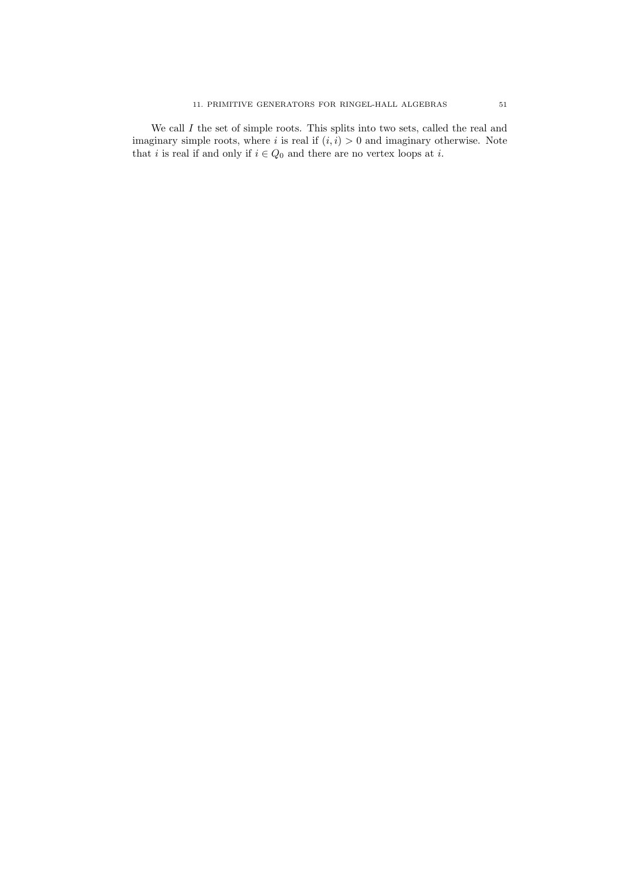We call $I$ the set of simple roots. This splits into two sets, called the real and imaginary simple roots, where $i$ is real if $(i,i) > 0$ and imaginary otherwise. Note that $i$ is real if and only if $i \in Q_0$ and there are no vertex loops at $i$.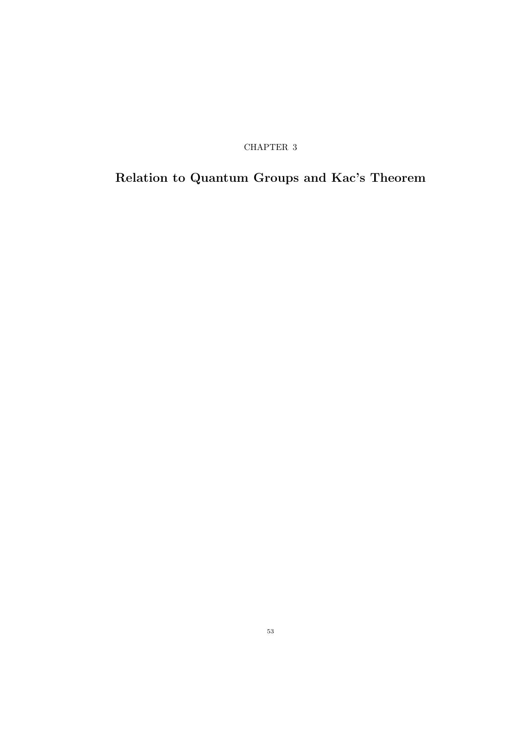CHAPTER 3

# Relation to Quantum Groups and Kac's Theorem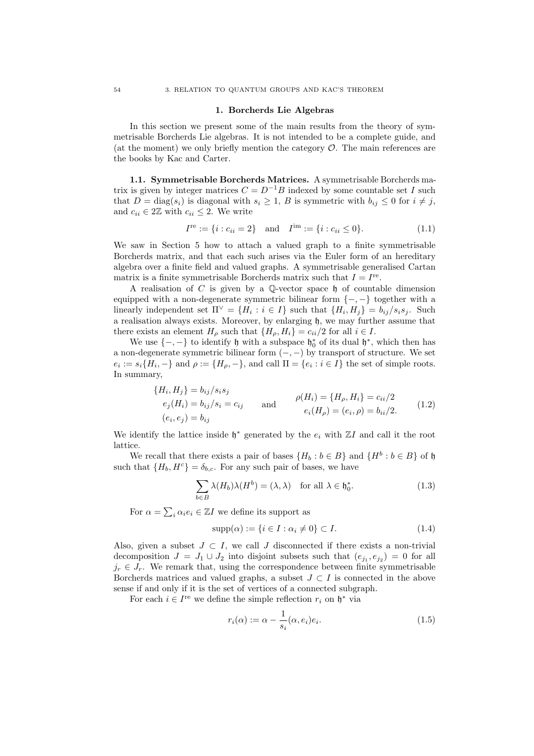## 1. Borcherds Lie Algebras

In this section we present some of the main results from the theory of symmetrisable Borcherds Lie algebras. It is not intended to be a complete guide, and (at the moment) we only briefly mention the category $\mathcal{O}$. The main references are the books by Kac and Carter.

**1.1. Symmetrisable Borcherds Matrices.** A symmetrisable Borcherds matrix is given by integer matrices $C = D^{-1}B$ indexed by some countable set $I$ such that $D = \mathrm{diag}(s_i)$ is diagonal with $s_i \geq 1$, $B$ is symmetric with $b_{ij} \leq 0$ for $i \neq j$, and $c_{ii} \in 2\mathbb{Z}$ with $c_{ii} \leq 2$. We write

$$I^{\mathrm{re}} := \{i : c_{ii} = 2\} \quad \text{and} \quad I^{\mathrm{im}} := \{i : c_{ii} \leq 0\}. \tag{1.1}$$

We saw in Section 5 how to attach a valued graph to a finite symmetrisable Borcherds matrix, and that each such arises via the Euler form of an hereditary algebra over a finite field and valued graphs. A symmetrisable generalised Cartan matrix is a finite symmetrisable Borcherds matrix such that $I = I^{\mathrm{re}}$.

A realisation of $C$ is given by a $\mathbb{Q}$-vector space $\mathfrak{h}$ of countable dimension equipped with a non-degenerate symmetric bilinear form $\{-,-\}$ together with a linearly independent set $\Pi^\vee = \{H_i : i \in I\}$ such that $\{H_i, H_j\} = b_{ij}/s_i s_j$. Such a realisation always exists. Moreover, by enlarging $\mathfrak{h}$, we may further assume that there exists an element $H_\rho$ such that $\{H_\rho, H_i\} = c_{ii}/2$ for all $i \in I$.

We use $\{-,-\}$ to identify $\mathfrak{h}$ with a subspace $\mathfrak{h}_0^*$ of its dual $\mathfrak{h}^*$, which then has a non-degenerate symmetric bilinear form $(-,-)$ by transport of structure. We set $e_i := s_i\{H_i, -\}$ and $\rho := \{H_\rho, -\}$, and call $\Pi = \{e_i : i \in I\}$ the set of simple roots. In summary,

$$\begin{aligned} \{H_i, H_j\} &= b_{ij}/s_i s_j \\ e_j(H_i) &= b_{ij}/s_i = c_{ij} \\ (e_i, e_j) &= b_{ij} \end{aligned} \qquad \text{and} \qquad \begin{aligned} \rho(H_i) &= \{H_\rho, H_i\} = c_{ii}/2 \\ e_i(H_\rho) &= (e_i, \rho) = b_{ii}/2. \end{aligned} \tag{1.2}$$

We identify the lattice inside $\mathfrak{h}^*$ generated by the $e_i$ with $\mathbb{Z}I$ and call it the root lattice.

We recall that there exists a pair of bases $\{H_b : b \in B\}$ and $\{H^b : b \in B\}$ of $\mathfrak{h}$ such that $\{H_b, H^c\} = \delta_{b,c}$. For any such pair of bases, we have

$$\sum_{b \in B} \lambda(H_b)\lambda(H^b) = (\lambda, \lambda) \quad \text{for all } \lambda \in \mathfrak{h}_0^*. \tag{1.3}$$

For $\alpha = \sum_i \alpha_i e_i \in \mathbb{Z}I$ we define its support as

$$\mathrm{supp}(\alpha) := \{i \in I : \alpha_i \neq 0\} \subset I. \tag{1.4}$$

Also, given a subset $J \subset I$, we call $J$ disconnected if there exists a non-trivial decomposition $J = J_1 \cup J_2$ into disjoint subsets such that $(e_{j_1}, e_{j_2}) = 0$ for all $j_r \in J_r$. We remark that, using the correspondence between finite symmetrisable Borcherds matrices and valued graphs, a subset $J \subset I$ is connected in the above sense if and only if it is the set of vertices of a connected subgraph.

For each $i \in I^{\mathrm{re}}$ we define the simple reflection $r_i$ on $\mathfrak{h}^*$ via

$$r_i(\alpha) := \alpha - \frac{1}{s_i}(\alpha, e_i)e_i. \tag{1.5}$$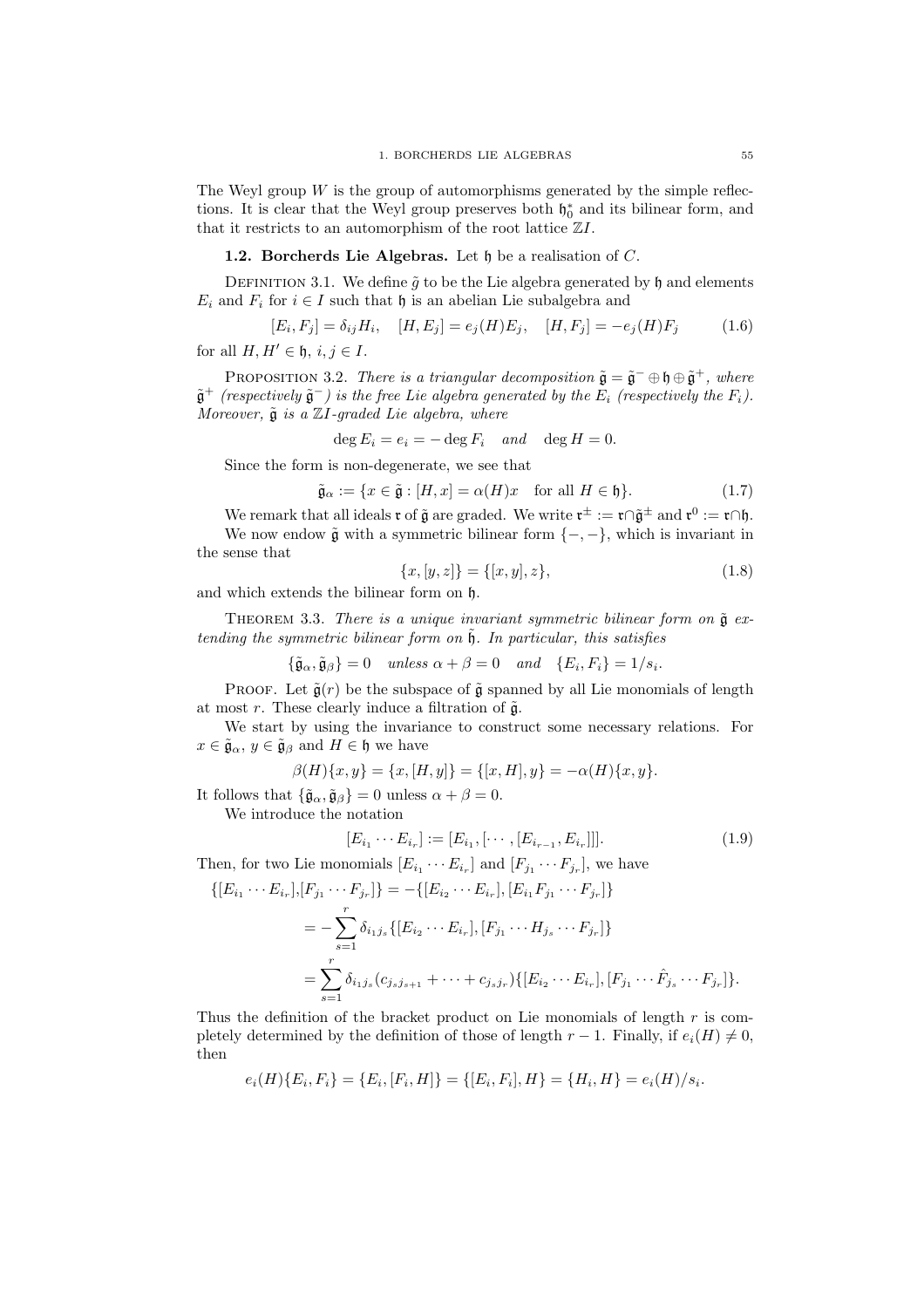The Weyl group $W$ is the group of automorphisms generated by the simple reflections. It is clear that the Weyl group preserves both $\mathfrak{h}_0^*$ and its bilinear form, and that it restricts to an automorphism of the root lattice $\mathbb{Z}I$.

### 1.2. Borcherds Lie Algebras.

Let $\mathfrak{h}$ be a realisation of $C$.

DEFINITION 3.1. We define $\tilde{g}$ to be the Lie algebra generated by $\mathfrak{h}$ and elements $E_i$ and $F_i$ for $i \in I$ such that $\mathfrak{h}$ is an abelian Lie subalgebra and

$$[E_i, F_j] = \delta_{ij} H_i, \quad [H, E_j] = e_j(H) E_j, \quad [H, F_j] = -e_j(H) F_j \tag{1.6}$$

for all $H, H' \in \mathfrak{h}$, $i, j \in I$.

PROPOSITION 3.2. *There is a triangular decomposition $\tilde{\mathfrak{g}} = \tilde{\mathfrak{g}}^- \oplus \mathfrak{h} \oplus \tilde{\mathfrak{g}}^+$, where $\tilde{\mathfrak{g}}^+$ (respectively $\tilde{\mathfrak{g}}^-$) is the free Lie algebra generated by the $E_i$ (respectively the $F_i$). Moreover, $\tilde{\mathfrak{g}}$ is a $\mathbb{Z}I$-graded Lie algebra, where*

$$\deg E_i = e_i = -\deg F_i \quad \textit{and} \quad \deg H = 0.$$

Since the form is non-degenerate, we see that

$$\tilde{\mathfrak{g}}_\alpha := \{x \in \tilde{\mathfrak{g}} : [H, x] = \alpha(H) x \quad \text{for all } H \in \mathfrak{h}\}. \tag{1.7}$$

We remark that all ideals $\mathfrak{r}$ of $\tilde{\mathfrak{g}}$ are graded. We write $\mathfrak{r}^\pm := \mathfrak{r} \cap \tilde{\mathfrak{g}}^\pm$ and $\mathfrak{r}^0 := \mathfrak{r} \cap \mathfrak{h}$.

We now endow $\tilde{\mathfrak{g}}$ with a symmetric bilinear form $\{-,-\}$, which is invariant in the sense that

$$\{x, [y, z]\} = \{[x, y], z\}, \tag{1.8}$$

and which extends the bilinear form on $\mathfrak{h}$.

THEOREM 3.3. *There is a unique invariant symmetric bilinear form on $\tilde{\mathfrak{g}}$ extending the symmetric bilinear form on $\tilde{\mathfrak{h}}$. In particular, this satisfies*

$$\{\tilde{\mathfrak{g}}_\alpha, \tilde{\mathfrak{g}}_\beta\} = 0 \quad \textit{unless } \alpha + \beta = 0 \quad \textit{and} \quad \{E_i, F_i\} = 1/s_i.$$

PROOF. Let $\tilde{\mathfrak{g}}(r)$ be the subspace of $\tilde{\mathfrak{g}}$ spanned by all Lie monomials of length at most $r$. These clearly induce a filtration of $\tilde{\mathfrak{g}}$.

We start by using the invariance to construct some necessary relations. For $x \in \tilde{\mathfrak{g}}_\alpha$, $y \in \tilde{\mathfrak{g}}_\beta$ and $H \in \mathfrak{h}$ we have

$$\beta(H)\{x, y\} = \{x, [H, y]\} = \{[x, H], y\} = -\alpha(H)\{x, y\}.$$

It follows that $\{\tilde{\mathfrak{g}}_\alpha, \tilde{\mathfrak{g}}_\beta\} = 0$ unless $\alpha + \beta = 0$.

We introduce the notation

$$[E_{i_1} \cdots E_{i_r}] := [E_{i_1}, [\cdots, [E_{i_{r-1}}, E_{i_r}]]]. \tag{1.9}$$

Then, for two Lie monomials $[E_{i_1} \cdots E_{i_r}]$ and $[F_{j_1} \cdots F_{j_r}]$, we have

$$\begin{aligned}
\{[E_{i_1} \cdots E_{i_r}], [F_{j_1} \cdots F_{j_r}]\} &= -\{[E_{i_2} \cdots E_{i_r}], [E_{i_1} F_{j_1} \cdots F_{j_r}]\} \\
&= -\sum_{s=1}^{r} \delta_{i_1 j_s} \{[E_{i_2} \cdots E_{i_r}], [F_{j_1} \cdots H_{j_s} \cdots F_{j_r}]\} \\
&= \sum_{s=1}^{r} \delta_{i_1 j_s} (c_{j_s j_{s+1}} + \cdots + c_{j_s j_r}) \{[E_{i_2} \cdots E_{i_r}], [F_{j_1} \cdots \hat{F}_{j_s} \cdots F_{j_r}]\}.
\end{aligned}$$

Thus the definition of the bracket product on Lie monomials of length $r$ is completely determined by the definition of those of length $r - 1$. Finally, if $e_i(H) \neq 0$, then

$$e_i(H)\{E_i, F_i\} = \{E_i, [F_i, H]\} = \{[E_i, F_i], H\} = \{H_i, H\} = e_i(H)/s_i.$$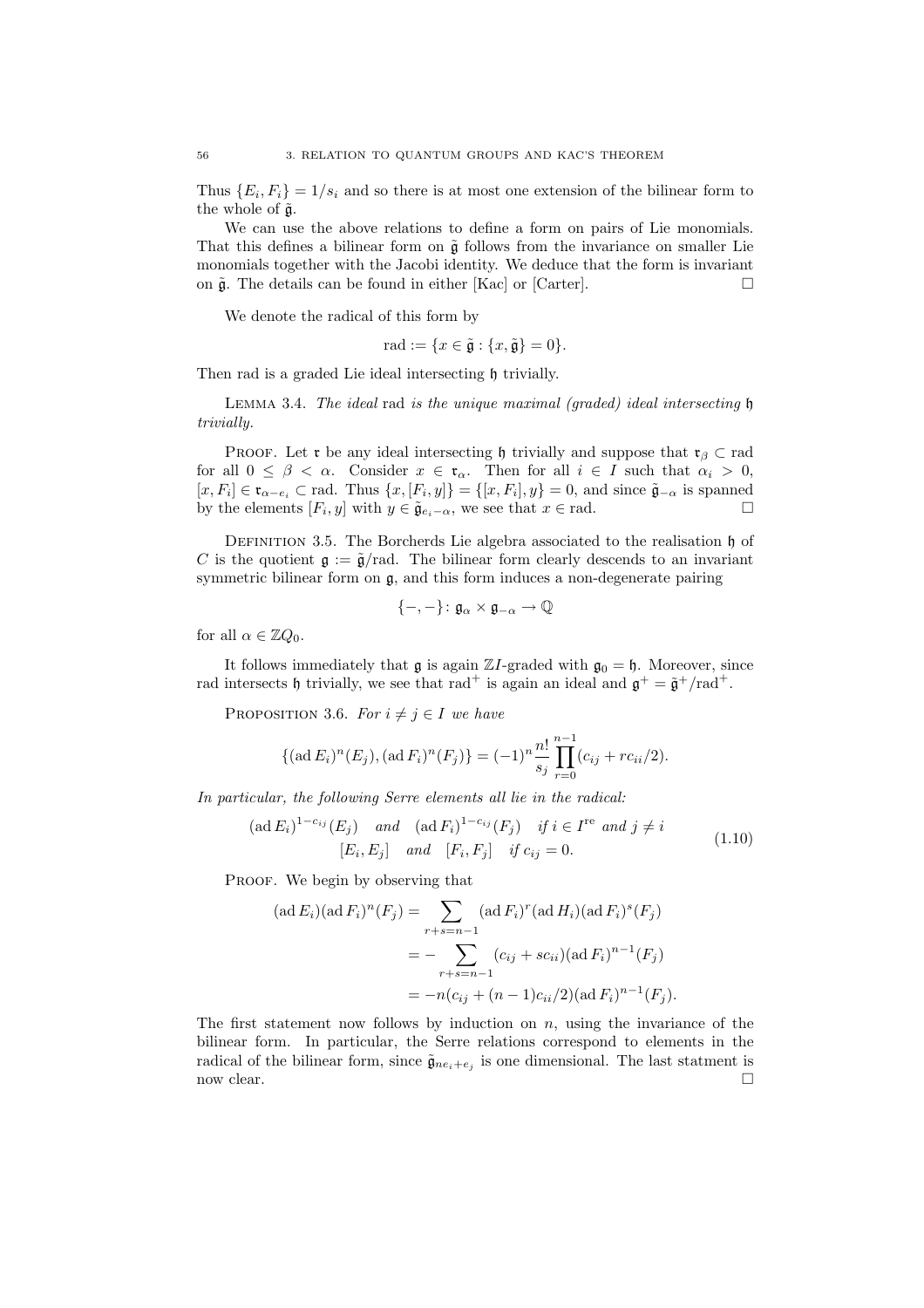Thus $\{E_i, F_i\} = 1/s_i$ and so there is at most one extension of the bilinear form to the whole of $\tilde{\mathfrak{g}}$.

We can use the above relations to define a form on pairs of Lie monomials. That this defines a bilinear form on $\tilde{\mathfrak{g}}$ follows from the invariance on smaller Lie monomials together with the Jacobi identity. We deduce that the form is invariant on $\tilde{\mathfrak{g}}$. The details can be found in either [Kac] or [Carter]. □

We denote the radical of this form by

$$\mathrm{rad} := \{x \in \tilde{\mathfrak{g}} : \{x, \tilde{\mathfrak{g}}\} = 0\}.$$

Then rad is a graded Lie ideal intersecting $\mathfrak{h}$ trivially.

Lemma 3.4. *The ideal* rad *is the unique maximal (graded) ideal intersecting* $\mathfrak{h}$ *trivially.*

Proof. Let $\mathfrak{r}$ be any ideal intersecting $\mathfrak{h}$ trivially and suppose that $\mathfrak{r}_\beta \subset \mathrm{rad}$ for all $0 \leq \beta < \alpha$. Consider $x \in \mathfrak{r}_\alpha$. Then for all $i \in I$ such that $\alpha_i > 0$, $[x, F_i] \in \mathfrak{r}_{\alpha - e_i} \subset \mathrm{rad}$. Thus $\{x, [F_i, y]\} = \{[x, F_i], y\} = 0$, and since $\tilde{\mathfrak{g}}_{-\alpha}$ is spanned by the elements $[F_i, y]$ with $y \in \tilde{\mathfrak{g}}_{e_i - \alpha}$, we see that $x \in \mathrm{rad}$. □

Definition 3.5. The Borcherds Lie algebra associated to the realisation $\mathfrak{h}$ of $C$ is the quotient $\mathfrak{g} := \tilde{\mathfrak{g}}/\mathrm{rad}$. The bilinear form clearly descends to an invariant symmetric bilinear form on $\mathfrak{g}$, and this form induces a non-degenerate pairing

$$\{-,-\} \colon \mathfrak{g}_\alpha \times \mathfrak{g}_{-\alpha} \to \mathbb{Q}$$

for all $\alpha \in \mathbb{Z}Q_0$.

It follows immediately that $\mathfrak{g}$ is again $\mathbb{Z}I$-graded with $\mathfrak{g}_0 = \mathfrak{h}$. Moreover, since rad intersects $\mathfrak{h}$ trivially, we see that $\mathrm{rad}^+$ is again an ideal and $\mathfrak{g}^+ = \tilde{\mathfrak{g}}^+/\mathrm{rad}^+$.

Proposition 3.6. *For* $i \neq j \in I$ *we have*

$$\{(\operatorname{ad} E_i)^n(E_j), (\operatorname{ad} F_i)^n(F_j)\} = (-1)^n \frac{n!}{s_j} \prod_{r=0}^{n-1} (c_{ij} + r c_{ii}/2).$$

*In particular, the following Serre elements all lie in the radical:*

$$\begin{aligned}(\operatorname{ad} E_i)^{1-c_{ij}}(E_j) \quad &\text{and} \quad (\operatorname{ad} F_i)^{1-c_{ij}}(F_j) \quad \text{if } i \in I^{\mathrm{re}} \text{ and } j \neq i \\ [E_i, E_j] \quad &\text{and} \quad [F_i, F_j] \quad \text{if } c_{ij} = 0.\end{aligned} \tag{1.10}$$

Proof. We begin by observing that

$$\begin{aligned}(\operatorname{ad} E_i)(\operatorname{ad} F_i)^n(F_j) &= \sum_{r+s=n-1} (\operatorname{ad} F_i)^r (\operatorname{ad} H_i)(\operatorname{ad} F_i)^s(F_j) \\ &= -\sum_{r+s=n-1} (c_{ij} + s c_{ii})(\operatorname{ad} F_i)^{n-1}(F_j) \\ &= -n(c_{ij} + (n-1)c_{ii}/2)(\operatorname{ad} F_i)^{n-1}(F_j).\end{aligned}$$

The first statement now follows by induction on $n$, using the invariance of the bilinear form. In particular, the Serre relations correspond to elements in the radical of the bilinear form, since $\tilde{\mathfrak{g}}_{ne_i + e_j}$ is one dimensional. The last statment is now clear. □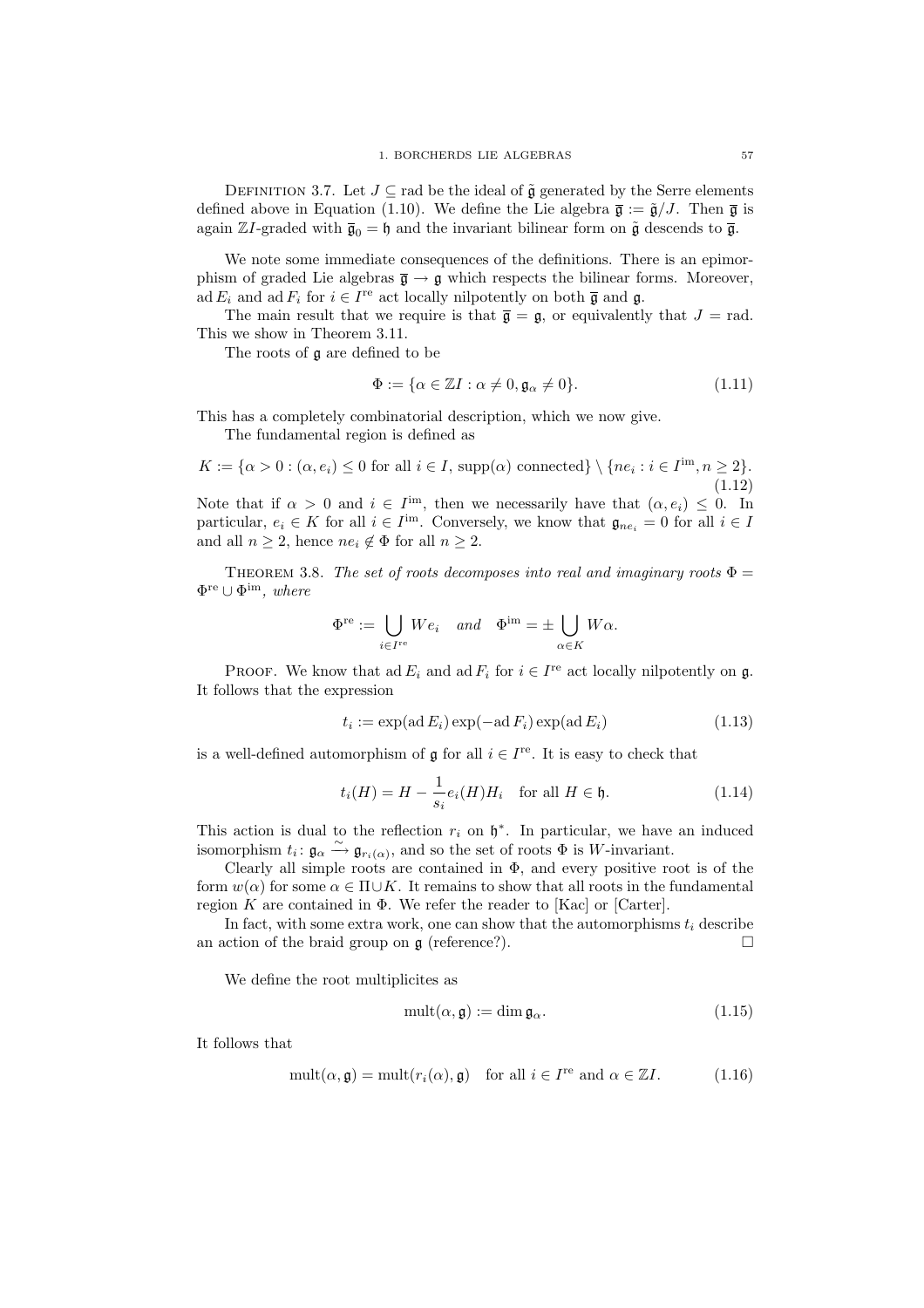Definition 3.7. Let $J \subseteq \text{rad}$ be the ideal of $\tilde{\mathfrak{g}}$ generated by the Serre elements defined above in Equation (1.10). We define the Lie algebra $\overline{\mathfrak{g}} := \tilde{\mathfrak{g}}/J$. Then $\overline{\mathfrak{g}}$ is again $\mathbb{Z}I$-graded with $\overline{\mathfrak{g}}_0 = \mathfrak{h}$ and the invariant bilinear form on $\tilde{\mathfrak{g}}$ descends to $\overline{\mathfrak{g}}$.

We note some immediate consequences of the definitions. There is an epimorphism of graded Lie algebras $\overline{\mathfrak{g}} \to \mathfrak{g}$ which respects the bilinear forms. Moreover, $\operatorname{ad} E_i$ and $\operatorname{ad} F_i$ for $i \in I^{\text{re}}$ act locally nilpotently on both $\overline{\mathfrak{g}}$ and $\mathfrak{g}$.

The main result that we require is that $\overline{\mathfrak{g}} = \mathfrak{g}$, or equivalently that $J = \text{rad}$. This we show in Theorem 3.11.

The roots of $\mathfrak{g}$ are defined to be

$$\Phi := \{\alpha \in \mathbb{Z}I : \alpha \neq 0, \mathfrak{g}_\alpha \neq 0\}. \tag{1.11}$$

This has a completely combinatorial description, which we now give.

The fundamental region is defined as

$$K := \{\alpha > 0 : (\alpha, e_i) \leq 0 \text{ for all } i \in I, \operatorname{supp}(\alpha) \text{ connected}\} \setminus \{ne_i : i \in I^{\text{im}}, n \geq 2\}. \tag{1.12}$$

Note that if $\alpha > 0$ and $i \in I^{\text{im}}$, then we necessarily have that $(\alpha, e_i) \leq 0$. In particular, $e_i \in K$ for all $i \in I^{\text{im}}$. Conversely, we know that $\mathfrak{g}_{ne_i} = 0$ for all $i \in I$ and all $n \geq 2$, hence $ne_i \notin \Phi$ for all $n \geq 2$.

Theorem 3.8. *The set of roots decomposes into real and imaginary roots $\Phi = \Phi^{\text{re}} \cup \Phi^{\text{im}}$, where*

$$\Phi^{\text{re}} := \bigcup_{i \in I^{\text{re}}} We_i \quad \text{and} \quad \Phi^{\text{im}} = \pm \bigcup_{\alpha \in K} W\alpha.$$

Proof. We know that $\operatorname{ad} E_i$ and $\operatorname{ad} F_i$ for $i \in I^{\text{re}}$ act locally nilpotently on $\mathfrak{g}$. It follows that the expression

$$t_i := \exp(\operatorname{ad} E_i)\exp(-\operatorname{ad} F_i)\exp(\operatorname{ad} E_i) \tag{1.13}$$

is a well-defined automorphism of $\mathfrak{g}$ for all $i \in I^{\text{re}}$. It is easy to check that

$$t_i(H) = H - \frac{1}{s_i} e_i(H) H_i \quad \text{for all } H \in \mathfrak{h}. \tag{1.14}$$

This action is dual to the reflection $r_i$ on $\mathfrak{h}^*$. In particular, we have an induced isomorphism $t_i \colon \mathfrak{g}_\alpha \xrightarrow{\sim} \mathfrak{g}_{r_i(\alpha)}$, and so the set of roots $\Phi$ is $W$-invariant.

Clearly all simple roots are contained in $\Phi$, and every positive root is of the form $w(\alpha)$ for some $\alpha \in \Pi \cup K$. It remains to show that all roots in the fundamental region $K$ are contained in $\Phi$. We refer the reader to [Kac] or [Carter].

In fact, with some extra work, one can show that the automorphisms $t_i$ describe an action of the braid group on $\mathfrak{g}$ (reference?). □

We define the root multiplicites as

$$\operatorname{mult}(\alpha, \mathfrak{g}) := \dim \mathfrak{g}_\alpha. \tag{1.15}$$

It follows that

$$\operatorname{mult}(\alpha, \mathfrak{g}) = \operatorname{mult}(r_i(\alpha), \mathfrak{g}) \quad \text{for all } i \in I^{\text{re}} \text{ and } \alpha \in \mathbb{Z}I. \tag{1.16}$$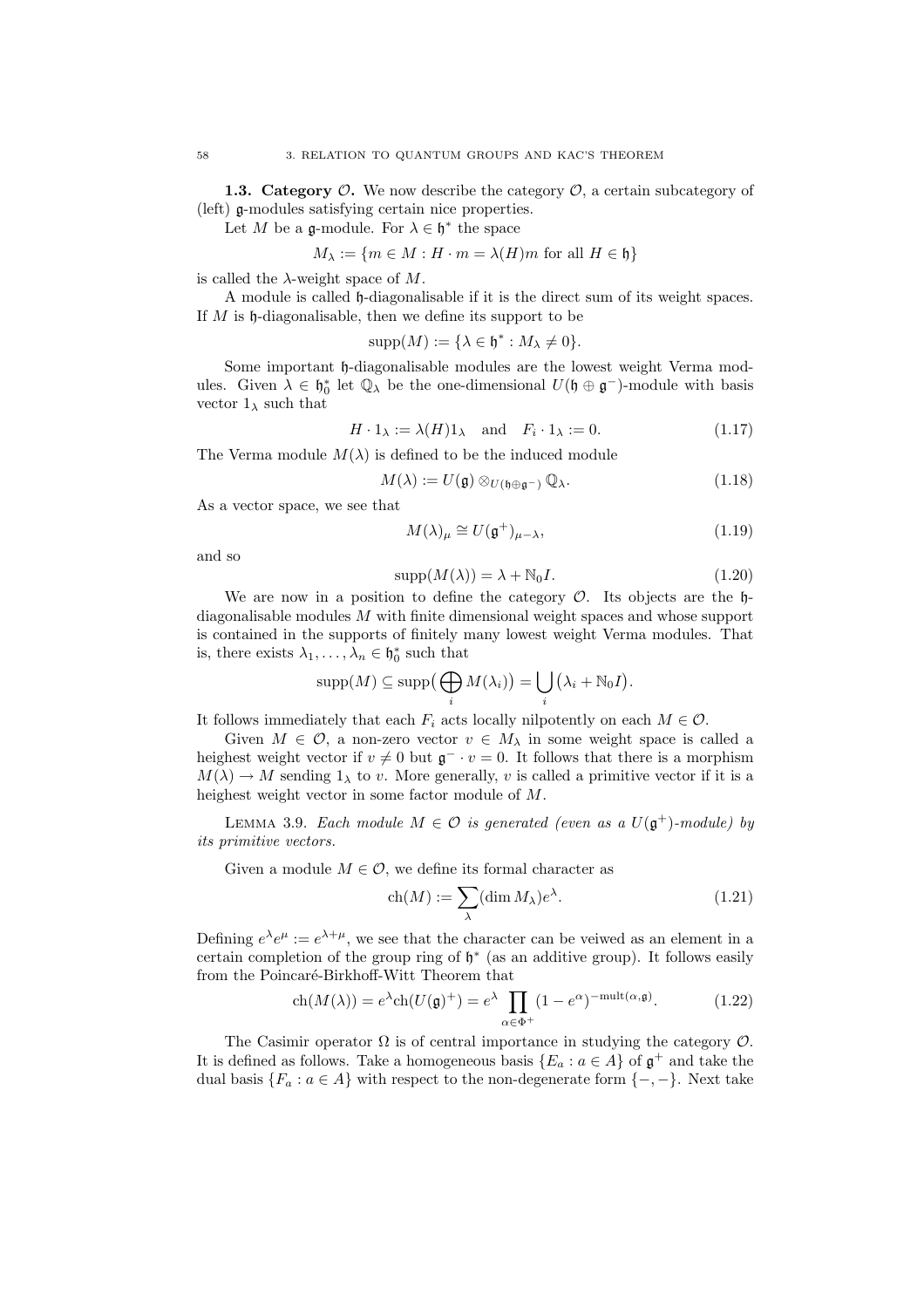**1.3. Category $\mathcal{O}$.** We now describe the category $\mathcal{O}$, a certain subcategory of (left) $\mathfrak{g}$-modules satisfying certain nice properties.

Let $M$ be a $\mathfrak{g}$-module. For $\lambda \in \mathfrak{h}^*$ the space

$$M_\lambda := \{m \in M : H \cdot m = \lambda(H)m \text{ for all } H \in \mathfrak{h}\}$$

is called the $\lambda$-weight space of $M$.

A module is called $\mathfrak{h}$-diagonalisable if it is the direct sum of its weight spaces. If $M$ is $\mathfrak{h}$-diagonalisable, then we define its support to be

$$\mathrm{supp}(M) := \{\lambda \in \mathfrak{h}^* : M_\lambda \neq 0\}.$$

Some important $\mathfrak{h}$-diagonalisable modules are the lowest weight Verma modules. Given $\lambda \in \mathfrak{h}_0^*$ let $\mathbb{Q}_\lambda$ be the one-dimensional $U(\mathfrak{h} \oplus \mathfrak{g}^-)$-module with basis vector $1_\lambda$ such that

$$H \cdot 1_\lambda := \lambda(H)1_\lambda \quad \text{and} \quad F_i \cdot 1_\lambda := 0. \tag{1.17}$$

The Verma module $M(\lambda)$ is defined to be the induced module

$$M(\lambda) := U(\mathfrak{g}) \otimes_{U(\mathfrak{h}\oplus\mathfrak{g}^-)} \mathbb{Q}_\lambda. \tag{1.18}$$

As a vector space, we see that

$$M(\lambda)_\mu \cong U(\mathfrak{g}^+)_{\mu-\lambda}, \tag{1.19}$$

and so

$$\mathrm{supp}(M(\lambda)) = \lambda + \mathbb{N}_0 I. \tag{1.20}$$

We are now in a position to define the category $\mathcal{O}$. Its objects are the $\mathfrak{h}$-diagonalisable modules $M$ with finite dimensional weight spaces and whose support is contained in the supports of finitely many lowest weight Verma modules. That is, there exists $\lambda_1, \ldots, \lambda_n \in \mathfrak{h}_0^*$ such that

$$\mathrm{supp}(M) \subseteq \mathrm{supp}\big(\bigoplus_i M(\lambda_i)\big) = \bigcup_i \big(\lambda_i + \mathbb{N}_0 I\big).$$

It follows immediately that each $F_i$ acts locally nilpotently on each $M \in \mathcal{O}$.

Given $M \in \mathcal{O}$, a non-zero vector $v \in M_\lambda$ in some weight space is called a heighest weight vector if $v \neq 0$ but $\mathfrak{g}^- \cdot v = 0$. It follows that there is a morphism $M(\lambda) \to M$ sending $1_\lambda$ to $v$. More generally, $v$ is called a primitive vector if it is a heighest weight vector in some factor module of $M$.

Lemma 3.9. *Each module $M \in \mathcal{O}$ is generated (even as a $U(\mathfrak{g}^+)$-module) by its primitive vectors.*

Given a module $M \in \mathcal{O}$, we define its formal character as

$$\mathrm{ch}(M) := \sum_\lambda (\dim M_\lambda) e^\lambda. \tag{1.21}$$

Defining $e^\lambda e^\mu := e^{\lambda+\mu}$, we see that the character can be veiwed as an element in a certain completion of the group ring of $\mathfrak{h}^*$ (as an additive group). It follows easily from the Poincaré-Birkhoff-Witt Theorem that

$$\mathrm{ch}(M(\lambda)) = e^\lambda \mathrm{ch}(U(\mathfrak{g})^+) = e^\lambda \prod_{\alpha\in\Phi^+} (1 - e^\alpha)^{-\mathrm{mult}(\alpha,\mathfrak{g})}. \tag{1.22}$$

The Casimir operator $\Omega$ is of central importance in studying the category $\mathcal{O}$. It is defined as follows. Take a homogeneous basis $\{E_a : a \in A\}$ of $\mathfrak{g}^+$ and take the dual basis $\{F_a : a \in A\}$ with respect to the non-degenerate form $\{-,-\}$. Next take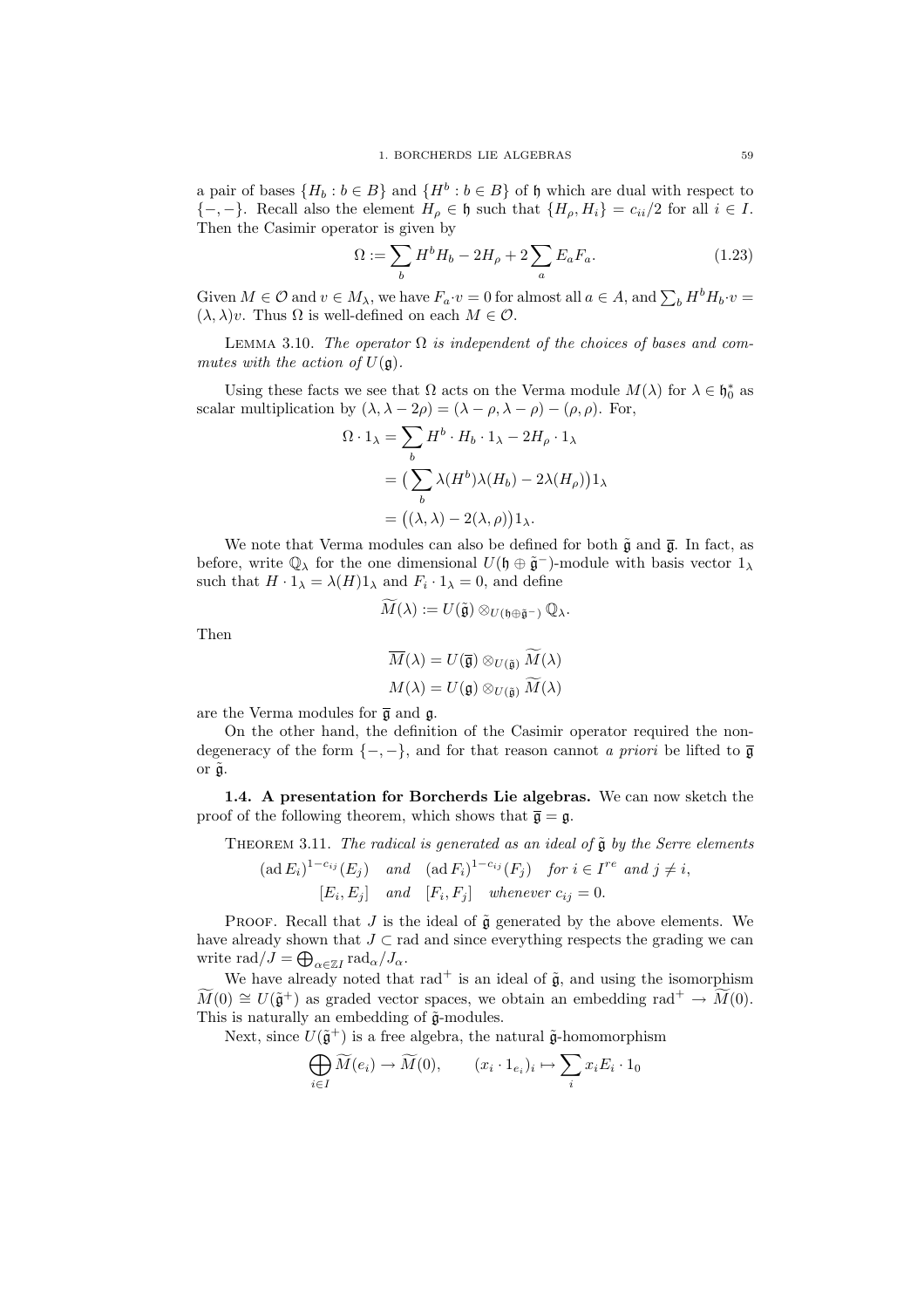a pair of bases $\{H_b : b \in B\}$ and $\{H^b : b \in B\}$ of $\mathfrak{h}$ which are dual with respect to $\{-,-\}$. Recall also the element $H_\rho \in \mathfrak{h}$ such that $\{H_\rho, H_i\} = c_{ii}/2$ for all $i \in I$. Then the Casimir operator is given by

$$\Omega := \sum_b H^b H_b - 2H_\rho + 2\sum_a E_a F_a. \tag{1.23}$$

Given $M \in \mathcal{O}$ and $v \in M_\lambda$, we have $F_a \cdot v = 0$ for almost all $a \in A$, and $\sum_b H^b H_b \cdot v = (\lambda, \lambda)v$. Thus $\Omega$ is well-defined on each $M \in \mathcal{O}$.

Lemma 3.10. *The operator $\Omega$ is independent of the choices of bases and commutes with the action of $U(\mathfrak{g})$.*

Using these facts we see that $\Omega$ acts on the Verma module $M(\lambda)$ for $\lambda \in \mathfrak{h}_0^*$ as scalar multiplication by $(\lambda, \lambda - 2\rho) = (\lambda - \rho, \lambda - \rho) - (\rho, \rho)$. For,

$$\begin{aligned}
\Omega \cdot 1_\lambda &= \sum_b H^b \cdot H_b \cdot 1_\lambda - 2H_\rho \cdot 1_\lambda \\
&= \big(\sum_b \lambda(H^b)\lambda(H_b) - 2\lambda(H_\rho)\big)1_\lambda \\
&= \big((\lambda, \lambda) - 2(\lambda, \rho)\big)1_\lambda.
\end{aligned}$$

We note that Verma modules can also be defined for both $\tilde{\mathfrak{g}}$ and $\overline{\mathfrak{g}}$. In fact, as before, write $\mathbb{Q}_\lambda$ for the one dimensional $U(\mathfrak{h} \oplus \tilde{\mathfrak{g}}^-)$-module with basis vector $1_\lambda$ such that $H \cdot 1_\lambda = \lambda(H)1_\lambda$ and $F_i \cdot 1_\lambda = 0$, and define

$$\widetilde{M}(\lambda) := U(\tilde{\mathfrak{g}}) \otimes_{U(\mathfrak{h} \oplus \tilde{\mathfrak{g}}^-)} \mathbb{Q}_\lambda.$$

Then

$$\begin{aligned}
\overline{M}(\lambda) &= U(\overline{\mathfrak{g}}) \otimes_{U(\tilde{\mathfrak{g}})} \widetilde{M}(\lambda) \\
M(\lambda) &= U(\mathfrak{g}) \otimes_{U(\tilde{\mathfrak{g}})} \widetilde{M}(\lambda)
\end{aligned}$$

are the Verma modules for $\overline{\mathfrak{g}}$ and $\mathfrak{g}$.

On the other hand, the definition of the Casimir operator required the non-degeneracy of the form $\{-,-\}$, and for that reason cannot *a priori* be lifted to $\overline{\mathfrak{g}}$ or $\tilde{\mathfrak{g}}$.

**1.4. A presentation for Borcherds Lie algebras.** We can now sketch the proof of the following theorem, which shows that $\overline{\mathfrak{g}} = \mathfrak{g}$.

Theorem 3.11. *The radical is generated as an ideal of $\tilde{\mathfrak{g}}$ by the Serre elements*

$$\begin{gathered}
(\operatorname{ad} E_i)^{1-c_{ij}}(E_j) \quad \textit{and} \quad (\operatorname{ad} F_i)^{1-c_{ij}}(F_j) \quad \textit{for } i \in I^{re} \textit{ and } j \neq i, \\
[E_i, E_j] \quad \textit{and} \quad [F_i, F_j] \quad \textit{whenever } c_{ij} = 0.
\end{gathered}$$

Proof. Recall that $J$ is the ideal of $\tilde{\mathfrak{g}}$ generated by the above elements. We have already shown that $J \subset \mathrm{rad}$ and since everything respects the grading we can write $\mathrm{rad}/J = \bigoplus_{\alpha \in \mathbb{Z}I} \mathrm{rad}_\alpha / J_\alpha$.

We have already noted that $\mathrm{rad}^+$ is an ideal of $\tilde{\mathfrak{g}}$, and using the isomorphism $\widetilde{M}(0) \cong U(\tilde{\mathfrak{g}}^+)$ as graded vector spaces, we obtain an embedding $\mathrm{rad}^+ \to \widetilde{M}(0)$. This is naturally an embedding of $\tilde{\mathfrak{g}}$-modules.

Next, since $U(\tilde{\mathfrak{g}}^+)$ is a free algebra, the natural $\tilde{\mathfrak{g}}$-homomorphism

$$\bigoplus_{i \in I} \widetilde{M}(e_i) \to \widetilde{M}(0), \qquad (x_i \cdot 1_{e_i})_i \mapsto \sum_i x_i E_i \cdot 1_0$$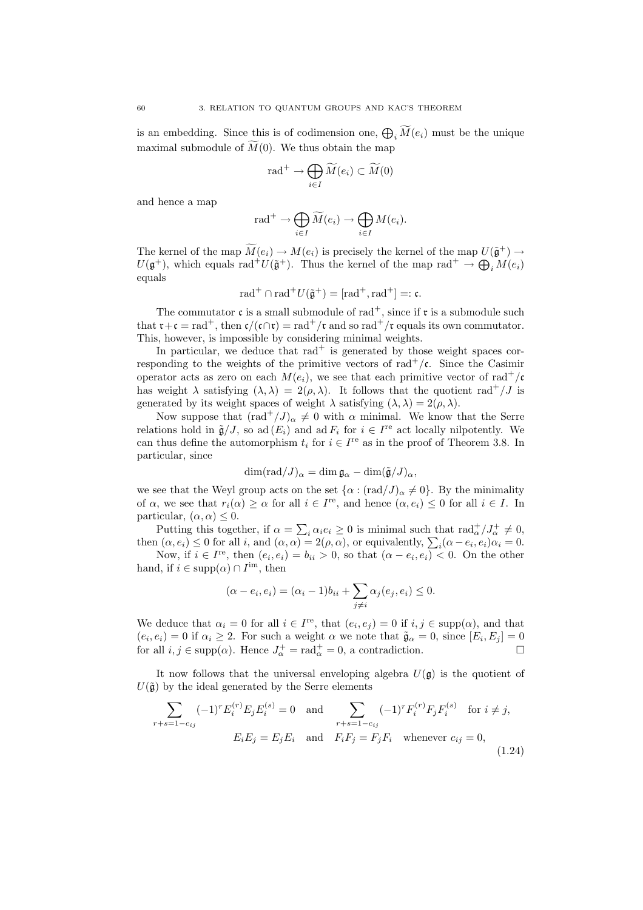is an embedding. Since this is of codimension one, $\bigoplus_i \widetilde{M}(e_i)$ must be the unique maximal submodule of $\widetilde{M}(0)$. We thus obtain the map

$$\mathrm{rad}^+ \to \bigoplus_{i\in I} \widetilde{M}(e_i) \subset \widetilde{M}(0)$$

and hence a map

$$\mathrm{rad}^+ \to \bigoplus_{i\in I} \widetilde{M}(e_i) \to \bigoplus_{i\in I} M(e_i).$$

The kernel of the map $\widetilde{M}(e_i) \to M(e_i)$ is precisely the kernel of the map $U(\tilde{\mathfrak{g}}^+) \to U(\mathfrak{g}^+)$, which equals $\mathrm{rad}^+ U(\tilde{\mathfrak{g}}^+)$. Thus the kernel of the map $\mathrm{rad}^+ \to \bigoplus_i M(e_i)$ equals

$$\mathrm{rad}^+ \cap \mathrm{rad}^+ U(\tilde{\mathfrak{g}}^+) = [\mathrm{rad}^+, \mathrm{rad}^+] =: \mathfrak{c}.$$

The commutator $\mathfrak{c}$ is a small submodule of $\mathrm{rad}^+$, since if $\mathfrak{r}$ is a submodule such that $\mathfrak{r}+\mathfrak{c} = \mathrm{rad}^+$, then $\mathfrak{c}/(\mathfrak{c}\cap\mathfrak{r}) = \mathrm{rad}^+/\mathfrak{r}$ and so $\mathrm{rad}^+/\mathfrak{r}$ equals its own commutator. This, however, is impossible by considering minimal weights.

In particular, we deduce that $\mathrm{rad}^+$ is generated by those weight spaces corresponding to the weights of the primitive vectors of $\mathrm{rad}^+/\mathfrak{c}$. Since the Casimir operator acts as zero on each $M(e_i)$, we see that each primitive vector of $\mathrm{rad}^+/\mathfrak{c}$ has weight $\lambda$ satisfying $(\lambda,\lambda) = 2(\rho,\lambda)$. It follows that the quotient $\mathrm{rad}^+/J$ is generated by its weight spaces of weight $\lambda$ satisfying $(\lambda,\lambda) = 2(\rho,\lambda)$.

Now suppose that $(\mathrm{rad}^+/J)_\alpha \neq 0$ with $\alpha$ minimal. We know that the Serre relations hold in $\tilde{\mathfrak{g}}/J$, so $\mathrm{ad}\,(E_i)$ and $\mathrm{ad}\,F_i$ for $i\in I^{\mathrm{re}}$ act locally nilpotently. We can thus define the automorphism $t_i$ for $i \in I^{\mathrm{re}}$ as in the proof of Theorem 3.8. In particular, since

$$\dim(\mathrm{rad}/J)_\alpha = \dim \mathfrak{g}_\alpha - \dim(\tilde{\mathfrak{g}}/J)_\alpha,$$

we see that the Weyl group acts on the set $\{\alpha : (\mathrm{rad}/J)_\alpha \neq 0\}$. By the minimality of $\alpha$, we see that $r_i(\alpha) \geq \alpha$ for all $i \in I^{\mathrm{re}}$, and hence $(\alpha, e_i) \leq 0$ for all $i\in I$. In particular, $(\alpha,\alpha)\leq 0$.

Putting this together, if $\alpha = \sum_i \alpha_i e_i \geq 0$ is minimal such that $\mathrm{rad}^+_\alpha/J^+_\alpha \neq 0$, then $(\alpha, e_i) \leq 0$ for all $i$, and $(\alpha,\alpha) = 2(\rho,\alpha)$, or equivalently, $\sum_i (\alpha - e_i, e_i)\alpha_i = 0$.

Now, if $i\in I^{\mathrm{re}}$, then $(e_i,e_i) = b_{ii} > 0$, so that $(\alpha - e_i, e_i) < 0$. On the other hand, if $i \in \mathrm{supp}(\alpha)\cap I^{\mathrm{im}}$, then

$$(\alpha - e_i, e_i) = (\alpha_i - 1)b_{ii} + \sum_{j\neq i} \alpha_j (e_j, e_i) \leq 0.$$

We deduce that $\alpha_i = 0$ for all $i \in I^{\mathrm{re}}$, that $(e_i,e_j) = 0$ if $i,j\in\mathrm{supp}(\alpha)$, and that $(e_i,e_i) = 0$ if $\alpha_i \geq 2$. For such a weight $\alpha$ we note that $\tilde{\mathfrak{g}}_\alpha = 0$, since $[E_i,E_j] = 0$ for all $i,j\in \mathrm{supp}(\alpha)$. Hence $J^+_\alpha = \mathrm{rad}^+_\alpha = 0$, a contradiction. $\square$

It now follows that the universal enveloping algebra $U(\mathfrak{g})$ is the quotient of $U(\tilde{\mathfrak{g}})$ by the ideal generated by the Serre elements

$$\sum_{r+s=1-c_{ij}} (-1)^r E_i^{(r)} E_j E_i^{(s)} = 0 \quad \text{and} \quad \sum_{r+s=1-c_{ij}} (-1)^r F_i^{(r)} F_j F_i^{(s)} \quad \text{for } i\neq j,$$
$$E_iE_j = E_jE_i \quad \text{and} \quad F_iF_j = F_jF_i \quad \text{whenever } c_{ij} = 0, \tag{1.24}$$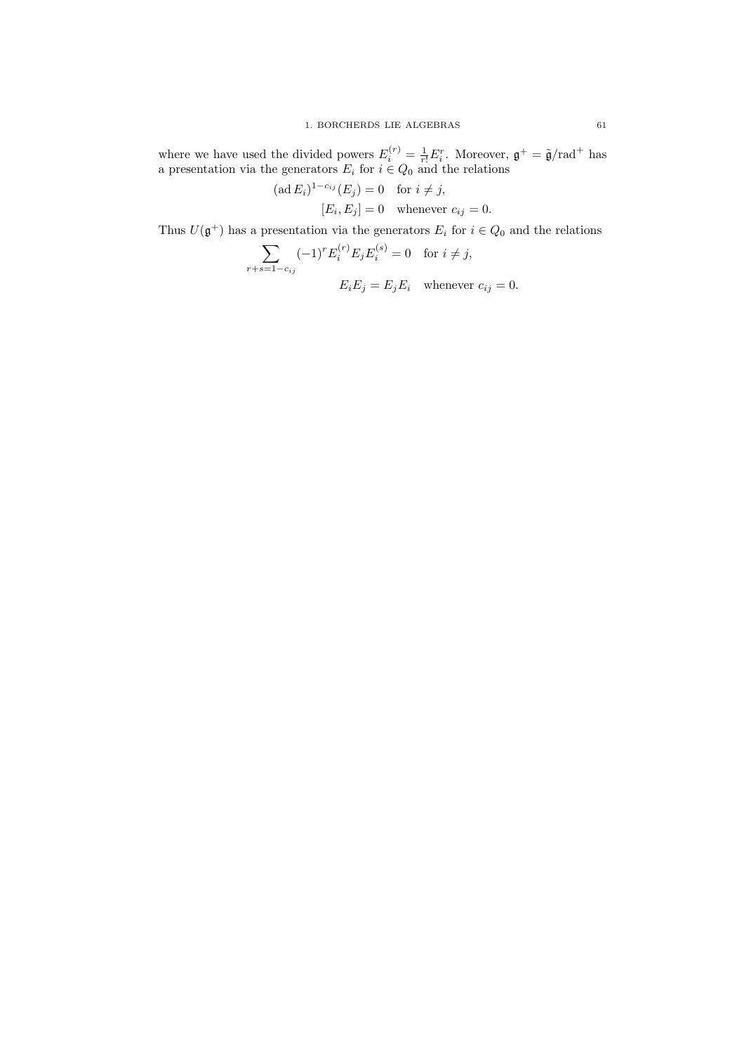where we have used the divided powers $E_i^{(r)} = \frac{1}{r!}E_i^r$. Moreover, $\mathfrak{g}^+ = \tilde{\mathfrak{g}}/\mathrm{rad}^+$ has a presentation via the generators $E_i$ for $i \in Q_0$ and the relations

$$(\mathrm{ad}\, E_i)^{1-c_{ij}}(E_j) = 0 \quad \text{for } i \neq j,$$

$$[E_i, E_j] = 0 \quad \text{whenever } c_{ij} = 0.$$

Thus $U(\mathfrak{g}^+)$ has a presentation via the generators $E_i$ for $i \in Q_0$ and the relations

$$\sum_{r+s=1-c_{ij}} (-1)^r E_i^{(r)} E_j E_i^{(s)} = 0 \quad \text{for } i \neq j,$$

$$E_i E_j = E_j E_i \quad \text{whenever } c_{ij} = 0.$$